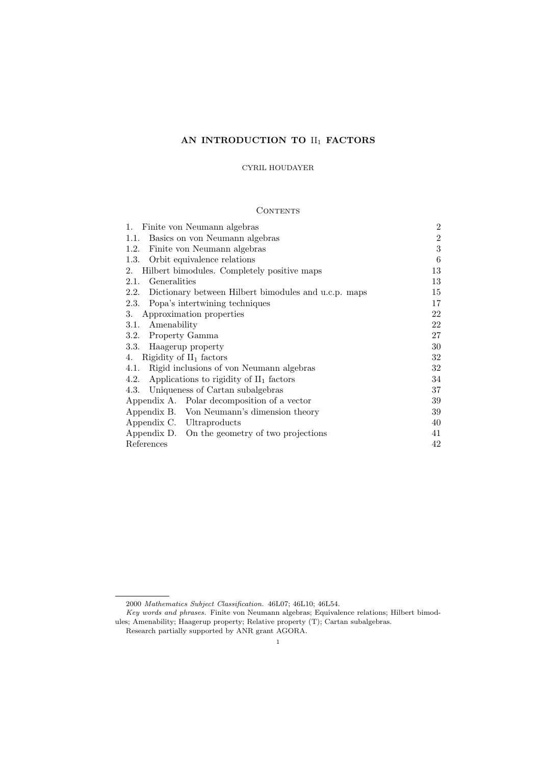# AN INTRODUCTION TO $\mathrm{II}_1$ FACTORS

CYRIL HOUDAYER

## Contents

| | |
|---|---|
| 1. Finite von Neumann algebras | 2 |
| 1.1. Basics on von Neumann algebras | 2 |
| 1.2. Finite von Neumann algebras | 3 |
| 1.3. Orbit equivalence relations | 6 |
| 2. Hilbert bimodules. Completely positive maps | 13 |
| 2.1. Generalities | 13 |
| 2.2. Dictionary between Hilbert bimodules and u.c.p. maps | 15 |
| 2.3. Popa's intertwining techniques | 17 |
| 3. Approximation properties | 22 |
| 3.1. Amenability | 22 |
| 3.2. Property Gamma | 27 |
| 3.3. Haagerup property | 30 |
| 4. Rigidity of $\mathrm{II}_1$ factors | 32 |
| 4.1. Rigid inclusions of von Neumann algebras | 32 |
| 4.2. Applications to rigidity of $\mathrm{II}_1$ factors | 34 |
| 4.3. Uniqueness of Cartan subalgebras | 37 |
| Appendix A. Polar decomposition of a vector | 39 |
| Appendix B. Von Neumann's dimension theory | 39 |
| Appendix C. Ultraproducts | 40 |
| Appendix D. On the geometry of two projections | 41 |
| References | 42 |

---

2000 *Mathematics Subject Classification.* 46L07; 46L10; 46L54.

*Key words and phrases.* Finite von Neumann algebras; Equivalence relations; Hilbert bimodules; Amenability; Haagerup property; Relative property (T); Cartan subalgebras.

Research partially supported by ANR grant AGORA.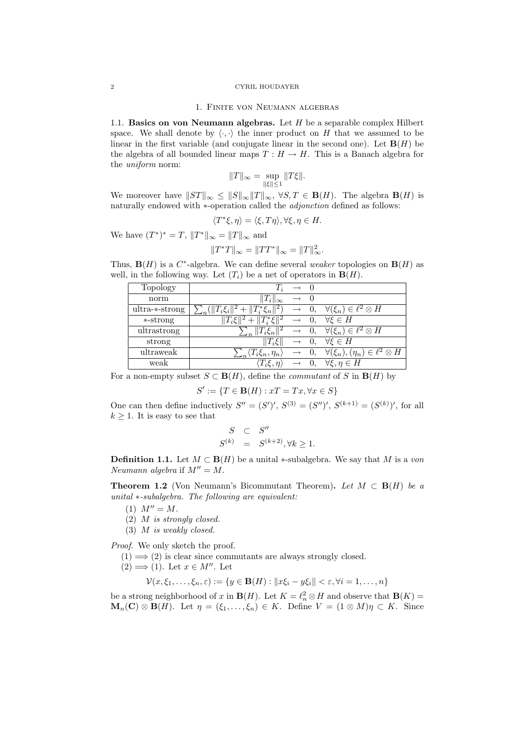## 1. Finite von Neumann algebras

1.1. **Basics on von Neumann algebras.** Let $H$ be a separable complex Hilbert space. We shall denote by $\langle \cdot, \cdot \rangle$ the inner product on $H$ that we assumed to be linear in the first variable (and conjugate linear in the second one). Let $\mathbf{B}(H)$ be the algebra of all bounded linear maps $T : H \to H$. This is a Banach algebra for the *uniform* norm:

$$\|T\|_\infty = \sup_{\|\xi\| \leq 1} \|T\xi\|.$$

We moreover have $\|ST\|_\infty \leq \|S\|_\infty \|T\|_\infty$, $\forall S, T \in \mathbf{B}(H)$. The algebra $\mathbf{B}(H)$ is naturally endowed with $*$-operation called the *adjonction* defined as follows:

$$\langle T^* \xi, \eta \rangle = \langle \xi, T\eta \rangle, \forall \xi, \eta \in H.$$

We have $(T^*)^* = T$, $\|T^*\|_\infty = \|T\|_\infty$ and

$$\|T^*T\|_\infty = \|TT^*\|_\infty = \|T\|_\infty^2.$$

Thus, $\mathbf{B}(H)$ is a $C^*$-algebra. We can define several *weaker* topologies on $\mathbf{B}(H)$ as well, in the following way. Let $(T_i)$ be a net of operators in $\mathbf{B}(H)$.

| Topology | $T_i \to 0$ |
|---|---|
| norm | $\|T_i\|_\infty \to 0$ |
| ultra-$*$-strong | $\sum_n (\|T_i \xi_n\|^2 + \|T_i^* \xi_n\|^2) \to 0, \quad \forall (\xi_n) \in \ell^2 \otimes H$ |
| $*$-strong | $\|T_i \xi\|^2 + \|T_i^* \xi\|^2 \to 0, \quad \forall \xi \in H$ |
| ultrastrong | $\sum_n \|T_i \xi_n\|^2 \to 0, \quad \forall (\xi_n) \in \ell^2 \otimes H$ |
| strong | $\|T_i \xi\| \to 0, \quad \forall \xi \in H$ |
| ultraweak | $\sum_n \langle T_i \xi_n, \eta_n \rangle \to 0, \quad \forall (\xi_n), (\eta_n) \in \ell^2 \otimes H$ |
| weak | $\langle T_i \xi, \eta \rangle \to 0, \quad \forall \xi, \eta \in H$ |

For a non-empty subset $S \subset \mathbf{B}(H)$, define the *commutant* of $S$ in $\mathbf{B}(H)$ by

$$S' := \{T \in \mathbf{B}(H) : xT = Tx, \forall x \in S\}$$

One can then define inductively $S'' = (S')'$, $S^{(3)} = (S'')'$, $S^{(k+1)} = (S^{(k)})'$, for all $k \geq 1$. It is easy to see that

$$\begin{aligned} S &\subset S'' \\ S^{(k)} &= S^{(k+2)}, \forall k \geq 1. \end{aligned}$$

**Definition 1.1.** Let $M \subset \mathbf{B}(H)$ be a unital $*$-subalgebra. We say that $M$ is a *von Neumann algebra* if $M'' = M$.

**Theorem 1.2** (Von Neumann's Bicommutant Theorem)**.** *Let $M \subset \mathbf{B}(H)$ be a unital $*$-subalgebra. The following are equivalent:*

1. $M'' = M$.
2. *$M$ is strongly closed.*
3. *$M$ is weakly closed.*

*Proof.* We only sketch the proof.

$(1) \Longrightarrow (2)$ is clear since commutants are always strongly closed.

$(2) \Longrightarrow (1)$. Let $x \in M''$. Let

$$\mathcal{V}(x, \xi_1, \dots, \xi_n, \varepsilon) := \{y \in \mathbf{B}(H) : \|x\xi_i - y\xi_i\| < \varepsilon, \forall i = 1, \dots, n\}$$

be a strong neighborhood of $x$ in $\mathbf{B}(H)$. Let $K = \ell^2_n \otimes H$ and observe that $\mathbf{B}(K) = \mathbf{M}_n(\mathbf{C}) \otimes \mathbf{B}(H)$. Let $\eta = (\xi_1, \dots, \xi_n) \in K$. Define $V = (1 \otimes M)\eta \subset K$. Since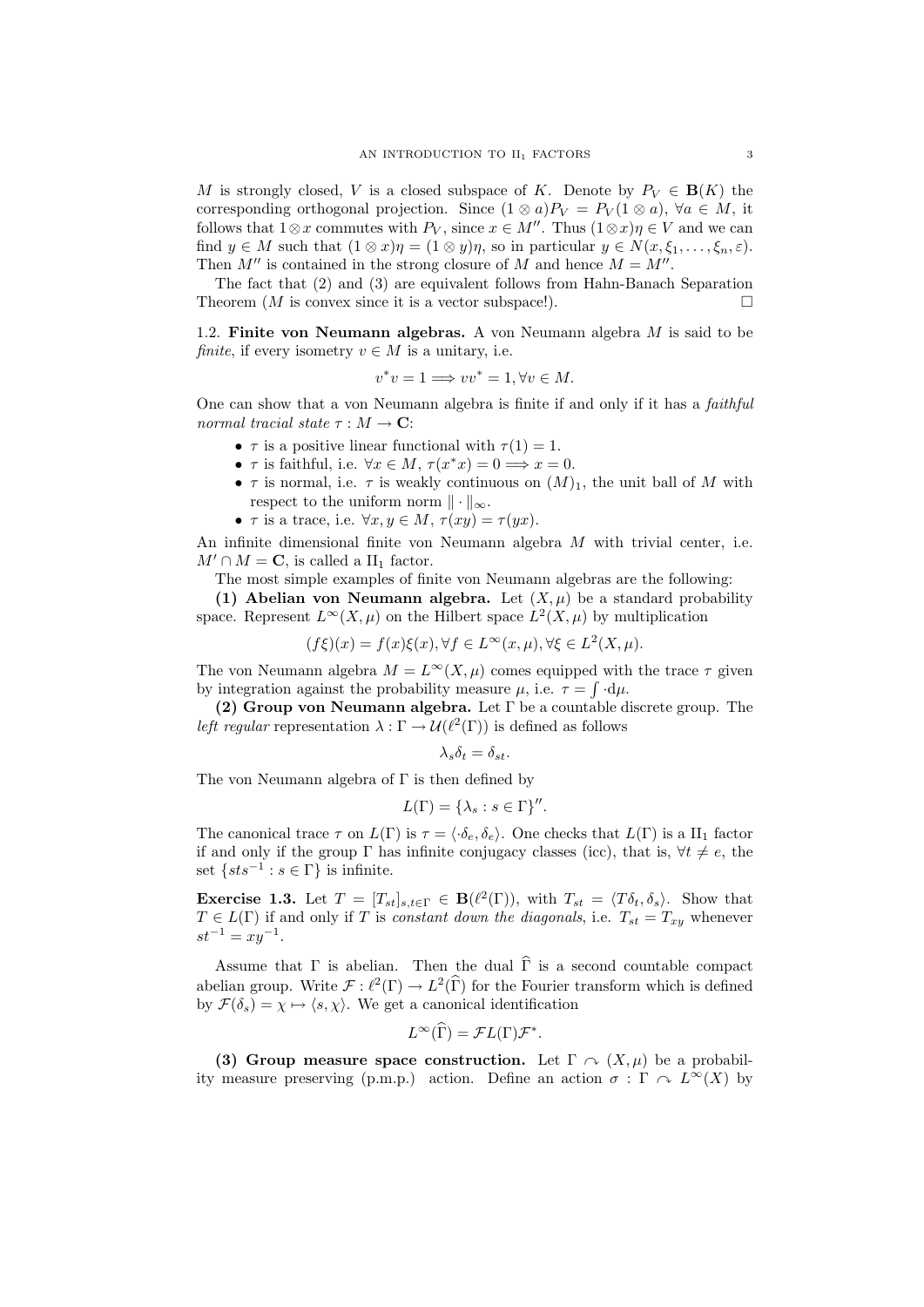$M$ is strongly closed, $V$ is a closed subspace of $K$. Denote by $P_V \in \mathbf{B}(K)$ the corresponding orthogonal projection. Since $(1 \otimes a)P_V = P_V(1 \otimes a)$, $\forall a \in M$, it follows that $1 \otimes x$ commutes with $P_V$, since $x \in M''$. Thus $(1 \otimes x)\eta \in V$ and we can find $y \in M$ such that $(1 \otimes x)\eta = (1 \otimes y)\eta$, so in particular $y \in N(x, \xi_1, \dots, \xi_n, \varepsilon)$. Then $M''$ is contained in the strong closure of $M$ and hence $M = M''$.

The fact that (2) and (3) are equivalent follows from Hahn-Banach Separation Theorem ($M$ is convex since it is a vector subspace!). $\square$

**1.2. Finite von Neumann algebras.** A von Neumann algebra $M$ is said to be *finite*, if every isometry $v \in M$ is a unitary, i.e.

$$v^*v = 1 \Longrightarrow vv^* = 1, \forall v \in M.$$

One can show that a von Neumann algebra is finite if and only if it has a *faithful normal tracial state* $\tau : M \to \mathbf{C}$:

- $\tau$ is a positive linear functional with $\tau(1) = 1$.
- $\tau$ is faithful, i.e. $\forall x \in M$, $\tau(x^*x) = 0 \Longrightarrow x = 0$.
- $\tau$ is normal, i.e. $\tau$ is weakly continuous on $(M)_1$, the unit ball of $M$ with respect to the uniform norm $\|\cdot\|_\infty$.
- $\tau$ is a trace, i.e. $\forall x, y \in M$, $\tau(xy) = \tau(yx)$.

An infinite dimensional finite von Neumann algebra $M$ with trivial center, i.e. $M' \cap M = \mathbf{C}$, is called a $\mathrm{II}_1$ factor.

The most simple examples of finite von Neumann algebras are the following:

**(1) Abelian von Neumann algebra.** Let $(X, \mu)$ be a standard probability space. Represent $L^\infty(X, \mu)$ on the Hilbert space $L^2(X, \mu)$ by multiplication

$$(f\xi)(x) = f(x)\xi(x), \forall f \in L^\infty(x, \mu), \forall \xi \in L^2(X, \mu).$$

The von Neumann algebra $M = L^\infty(X, \mu)$ comes equipped with the trace $\tau$ given by integration against the probability measure $\mu$, i.e. $\tau = \int \cdot \mathrm{d}\mu$.

**(2) Group von Neumann algebra.** Let $\Gamma$ be a countable discrete group. The *left regular* representation $\lambda : \Gamma \to \mathcal{U}(\ell^2(\Gamma))$ is defined as follows

$$\lambda_s \delta_t = \delta_{st}.$$

The von Neumann algebra of $\Gamma$ is then defined by

$$L(\Gamma) = \{\lambda_s : s \in \Gamma\}''.$$

The canonical trace $\tau$ on $L(\Gamma)$ is $\tau = \langle \cdot \delta_e, \delta_e \rangle$. One checks that $L(\Gamma)$ is a $\mathrm{II}_1$ factor if and only if the group $\Gamma$ has infinite conjugacy classes (icc), that is, $\forall t \neq e$, the set $\{sts^{-1} : s \in \Gamma\}$ is infinite.

**Exercise 1.3.** Let $T = [T_{st}]_{s,t \in \Gamma} \in \mathbf{B}(\ell^2(\Gamma))$, with $T_{st} = \langle T\delta_t, \delta_s \rangle$. Show that $T \in L(\Gamma)$ if and only if $T$ is *constant down the diagonals*, i.e. $T_{st} = T_{xy}$ whenever $st^{-1} = xy^{-1}$.

Assume that $\Gamma$ is abelian. Then the dual $\widehat{\Gamma}$ is a second countable compact abelian group. Write $\mathcal{F} : \ell^2(\Gamma) \to L^2(\widehat{\Gamma})$ for the Fourier transform which is defined by $\mathcal{F}(\delta_s) = \chi \mapsto \langle s, \chi \rangle$. We get a canonical identification

$$L^\infty(\widehat{\Gamma}) = \mathcal{F}L(\Gamma)\mathcal{F}^*.$$

**(3) Group measure space construction.** Let $\Gamma \curvearrowright (X, \mu)$ be a probability measure preserving (p.m.p.) action. Define an action $\sigma : \Gamma \curvearrowright L^\infty(X)$ by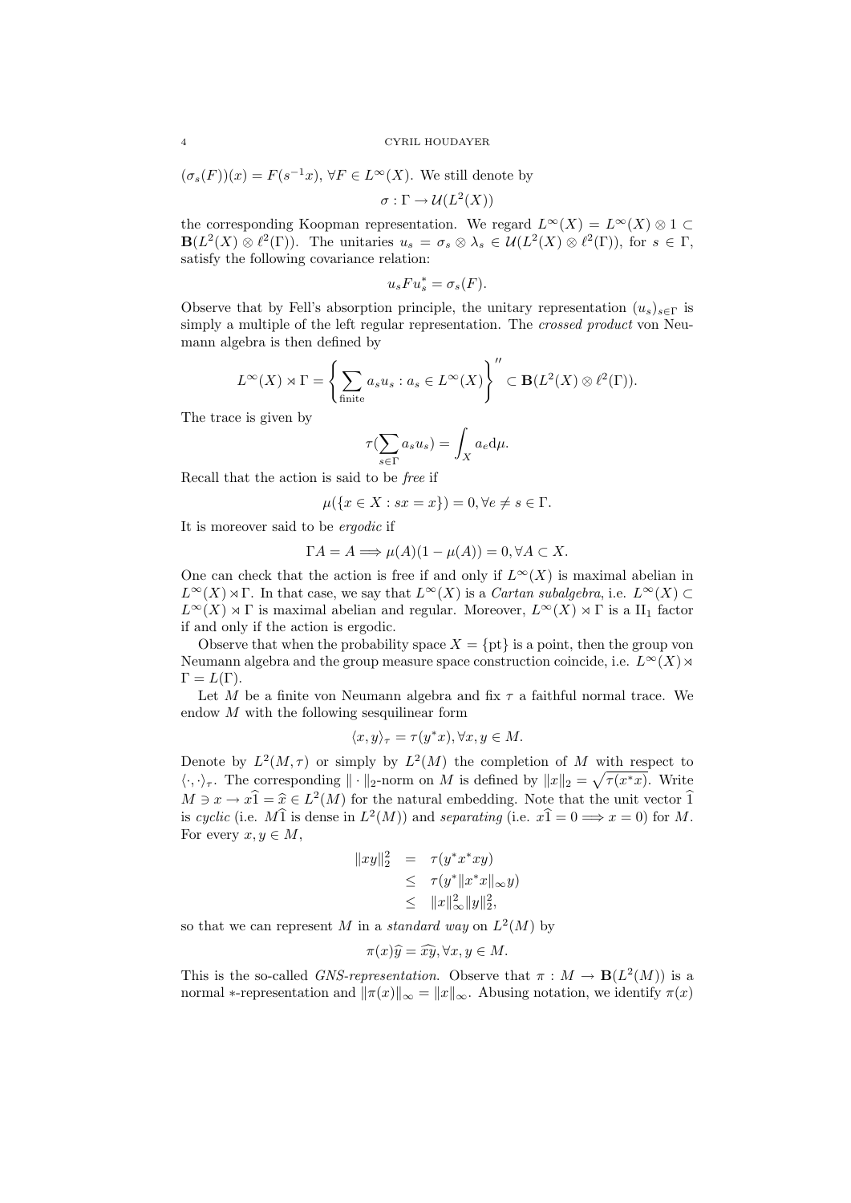$(\sigma_s(F))(x) = F(s^{-1}x)$, $\forall F \in L^\infty(X)$. We still denote by

$$\sigma : \Gamma \to \mathcal{U}(L^2(X))$$

the corresponding Koopman representation. We regard $L^\infty(X) = L^\infty(X) \otimes 1 \subset \mathbf{B}(L^2(X) \otimes \ell^2(\Gamma))$. The unitaries $u_s = \sigma_s \otimes \lambda_s \in \mathcal{U}(L^2(X) \otimes \ell^2(\Gamma))$, for $s \in \Gamma$, satisfy the following covariance relation:

$$u_s F u_s^* = \sigma_s(F).$$

Observe that by Fell's absorption principle, the unitary representation $(u_s)_{s \in \Gamma}$ is simply a multiple of the left regular representation. The *crossed product* von Neumann algebra is then defined by

$$L^\infty(X) \rtimes \Gamma = \left\{ \sum_{\text{finite}} a_s u_s : a_s \in L^\infty(X) \right\}'' \subset \mathbf{B}(L^2(X) \otimes \ell^2(\Gamma)).$$

The trace is given by

$$\tau(\sum_{s \in \Gamma} a_s u_s) = \int_X a_e \mathrm{d}\mu.$$

Recall that the action is said to be *free* if

$$\mu(\{x \in X : sx = x\}) = 0, \forall e \neq s \in \Gamma.$$

It is moreover said to be *ergodic* if

$$\Gamma A = A \Longrightarrow \mu(A)(1 - \mu(A)) = 0, \forall A \subset X.$$

One can check that the action is free if and only if $L^\infty(X)$ is maximal abelian in $L^\infty(X) \rtimes \Gamma$. In that case, we say that $L^\infty(X)$ is a *Cartan subalgebra*, i.e. $L^\infty(X) \subset L^\infty(X) \rtimes \Gamma$ is maximal abelian and regular. Moreover, $L^\infty(X) \rtimes \Gamma$ is a $\mathrm{II}_1$ factor if and only if the action is ergodic.

Observe that when the probability space $X = \{\mathrm{pt}\}$ is a point, then the group von Neumann algebra and the group measure space construction coincide, i.e. $L^\infty(X) \rtimes \Gamma = L(\Gamma)$.

Let $M$ be a finite von Neumann algebra and fix $\tau$ a faithful normal trace. We endow $M$ with the following sesquilinear form

$$\langle x, y \rangle_\tau = \tau(y^* x), \forall x, y \in M.$$

Denote by $L^2(M, \tau)$ or simply by $L^2(M)$ the completion of $M$ with respect to $\langle \cdot, \cdot \rangle_\tau$. The corresponding $\| \cdot \|_2$-norm on $M$ is defined by $\|x\|_2 = \sqrt{\tau(x^* x)}$. Write $M \ni x \to x\widehat{1} = \widehat{x} \in L^2(M)$ for the natural embedding. Note that the unit vector $\widehat{1}$ is *cyclic* (i.e. $M\widehat{1}$ is dense in $L^2(M)$) and *separating* (i.e. $x\widehat{1} = 0 \Longrightarrow x = 0$) for $M$. For every $x, y \in M$,

$$\begin{aligned} \|xy\|_2^2 &= \tau(y^* x^* x y) \\ &\leq \tau(y^* \|x^* x\|_\infty y) \\ &\leq \|x\|_\infty^2 \|y\|_2^2, \end{aligned}$$

so that we can represent $M$ in a *standard way* on $L^2(M)$ by

$$\pi(x)\widehat{y} = \widehat{xy}, \forall x, y \in M.$$

This is the so-called *GNS-representation*. Observe that $\pi : M \to \mathbf{B}(L^2(M))$ is a normal $*$-representation and $\|\pi(x)\|_\infty = \|x\|_\infty$. Abusing notation, we identify $\pi(x)$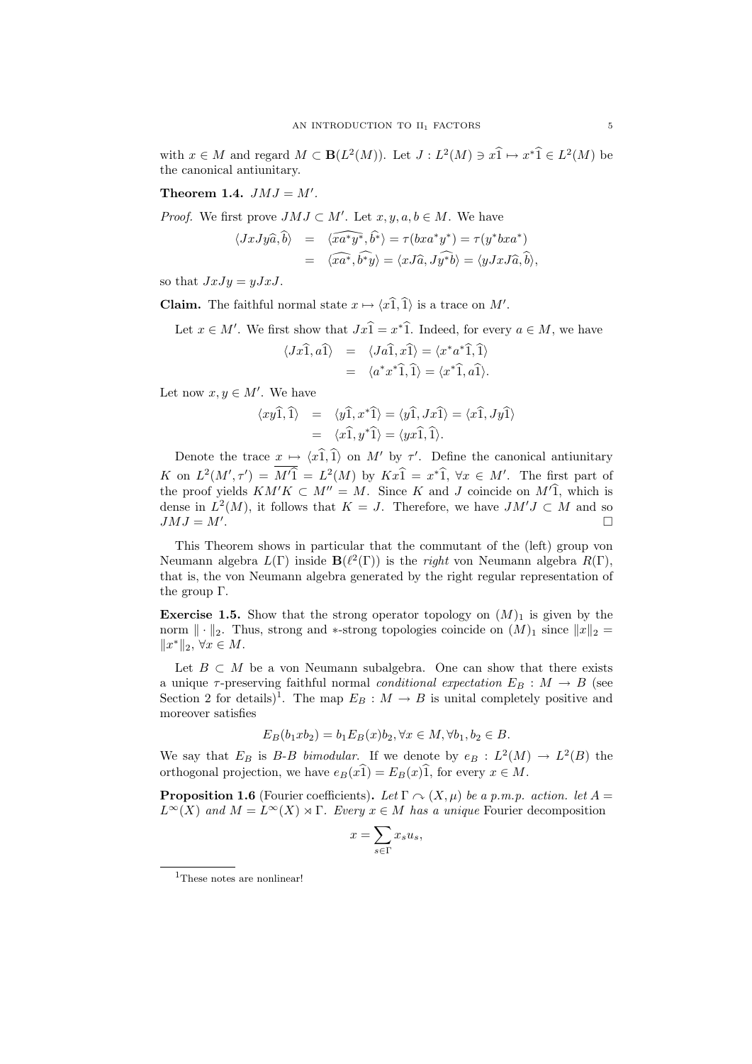with $x \in M$ and regard $M \subset \mathbf{B}(L^2(M))$. Let $J : L^2(M) \ni x\widehat{1} \mapsto x^*\widehat{1} \in L^2(M)$ be the canonical antiunitary.

**Theorem 1.4.** $JMJ = M'$.

*Proof.* We first prove $JMJ \subset M'$. Let $x, y, a, b \in M$. We have

$$\begin{aligned} \langle JxJy\widehat{a}, \widehat{b}\rangle &= \langle \widehat{xa^*y^*}, \widehat{b^*}\rangle = \tau(bxa^*y^*) = \tau(y^*bxa^*) \\ &= \langle \widehat{xa^*}, \widehat{b^*y}\rangle = \langle xJ\widehat{a}, J\widehat{y^*b}\rangle = \langle yJxJ\widehat{a}, \widehat{b}\rangle, \end{aligned}$$

so that $JxJy = yJxJ$.

**Claim.** The faithful normal state $x \mapsto \langle x\widehat{1}, \widehat{1}\rangle$ is a trace on $M'$.

Let $x \in M'$. We first show that $Jx\widehat{1} = x^*\widehat{1}$. Indeed, for every $a \in M$, we have

$$\begin{aligned} \langle Jx\widehat{1}, a\widehat{1}\rangle &= \langle Ja\widehat{1}, x\widehat{1}\rangle = \langle x^*a^*\widehat{1}, \widehat{1}\rangle \\ &= \langle a^*x^*\widehat{1}, \widehat{1}\rangle = \langle x^*\widehat{1}, a\widehat{1}\rangle. \end{aligned}$$

Let now $x, y \in M'$. We have

$$\begin{aligned} \langle xy\widehat{1}, \widehat{1}\rangle &= \langle y\widehat{1}, x^*\widehat{1}\rangle = \langle y\widehat{1}, Jx\widehat{1}\rangle = \langle x\widehat{1}, Jy\widehat{1}\rangle \\ &= \langle x\widehat{1}, y^*\widehat{1}\rangle = \langle yx\widehat{1}, \widehat{1}\rangle. \end{aligned}$$

Denote the trace $x \mapsto \langle x\widehat{1}, \widehat{1}\rangle$ on $M'$ by $\tau'$. Define the canonical antiunitary $K$ on $L^2(M', \tau') = \overline{M'\widehat{1}} = L^2(M)$ by $Kx\widehat{1} = x^*\widehat{1}$, $\forall x \in M'$. The first part of the proof yields $KM'K \subset M'' = M$. Since $K$ and $J$ coincide on $M'\widehat{1}$, which is dense in $L^2(M)$, it follows that $K = J$. Therefore, we have $JM'J \subset M$ and so $JMJ = M'$. $\square$

This Theorem shows in particular that the commutant of the (left) group von Neumann algebra $L(\Gamma)$ inside $\mathbf{B}(\ell^2(\Gamma))$ is the *right* von Neumann algebra $R(\Gamma)$, that is, the von Neumann algebra generated by the right regular representation of the group $\Gamma$.

**Exercise 1.5.** Show that the strong operator topology on $(M)_1$ is given by the norm $\|\cdot\|_2$. Thus, strong and $*$-strong topologies coincide on $(M)_1$ since $\|x\|_2 = \|x^*\|_2$, $\forall x \in M$.

Let $B \subset M$ be a von Neumann subalgebra. One can show that there exists a unique $\tau$-preserving faithful normal *conditional expectation* $E_B : M \to B$ (see Section 2 for details)[1]. The map $E_B : M \to B$ is unital completely positive and moreover satisfies

$$E_B(b_1xb_2) = b_1E_B(x)b_2, \forall x \in M, \forall b_1, b_2 \in B.$$

We say that $E_B$ is *$B$-$B$ bimodular*. If we denote by $e_B : L^2(M) \to L^2(B)$ the orthogonal projection, we have $e_B(x\widehat{1}) = E_B(x)\widehat{1}$, for every $x \in M$.

**Proposition 1.6** (Fourier coefficients)**.** *Let $\Gamma \curvearrowright (X, \mu)$ be a p.m.p. action. let $A = L^\infty(X)$ and $M = L^\infty(X) \rtimes \Gamma$. Every $x \in M$ has a unique* Fourier decomposition

$$x = \sum_{s\in\Gamma} x_s u_s,$$

[1] These notes are nonlinear!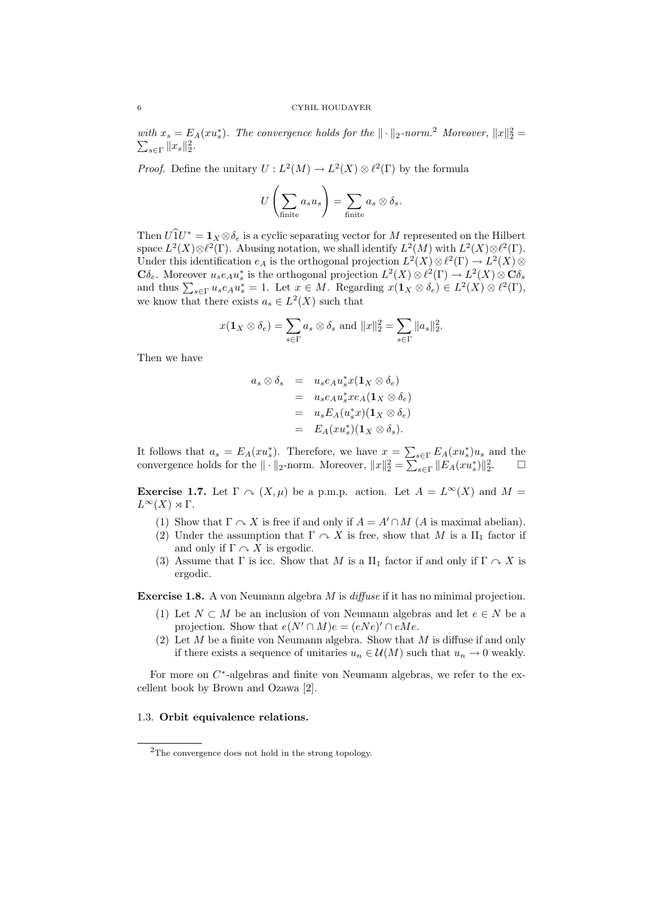*with $x_s = E_A(xu_s^*)$. The convergence holds for the $\|\cdot\|_2$-norm.*[2] *Moreover, $\|x\|_2^2 = \sum_{s\in\Gamma}\|x_s\|_2^2$.*

*Proof.* Define the unitary $U : L^2(M) \to L^2(X) \otimes \ell^2(\Gamma)$ by the formula

$$U\left(\sum_{\text{finite}} a_s u_s\right) = \sum_{\text{finite}} a_s \otimes \delta_s.$$

Then $U\widehat{1}U^* = \mathbf{1}_X \otimes \delta_e$ is a cyclic separating vector for $M$ represented on the Hilbert space $L^2(X)\otimes\ell^2(\Gamma)$. Abusing notation, we shall identify $L^2(M)$ with $L^2(X)\otimes\ell^2(\Gamma)$. Under this identification $e_A$ is the orthogonal projection $L^2(X)\otimes\ell^2(\Gamma) \to L^2(X)\otimes \mathbf{C}\delta_e$. Moreover $u_s e_A u_s^*$ is the orthogonal projection $L^2(X)\otimes\ell^2(\Gamma) \to L^2(X)\otimes\mathbf{C}\delta_s$ and thus $\sum_{s\in\Gamma} u_s e_A u_s^* = 1$. Let $x \in M$. Regarding $x(\mathbf{1}_X\otimes\delta_e) \in L^2(X)\otimes\ell^2(\Gamma)$, we know that there exists $a_s \in L^2(X)$ such that

$$x(\mathbf{1}_X\otimes\delta_e) = \sum_{s\in\Gamma} a_s\otimes\delta_s \text{ and } \|x\|_2^2 = \sum_{s\in\Gamma}\|a_s\|_2^2.$$

Then we have

$$\begin{aligned}
a_s\otimes\delta_s &= u_s e_A u_s^* x(\mathbf{1}_X\otimes\delta_e)\\
&= u_s e_A u_s^* x e_A(\mathbf{1}_X\otimes\delta_e)\\
&= u_s E_A(u_s^* x)(\mathbf{1}_X\otimes\delta_e)\\
&= E_A(xu_s^*)(\mathbf{1}_X\otimes\delta_s).
\end{aligned}$$

It follows that $a_s = E_A(xu_s^*)$. Therefore, we have $x = \sum_{s\in\Gamma} E_A(xu_s^*)u_s$ and the convergence holds for the $\|\cdot\|_2$-norm. Moreover, $\|x\|_2^2 = \sum_{s\in\Gamma}\|E_A(xu_s^*)\|_2^2$. $\square$

**Exercise 1.7.** Let $\Gamma \curvearrowright (X,\mu)$ be a p.m.p. action. Let $A = L^\infty(X)$ and $M = L^\infty(X)\rtimes\Gamma$.

1. Show that $\Gamma\curvearrowright X$ is free if and only if $A = A'\cap M$ ($A$ is maximal abelian).
2. Under the assumption that $\Gamma\curvearrowright X$ is free, show that $M$ is a $\mathrm{II}_1$ factor if and only if $\Gamma\curvearrowright X$ is ergodic.
3. Assume that $\Gamma$ is icc. Show that $M$ is a $\mathrm{II}_1$ factor if and only if $\Gamma\curvearrowright X$ is ergodic.

**Exercise 1.8.** A von Neumann algebra $M$ is *diffuse* if it has no minimal projection.

1. Let $N \subset M$ be an inclusion of von Neumann algebras and let $e \in N$ be a projection. Show that $e(N'\cap M)e = (eNe)'\cap eMe$.
2. Let $M$ be a finite von Neumann algebra. Show that $M$ is diffuse if and only if there exists a sequence of unitaries $u_n \in \mathcal{U}(M)$ such that $u_n \to 0$ weakly.

For more on $C^*$-algebras and finite von Neumann algebras, we refer to the excellent book by Brown and Ozawa [2].

### 1.3. **Orbit equivalence relations.**

[2] The convergence does not hold in the strong topology.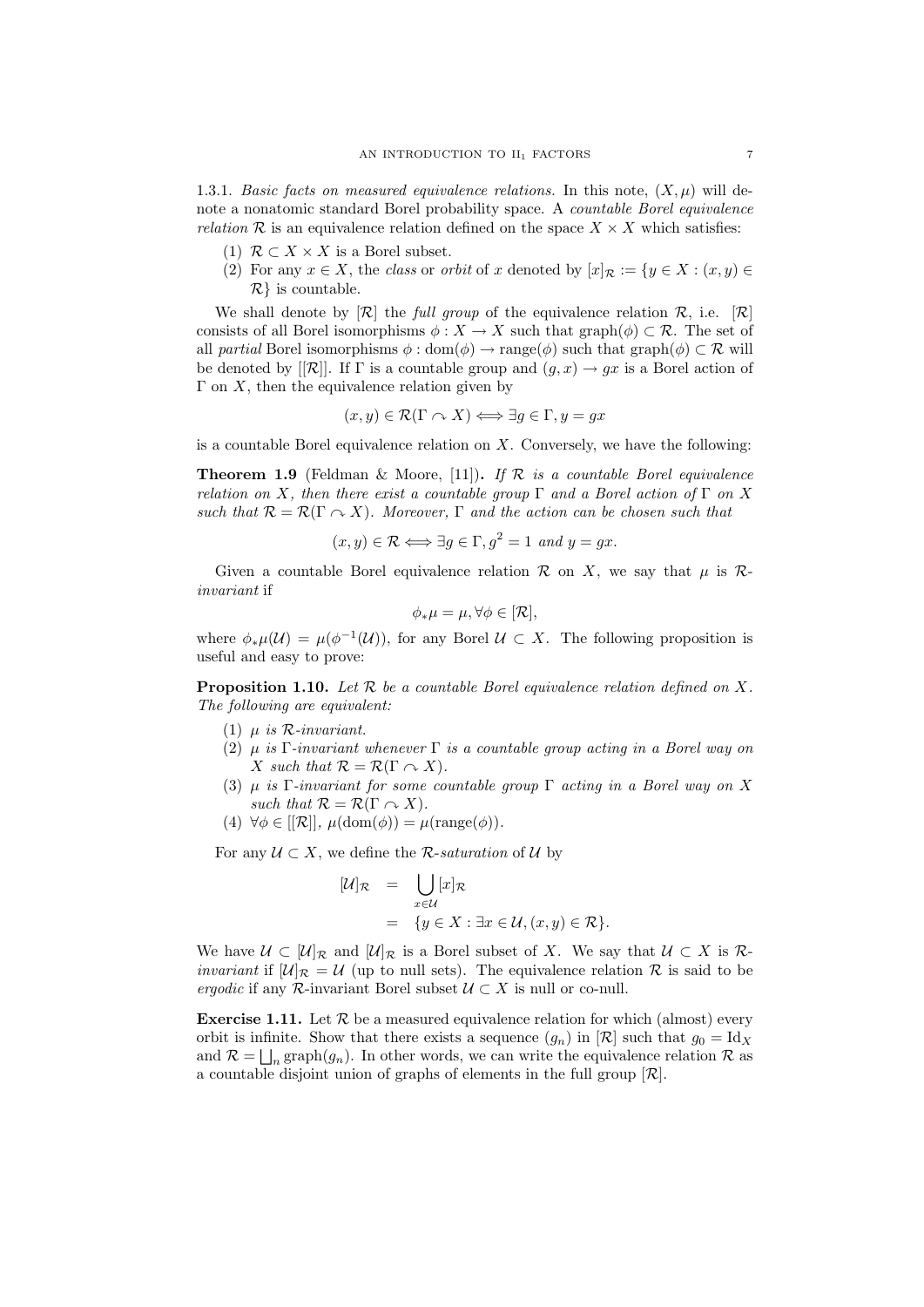1.3.1. *Basic facts on measured equivalence relations.* In this note, $(X, \mu)$ will denote a nonatomic standard Borel probability space. A *countable Borel equivalence relation* $\mathcal{R}$ is an equivalence relation defined on the space $X \times X$ which satisfies:

1. $\mathcal{R} \subset X \times X$ is a Borel subset.
2. For any $x \in X$, the *class* or *orbit* of $x$ denoted by $[x]_{\mathcal{R}} := \{y \in X : (x, y) \in \mathcal{R}\}$ is countable.

We shall denote by $[\mathcal{R}]$ the *full group* of the equivalence relation $\mathcal{R}$, i.e. $[\mathcal{R}]$ consists of all Borel isomorphisms $\phi : X \to X$ such that $\text{graph}(\phi) \subset \mathcal{R}$. The set of all *partial* Borel isomorphisms $\phi : \text{dom}(\phi) \to \text{range}(\phi)$ such that $\text{graph}(\phi) \subset \mathcal{R}$ will be denoted by $[[\mathcal{R}]]$. If $\Gamma$ is a countable group and $(g, x) \to gx$ is a Borel action of $\Gamma$ on $X$, then the equivalence relation given by

$$(x, y) \in \mathcal{R}(\Gamma \curvearrowright X) \iff \exists g \in \Gamma, y = gx$$

is a countable Borel equivalence relation on $X$. Conversely, we have the following:

**Theorem 1.9** (Feldman & Moore, [11])**.** *If $\mathcal{R}$ is a countable Borel equivalence relation on $X$, then there exist a countable group $\Gamma$ and a Borel action of $\Gamma$ on $X$ such that $\mathcal{R} = \mathcal{R}(\Gamma \curvearrowright X)$. Moreover, $\Gamma$ and the action can be chosen such that*

$$(x, y) \in \mathcal{R} \iff \exists g \in \Gamma, g^2 = 1 \text{ and } y = gx.$$

Given a countable Borel equivalence relation $\mathcal{R}$ on $X$, we say that $\mu$ is $\mathcal{R}$-*invariant* if

$$\phi_* \mu = \mu, \forall \phi \in [\mathcal{R}],$$

where $\phi_* \mu(\mathcal{U}) = \mu(\phi^{-1}(\mathcal{U}))$, for any Borel $\mathcal{U} \subset X$. The following proposition is useful and easy to prove:

**Proposition 1.10.** *Let $\mathcal{R}$ be a countable Borel equivalence relation defined on $X$. The following are equivalent:*

1. *$\mu$ is $\mathcal{R}$-invariant.*
2. *$\mu$ is $\Gamma$-invariant whenever $\Gamma$ is a countable group acting in a Borel way on $X$ such that $\mathcal{R} = \mathcal{R}(\Gamma \curvearrowright X)$.*
3. *$\mu$ is $\Gamma$-invariant for some countable group $\Gamma$ acting in a Borel way on $X$ such that $\mathcal{R} = \mathcal{R}(\Gamma \curvearrowright X)$.*
4. *$\forall \phi \in [[\mathcal{R}]]$, $\mu(\text{dom}(\phi)) = \mu(\text{range}(\phi))$.*

For any $\mathcal{U} \subset X$, we define the $\mathcal{R}$-*saturation* of $\mathcal{U}$ by

$$\begin{aligned} [\mathcal{U}]_{\mathcal{R}} &= \bigcup_{x \in \mathcal{U}} [x]_{\mathcal{R}} \\ &= \{y \in X : \exists x \in \mathcal{U}, (x, y) \in \mathcal{R}\}. \end{aligned}$$

We have $\mathcal{U} \subset [\mathcal{U}]_{\mathcal{R}}$ and $[\mathcal{U}]_{\mathcal{R}}$ is a Borel subset of $X$. We say that $\mathcal{U} \subset X$ is $\mathcal{R}$-*invariant* if $[\mathcal{U}]_{\mathcal{R}} = \mathcal{U}$ (up to null sets). The equivalence relation $\mathcal{R}$ is said to be *ergodic* if any $\mathcal{R}$-invariant Borel subset $\mathcal{U} \subset X$ is null or co-null.

**Exercise 1.11.** Let $\mathcal{R}$ be a measured equivalence relation for which (almost) every orbit is infinite. Show that there exists a sequence $(g_n)$ in $[\mathcal{R}]$ such that $g_0 = \text{Id}_X$ and $\mathcal{R} = \bigsqcup_n \text{graph}(g_n)$. In other words, we can write the equivalence relation $\mathcal{R}$ as a countable disjoint union of graphs of elements in the full group $[\mathcal{R}]$.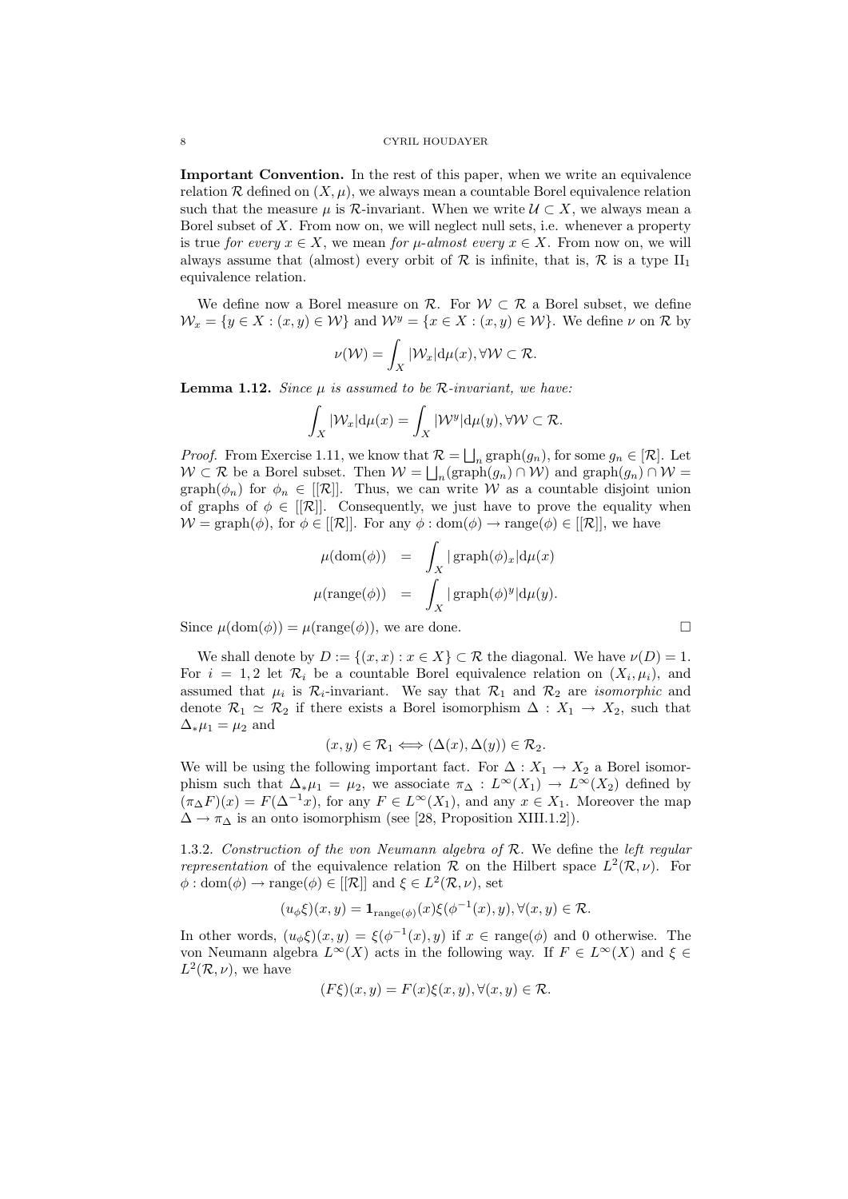**Important Convention.** In the rest of this paper, when we write an equivalence relation $\mathcal{R}$ defined on $(X, \mu)$, we always mean a countable Borel equivalence relation such that the measure $\mu$ is $\mathcal{R}$-invariant. When we write $\mathcal{U} \subset X$, we always mean a Borel subset of $X$. From now on, we will neglect null sets, i.e. whenever a property is true *for every* $x \in X$, we mean *for* $\mu$*-almost every* $x \in X$. From now on, we will always assume that (almost) every orbit of $\mathcal{R}$ is infinite, that is, $\mathcal{R}$ is a type $\mathrm{II}_1$ equivalence relation.

We define now a Borel measure on $\mathcal{R}$. For $\mathcal{W} \subset \mathcal{R}$ a Borel subset, we define $\mathcal{W}_x = \{y \in X : (x, y) \in \mathcal{W}\}$ and $\mathcal{W}^y = \{x \in X : (x, y) \in \mathcal{W}\}$. We define $\nu$ on $\mathcal{R}$ by

$$\nu(\mathcal{W}) = \int_X |\mathcal{W}_x| \mathrm{d}\mu(x), \forall \mathcal{W} \subset \mathcal{R}.$$

**Lemma 1.12.** *Since $\mu$ is assumed to be $\mathcal{R}$-invariant, we have:*

$$\int_X |\mathcal{W}_x| \mathrm{d}\mu(x) = \int_X |\mathcal{W}^y| \mathrm{d}\mu(y), \forall \mathcal{W} \subset \mathcal{R}.$$

*Proof.* From Exercise 1.11, we know that $\mathcal{R} = \bigsqcup_n \operatorname{graph}(g_n)$, for some $g_n \in [\mathcal{R}]$. Let $\mathcal{W} \subset \mathcal{R}$ be a Borel subset. Then $\mathcal{W} = \bigsqcup_n (\operatorname{graph}(g_n) \cap \mathcal{W})$ and $\operatorname{graph}(g_n) \cap \mathcal{W} = \operatorname{graph}(\phi_n)$ for $\phi_n \in [[\mathcal{R}]]$. Thus, we can write $\mathcal{W}$ as a countable disjoint union of graphs of $\phi \in [[\mathcal{R}]]$. Consequently, we just have to prove the equality when $\mathcal{W} = \operatorname{graph}(\phi)$, for $\phi \in [[\mathcal{R}]]$. For any $\phi : \operatorname{dom}(\phi) \to \operatorname{range}(\phi) \in [[\mathcal{R}]]$, we have

$$\begin{aligned}
\mu(\operatorname{dom}(\phi)) &= \int_X |\operatorname{graph}(\phi)_x| \mathrm{d}\mu(x) \\
\mu(\operatorname{range}(\phi)) &= \int_X |\operatorname{graph}(\phi)^y| \mathrm{d}\mu(y).
\end{aligned}$$

Since $\mu(\operatorname{dom}(\phi)) = \mu(\operatorname{range}(\phi))$, we are done. $\square$

We shall denote by $D := \{(x, x) : x \in X\} \subset \mathcal{R}$ the diagonal. We have $\nu(D) = 1$. For $i = 1, 2$ let $\mathcal{R}_i$ be a countable Borel equivalence relation on $(X_i, \mu_i)$, and assumed that $\mu_i$ is $\mathcal{R}_i$-invariant. We say that $\mathcal{R}_1$ and $\mathcal{R}_2$ are *isomorphic* and denote $\mathcal{R}_1 \simeq \mathcal{R}_2$ if there exists a Borel isomorphism $\Delta : X_1 \to X_2$, such that $\Delta_* \mu_1 = \mu_2$ and

$$(x, y) \in \mathcal{R}_1 \Longleftrightarrow (\Delta(x), \Delta(y)) \in \mathcal{R}_2.$$

We will be using the following important fact. For $\Delta : X_1 \to X_2$ a Borel isomorphism such that $\Delta_* \mu_1 = \mu_2$, we associate $\pi_\Delta : L^\infty(X_1) \to L^\infty(X_2)$ defined by $(\pi_\Delta F)(x) = F(\Delta^{-1} x)$, for any $F \in L^\infty(X_1)$, and any $x \in X_1$. Moreover the map $\Delta \to \pi_\Delta$ is an onto isomorphism (see [28, Proposition XIII.1.2]).

1.3.2. *Construction of the von Neumann algebra of $\mathcal{R}$.* We define the *left regular representation* of the equivalence relation $\mathcal{R}$ on the Hilbert space $L^2(\mathcal{R}, \nu)$. For $\phi : \operatorname{dom}(\phi) \to \operatorname{range}(\phi) \in [[\mathcal{R}]]$ and $\xi \in L^2(\mathcal{R}, \nu)$, set

$$(u_\phi \xi)(x, y) = \mathbf{1}_{\operatorname{range}(\phi)}(x) \xi(\phi^{-1}(x), y), \forall (x, y) \in \mathcal{R}.$$

In other words, $(u_\phi \xi)(x, y) = \xi(\phi^{-1}(x), y)$ if $x \in \operatorname{range}(\phi)$ and 0 otherwise. The von Neumann algebra $L^\infty(X)$ acts in the following way. If $F \in L^\infty(X)$ and $\xi \in L^2(\mathcal{R}, \nu)$, we have

$$(F\xi)(x, y) = F(x)\xi(x, y), \forall (x, y) \in \mathcal{R}.$$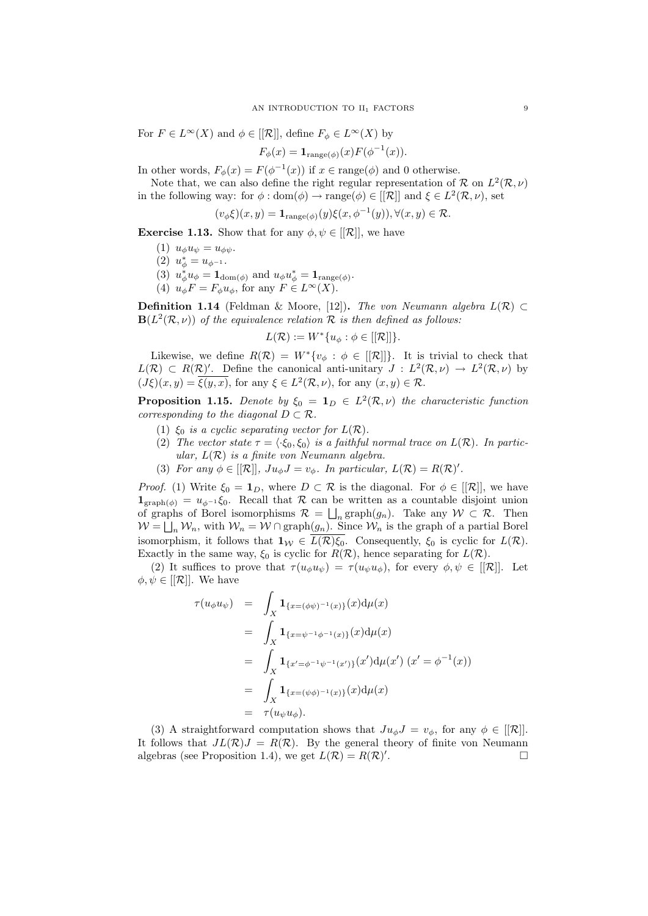For $F \in L^\infty(X)$ and $\phi \in [[\mathcal{R}]]$, define $F_\phi \in L^\infty(X)$ by

$$F_\phi(x) = \mathbf{1}_{\mathrm{range}(\phi)}(x) F(\phi^{-1}(x)).$$

In other words, $F_\phi(x) = F(\phi^{-1}(x))$ if $x \in \mathrm{range}(\phi)$ and 0 otherwise.

Note that, we can also define the right regular representation of $\mathcal{R}$ on $L^2(\mathcal{R}, \nu)$ in the following way: for $\phi : \mathrm{dom}(\phi) \to \mathrm{range}(\phi) \in [[\mathcal{R}]]$ and $\xi \in L^2(\mathcal{R}, \nu)$, set

$$(v_\phi \xi)(x, y) = \mathbf{1}_{\mathrm{range}(\phi)}(y) \xi(x, \phi^{-1}(y)), \forall (x, y) \in \mathcal{R}.$$

**Exercise 1.13.** Show that for any $\phi, \psi \in [[\mathcal{R}]]$, we have

1. $u_\phi u_\psi = u_{\phi\psi}$.
2. $u_\phi^* = u_{\phi^{-1}}$.
3. $u_\phi^* u_\phi = \mathbf{1}_{\mathrm{dom}(\phi)}$ and $u_\phi u_\phi^* = \mathbf{1}_{\mathrm{range}(\phi)}$.
4. $u_\phi F = F_\phi u_\phi$, for any $F \in L^\infty(X)$.

**Definition 1.14** (Feldman & Moore, [12])**.** *The von Neumann algebra $L(\mathcal{R}) \subset \mathbf{B}(L^2(\mathcal{R}, \nu))$ of the equivalence relation $\mathcal{R}$ is then defined as follows:*

$$L(\mathcal{R}) := W^*\{u_\phi : \phi \in [[\mathcal{R}]]\}.$$

Likewise, we define $R(\mathcal{R}) = W^*\{v_\phi : \phi \in [[\mathcal{R}]]\}$. It is trivial to check that $L(\mathcal{R}) \subset R(\mathcal{R})'$. Define the canonical anti-unitary $J : L^2(\mathcal{R}, \nu) \to L^2(\mathcal{R}, \nu)$ by $(J\xi)(x, y) = \overline{\xi(y, x)}$, for any $\xi \in L^2(\mathcal{R}, \nu)$, for any $(x, y) \in \mathcal{R}$.

**Proposition 1.15.** *Denote by $\xi_0 = \mathbf{1}_D \in L^2(\mathcal{R}, \nu)$ the characteristic function corresponding to the diagonal $D \subset \mathcal{R}$.*

1. *$\xi_0$ is a cyclic separating vector for $L(\mathcal{R})$.*
2. *The vector state $\tau = \langle \cdot \xi_0, \xi_0 \rangle$ is a faithful normal trace on $L(\mathcal{R})$. In particular, $L(\mathcal{R})$ is a finite von Neumann algebra.*
3. *For any $\phi \in [[\mathcal{R}]]$, $J u_\phi J = v_\phi$. In particular, $L(\mathcal{R}) = R(\mathcal{R})'$.*

*Proof.* (1) Write $\xi_0 = \mathbf{1}_D$, where $D \subset \mathcal{R}$ is the diagonal. For $\phi \in [[\mathcal{R}]]$, we have $\mathbf{1}_{\mathrm{graph}(\phi)} = u_{\phi^{-1}} \xi_0$. Recall that $\mathcal{R}$ can be written as a countable disjoint union of graphs of Borel isomorphisms $\mathcal{R} = \bigsqcup_n \mathrm{graph}(g_n)$. Take any $\mathcal{W} \subset \mathcal{R}$. Then $\mathcal{W} = \bigsqcup_n \mathcal{W}_n$, with $\mathcal{W}_n = \mathcal{W} \cap \mathrm{graph}(g_n)$. Since $\mathcal{W}_n$ is the graph of a partial Borel isomorphism, it follows that $\mathbf{1}_\mathcal{W} \in \overline{L(\mathcal{R})\xi_0}$. Consequently, $\xi_0$ is cyclic for $L(\mathcal{R})$. Exactly in the same way, $\xi_0$ is cyclic for $R(\mathcal{R})$, hence separating for $L(\mathcal{R})$.

(2) It suffices to prove that $\tau(u_\phi u_\psi) = \tau(u_\psi u_\phi)$, for every $\phi, \psi \in [[\mathcal{R}]]$. Let $\phi, \psi \in [[\mathcal{R}]]$. We have

$$\begin{aligned}
\tau(u_\phi u_\psi) &= \int_X \mathbf{1}_{\{x = (\phi\psi)^{-1}(x)\}}(x) \mathrm{d}\mu(x) \\
&= \int_X \mathbf{1}_{\{x = \psi^{-1}\phi^{-1}(x)\}}(x) \mathrm{d}\mu(x) \\
&= \int_X \mathbf{1}_{\{x' = \phi^{-1}\psi^{-1}(x')\}}(x') \mathrm{d}\mu(x') \; (x' = \phi^{-1}(x)) \\
&= \int_X \mathbf{1}_{\{x = (\psi\phi)^{-1}(x)\}}(x) \mathrm{d}\mu(x) \\
&= \tau(u_\psi u_\phi).
\end{aligned}$$

(3) A straightforward computation shows that $J u_\phi J = v_\phi$, for any $\phi \in [[\mathcal{R}]]$. It follows that $J L(\mathcal{R}) J = R(\mathcal{R})$. By the general theory of finite von Neumann algebras (see Proposition 1.4), we get $L(\mathcal{R}) = R(\mathcal{R})'$. $\square$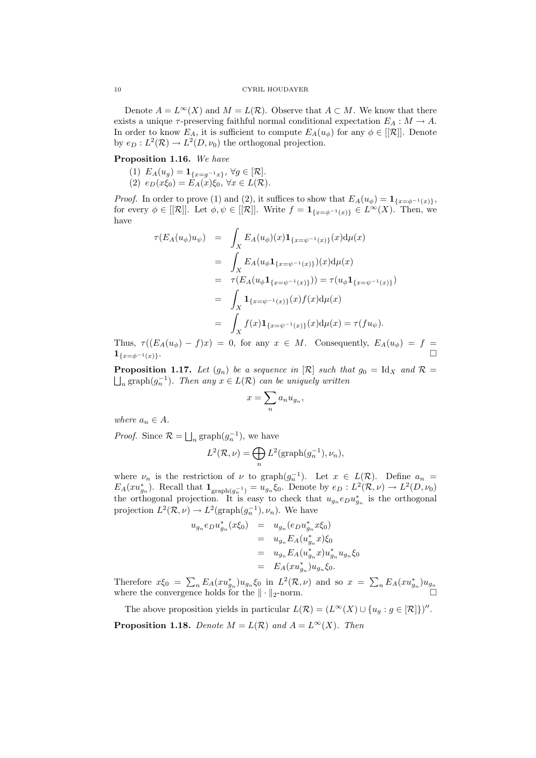Denote $A = L^\infty(X)$ and $M = L(\mathcal{R})$. Observe that $A \subset M$. We know that there exists a unique $\tau$-preserving faithful normal conditional expectation $E_A : M \to A$. In order to know $E_A$, it is sufficient to compute $E_A(u_\phi)$ for any $\phi \in [[\mathcal{R}]]$. Denote by $e_D : L^2(\mathcal{R}) \to L^2(D, \nu_0)$ the orthogonal projection.

**Proposition 1.16.** *We have*

1. $E_A(u_g) = \mathbf{1}_{\{x = g^{-1}x\}}$, $\forall g \in [\mathcal{R}]$.
2. $e_D(x\xi_0) = E_A(x)\xi_0$, $\forall x \in L(\mathcal{R})$.

*Proof.* In order to prove (1) and (2), it suffices to show that $E_A(u_\phi) = \mathbf{1}_{\{x = \phi^{-1}(x)\}}$, for every $\phi \in [[\mathcal{R}]]$. Let $\phi, \psi \in [[\mathcal{R}]]$. Write $f = \mathbf{1}_{\{x = \phi^{-1}(x)\}} \in L^\infty(X)$. Then, we have

$$
\begin{aligned}
\tau(E_A(u_\phi)u_\psi) &= \int_X E_A(u_\phi)(x)\mathbf{1}_{\{x = \psi^{-1}(x)\}}(x)\mathrm{d}\mu(x) \\
&= \int_X E_A(u_\phi \mathbf{1}_{\{x = \psi^{-1}(x)\}})(x)\mathrm{d}\mu(x) \\
&= \tau(E_A(u_\phi \mathbf{1}_{\{x = \psi^{-1}(x)\}})) = \tau(u_\phi \mathbf{1}_{\{x = \psi^{-1}(x)\}}) \\
&= \int_X \mathbf{1}_{\{x = \psi^{-1}(x)\}}(x) f(x)\mathrm{d}\mu(x) \\
&= \int_X f(x)\mathbf{1}_{\{x = \psi^{-1}(x)\}}(x)\mathrm{d}\mu(x) = \tau(f u_\psi).
\end{aligned}
$$

Thus, $\tau((E_A(u_\phi) - f)x) = 0$, for any $x \in M$. Consequently, $E_A(u_\phi) = f = \mathbf{1}_{\{x = \phi^{-1}(x)\}}$. ◻

**Proposition 1.17.** *Let $(g_n)$ be a sequence in $[\mathcal{R}]$ such that $g_0 = \mathrm{Id}_X$ and $\mathcal{R} = \bigsqcup_n \mathrm{graph}(g_n^{-1})$. Then any $x \in L(\mathcal{R})$ can be uniquely written*

$$
x = \sum_n a_n u_{g_n},
$$

*where $a_n \in A$.*

*Proof.* Since $\mathcal{R} = \bigsqcup_n \mathrm{graph}(g_n^{-1})$, we have

$$
L^2(\mathcal{R}, \nu) = \bigoplus_n L^2(\mathrm{graph}(g_n^{-1}), \nu_n),
$$

where $\nu_n$ is the restriction of $\nu$ to $\mathrm{graph}(g_n^{-1})$. Let $x \in L(\mathcal{R})$. Define $a_n = E_A(x u_{g_n}^*)$. Recall that $\mathbf{1}_{\mathrm{graph}(g_n^{-1})} = u_{g_n}\xi_0$. Denote by $e_D : L^2(\mathcal{R}, \nu) \to L^2(D, \nu_0)$ the orthogonal projection. It is easy to check that $u_{g_n} e_D u_{g_n}^*$ is the orthogonal projection $L^2(\mathcal{R}, \nu) \to L^2(\mathrm{graph}(g_n^{-1}), \nu_n)$. We have

$$
\begin{aligned}
u_{g_n} e_D u_{g_n}^*(x\xi_0) &= u_{g_n}(e_D u_{g_n}^* x\xi_0) \\
&= u_{g_n} E_A(u_{g_n}^* x)\xi_0 \\
&= u_{g_n} E_A(u_{g_n}^* x) u_{g_n}^* u_{g_n}\xi_0 \\
&= E_A(x u_{g_n}^*) u_{g_n}\xi_0.
\end{aligned}
$$

Therefore $x\xi_0 = \sum_n E_A(x u_{g_n}^*) u_{g_n}\xi_0$ in $L^2(\mathcal{R}, \nu)$ and so $x = \sum_n E_A(x u_{g_n}^*) u_{g_n}$ where the convergence holds for the $\|\cdot\|_2$-norm. ◻

The above proposition yields in particular $L(\mathcal{R}) = (L^\infty(X) \cup \{u_g : g \in [\mathcal{R}]\})''$.

**Proposition 1.18.** *Denote $M = L(\mathcal{R})$ and $A = L^\infty(X)$. Then*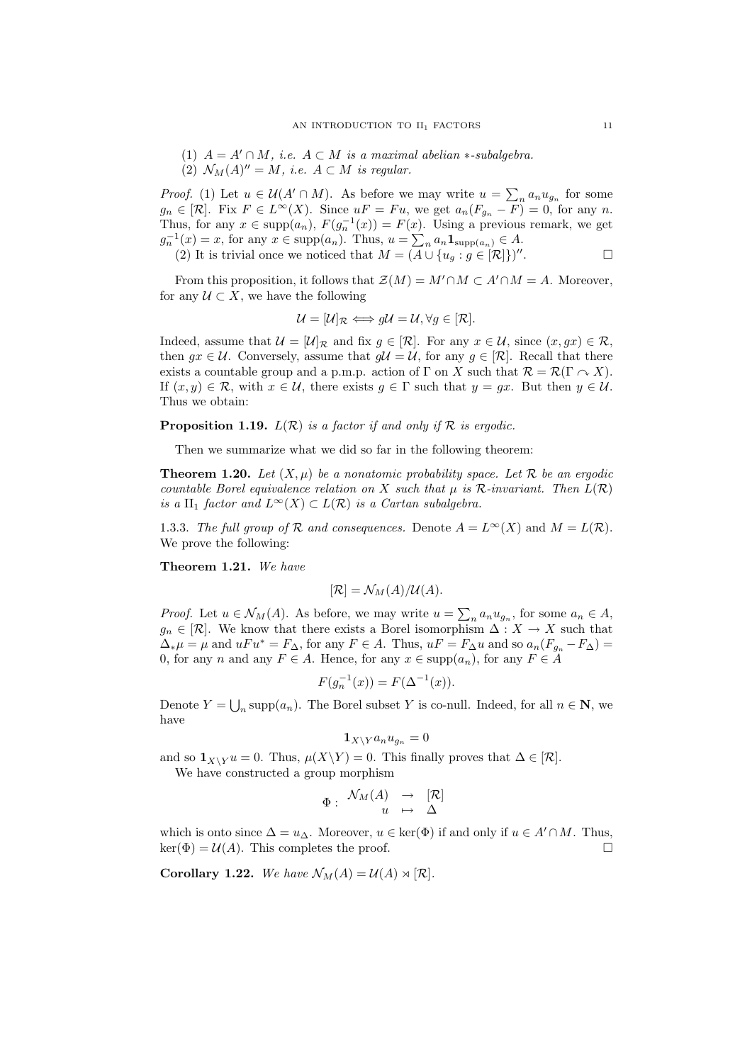(1) $A = A' \cap M$, *i.e.* $A \subset M$ *is a maximal abelian $*$-subalgebra.*
(2) $\mathcal{N}_M(A)'' = M$, *i.e.* $A \subset M$ *is regular.*

*Proof.* (1) Let $u \in \mathcal{U}(A' \cap M)$. As before we may write $u = \sum_n a_n u_{g_n}$ for some $g_n \in [\mathcal{R}]$. Fix $F \in L^\infty(X)$. Since $uF = Fu$, we get $a_n(F_{g_n} - F) = 0$, for any $n$. Thus, for any $x \in \text{supp}(a_n)$, $F(g_n^{-1}(x)) = F(x)$. Using a previous remark, we get $g_n^{-1}(x) = x$, for any $x \in \text{supp}(a_n)$. Thus, $u = \sum_n a_n \mathbf{1}_{\text{supp}(a_n)} \in A$.

(2) It is trivial once we noticed that $M = (A \cup \{u_g : g \in [\mathcal{R}]\})''$. $\square$

From this proposition, it follows that $\mathcal{Z}(M) = M' \cap M \subset A' \cap M = A$. Moreover, for any $\mathcal{U} \subset X$, we have the following

$$\mathcal{U} = [\mathcal{U}]_\mathcal{R} \iff g\mathcal{U} = \mathcal{U}, \forall g \in [\mathcal{R}].$$

Indeed, assume that $\mathcal{U} = [\mathcal{U}]_\mathcal{R}$ and fix $g \in [\mathcal{R}]$. For any $x \in \mathcal{U}$, since $(x, gx) \in \mathcal{R}$, then $gx \in \mathcal{U}$. Conversely, assume that $g\mathcal{U} = \mathcal{U}$, for any $g \in [\mathcal{R}]$. Recall that there exists a countable group and a p.m.p. action of $\Gamma$ on $X$ such that $\mathcal{R} = \mathcal{R}(\Gamma \curvearrowright X)$. If $(x, y) \in \mathcal{R}$, with $x \in \mathcal{U}$, there exists $g \in \Gamma$ such that $y = gx$. But then $y \in \mathcal{U}$. Thus we obtain:

**Proposition 1.19.** *$L(\mathcal{R})$ is a factor if and only if $\mathcal{R}$ is ergodic.*

Then we summarize what we did so far in the following theorem:

**Theorem 1.20.** *Let $(X, \mu)$ be a nonatomic probability space. Let $\mathcal{R}$ be an ergodic countable Borel equivalence relation on $X$ such that $\mu$ is $\mathcal{R}$-invariant. Then $L(\mathcal{R})$ is a $\text{II}_1$ factor and $L^\infty(X) \subset L(\mathcal{R})$ is a Cartan subalgebra.*

1.3.3. *The full group of $\mathcal{R}$ and consequences.* Denote $A = L^\infty(X)$ and $M = L(\mathcal{R})$. We prove the following:

**Theorem 1.21.** *We have*

$$[\mathcal{R}] = \mathcal{N}_M(A)/\mathcal{U}(A).$$

*Proof.* Let $u \in \mathcal{N}_M(A)$. As before, we may write $u = \sum_n a_n u_{g_n}$, for some $a_n \in A$, $g_n \in [\mathcal{R}]$. We know that there exists a Borel isomorphism $\Delta : X \to X$ such that $\Delta_* \mu = \mu$ and $uFu^* = F_\Delta$, for any $F \in A$. Thus, $uF = F_\Delta u$ and so $a_n(F_{g_n} - F_\Delta) = 0$, for any $n$ and any $F \in A$. Hence, for any $x \in \text{supp}(a_n)$, for any $F \in A$

$$F(g_n^{-1}(x)) = F(\Delta^{-1}(x)).$$

Denote $Y = \bigcup_n \text{supp}(a_n)$. The Borel subset $Y$ is co-null. Indeed, for all $n \in \mathbf{N}$, we have

$$\mathbf{1}_{X \setminus Y} a_n u_{g_n} = 0$$

and so $\mathbf{1}_{X \setminus Y} u = 0$. Thus, $\mu(X \setminus Y) = 0$. This finally proves that $\Delta \in [\mathcal{R}]$.

We have constructed a group morphism

$$\Phi : \begin{array}{ccc} \mathcal{N}_M(A) & \to & [\mathcal{R}] \\ u & \mapsto & \Delta \end{array}$$

which is onto since $\Delta = u_\Delta$. Moreover, $u \in \ker(\Phi)$ if and only if $u \in A' \cap M$. Thus, $\ker(\Phi) = \mathcal{U}(A)$. This completes the proof. $\square$

**Corollary 1.22.** *We have $\mathcal{N}_M(A) = \mathcal{U}(A) \rtimes [\mathcal{R}]$.*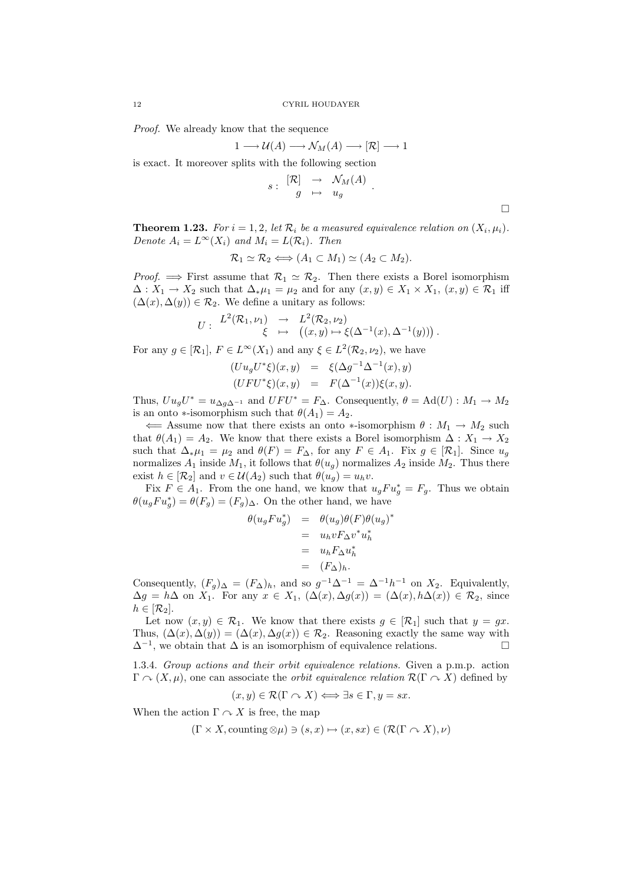*Proof.* We already know that the sequence

$$1 \longrightarrow \mathcal{U}(A) \longrightarrow \mathcal{N}_M(A) \longrightarrow [\mathcal{R}] \longrightarrow 1$$

is exact. It moreover splits with the following section

$$s : \begin{array}{ccc} [\mathcal{R}] & \to & \mathcal{N}_M(A) \\ g & \mapsto & u_g \end{array} .$$

□

**Theorem 1.23.** *For $i = 1, 2$, let $\mathcal{R}_i$ be a measured equivalence relation on $(X_i, \mu_i)$. Denote $A_i = L^\infty(X_i)$ and $M_i = L(\mathcal{R}_i)$. Then*

$$\mathcal{R}_1 \simeq \mathcal{R}_2 \Longleftrightarrow (A_1 \subset M_1) \simeq (A_2 \subset M_2).$$

*Proof.* $\Longrightarrow$ First assume that $\mathcal{R}_1 \simeq \mathcal{R}_2$. Then there exists a Borel isomorphism $\Delta : X_1 \to X_2$ such that $\Delta_* \mu_1 = \mu_2$ and for any $(x, y) \in X_1 \times X_1$, $(x, y) \in \mathcal{R}_1$ iff $(\Delta(x), \Delta(y)) \in \mathcal{R}_2$. We define a unitary as follows:

$$U : \begin{array}{ccc} L^2(\mathcal{R}_1, \nu_1) & \to & L^2(\mathcal{R}_2, \nu_2) \\ \xi & \mapsto & \left((x, y) \mapsto \xi(\Delta^{-1}(x), \Delta^{-1}(y))\right) . \end{array}$$

For any $g \in [\mathcal{R}_1]$, $F \in L^\infty(X_1)$ and any $\xi \in L^2(\mathcal{R}_2, \nu_2)$, we have

$$\begin{array}{rcl} (U u_g U^* \xi)(x, y) & = & \xi(\Delta g^{-1} \Delta^{-1}(x), y) \\ (U F U^* \xi)(x, y) & = & F(\Delta^{-1}(x)) \xi(x, y). \end{array}$$

Thus, $U u_g U^* = u_{\Delta g \Delta^{-1}}$ and $U F U^* = F_\Delta$. Consequently, $\theta = \mathrm{Ad}(U) : M_1 \to M_2$ is an onto $*$-isomorphism such that $\theta(A_1) = A_2$.

$\Longleftarrow$ Assume now that there exists an onto $*$-isomorphism $\theta : M_1 \to M_2$ such that $\theta(A_1) = A_2$. We know that there exists a Borel isomorphism $\Delta : X_1 \to X_2$ such that $\Delta_* \mu_1 = \mu_2$ and $\theta(F) = F_\Delta$, for any $F \in A_1$. Fix $g \in [\mathcal{R}_1]$. Since $u_g$ normalizes $A_1$ inside $M_1$, it follows that $\theta(u_g)$ normalizes $A_2$ inside $M_2$. Thus there exist $h \in [\mathcal{R}_2]$ and $v \in \mathcal{U}(A_2)$ such that $\theta(u_g) = u_h v$.

Fix $F \in A_1$. From the one hand, we know that $u_g F u_g^* = F_g$. Thus we obtain $\theta(u_g F u_g^*) = \theta(F_g) = (F_g)_\Delta$. On the other hand, we have

$$\begin{array}{rcl} \theta(u_g F u_g^*) & = & \theta(u_g)\theta(F)\theta(u_g)^* \\ & = & u_h v F_\Delta v^* u_h^* \\ & = & u_h F_\Delta u_h^* \\ & = & (F_\Delta)_h. \end{array}$$

Consequently, $(F_g)_\Delta = (F_\Delta)_h$, and so $g^{-1}\Delta^{-1} = \Delta^{-1} h^{-1}$ on $X_2$. Equivalently, $\Delta g = h \Delta$ on $X_1$. For any $x \in X_1$, $(\Delta(x), \Delta g(x)) = (\Delta(x), h\Delta(x)) \in \mathcal{R}_2$, since $h \in [\mathcal{R}_2]$.

Let now $(x, y) \in \mathcal{R}_1$. We know that there exists $g \in [\mathcal{R}_1]$ such that $y = gx$. Thus, $(\Delta(x), \Delta(y)) = (\Delta(x), \Delta g(x)) \in \mathcal{R}_2$. Reasoning exactly the same way with $\Delta^{-1}$, we obtain that $\Delta$ is an isomorphism of equivalence relations. □

1.3.4. *Group actions and their orbit equivalence relations.* Given a p.m.p. action $\Gamma \curvearrowright (X, \mu)$, one can associate the *orbit equivalence relation* $\mathcal{R}(\Gamma \curvearrowright X)$ defined by

$$(x, y) \in \mathcal{R}(\Gamma \curvearrowright X) \Longleftrightarrow \exists s \in \Gamma, y = sx.$$

When the action $\Gamma \curvearrowright X$ is free, the map

$$(\Gamma \times X, \text{counting} \otimes \mu) \ni (s, x) \mapsto (x, sx) \in (\mathcal{R}(\Gamma \curvearrowright X), \nu)$$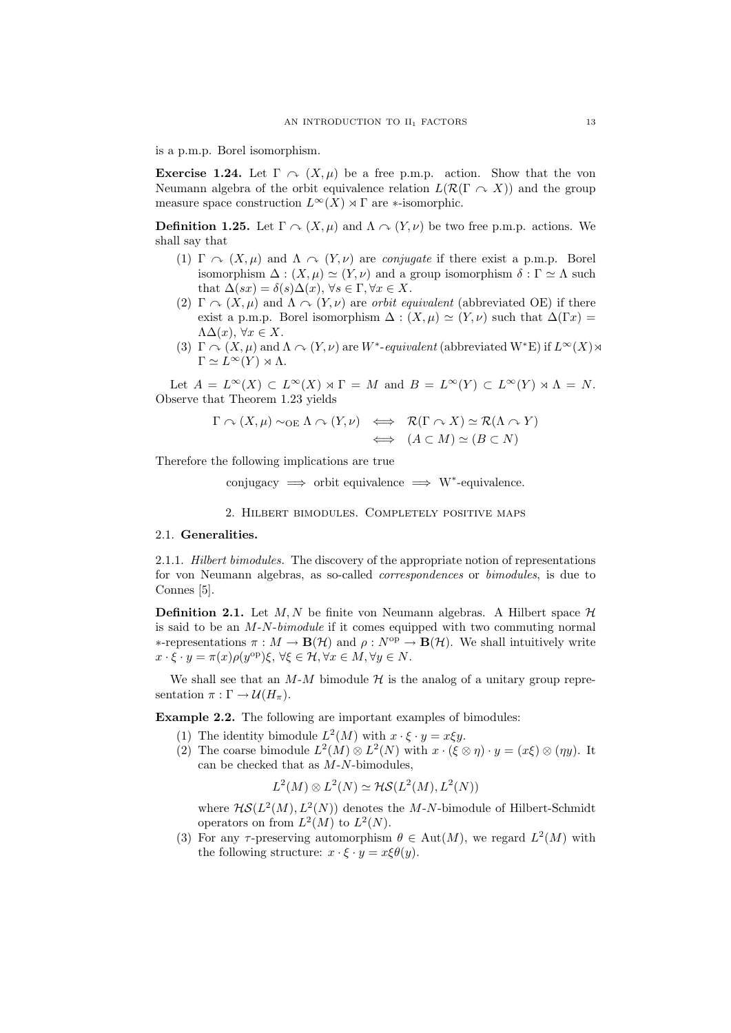is a p.m.p. Borel isomorphism.

**Exercise 1.24.** Let $\Gamma \curvearrowright (X,\mu)$ be a free p.m.p. action. Show that the von Neumann algebra of the orbit equivalence relation $L(\mathcal{R}(\Gamma \curvearrowright X))$ and the group measure space construction $L^\infty(X) \rtimes \Gamma$ are $*$-isomorphic.

**Definition 1.25.** Let $\Gamma \curvearrowright (X,\mu)$ and $\Lambda \curvearrowright (Y,\nu)$ be two free p.m.p. actions. We shall say that

1. $\Gamma \curvearrowright (X,\mu)$ and $\Lambda \curvearrowright (Y,\nu)$ are *conjugate* if there exist a p.m.p. Borel isomorphism $\Delta : (X,\mu) \simeq (Y,\nu)$ and a group isomorphism $\delta : \Gamma \simeq \Lambda$ such that $\Delta(sx) = \delta(s)\Delta(x)$, $\forall s \in \Gamma, \forall x \in X$.
2. $\Gamma \curvearrowright (X,\mu)$ and $\Lambda \curvearrowright (Y,\nu)$ are *orbit equivalent* (abbreviated OE) if there exist a p.m.p. Borel isomorphism $\Delta : (X,\mu) \simeq (Y,\nu)$ such that $\Delta(\Gamma x) = \Lambda\Delta(x)$, $\forall x \in X$.
3. $\Gamma \curvearrowright (X,\mu)$ and $\Lambda \curvearrowright (Y,\nu)$ are $W^*$*-equivalent* (abbreviated W$^*$E) if $L^\infty(X) \rtimes \Gamma \simeq L^\infty(Y) \rtimes \Lambda$.

Let $A = L^\infty(X) \subset L^\infty(X) \rtimes \Gamma = M$ and $B = L^\infty(Y) \subset L^\infty(Y) \rtimes \Lambda = N$. Observe that Theorem 1.23 yields

$$\begin{aligned} \Gamma \curvearrowright (X,\mu) \sim_{\mathrm{OE}} \Lambda \curvearrowright (Y,\nu) &\iff \mathcal{R}(\Gamma \curvearrowright X) \simeq \mathcal{R}(\Lambda \curvearrowright Y) \\ &\iff (A \subset M) \simeq (B \subset N) \end{aligned}$$

Therefore the following implications are true

$$\text{conjugacy} \implies \text{orbit equivalence} \implies \text{W}^*\text{-equivalence}.$$

## 2. Hilbert bimodules. Completely positive maps

### 2.1. Generalities.

2.1.1. *Hilbert bimodules.* The discovery of the appropriate notion of representations for von Neumann algebras, as so-called *correspondences* or *bimodules*, is due to Connes [5].

**Definition 2.1.** Let $M, N$ be finite von Neumann algebras. A Hilbert space $\mathcal{H}$ is said to be an $M$-$N$-*bimodule* if it comes equipped with two commuting normal $*$-representations $\pi : M \to \mathbf{B}(\mathcal{H})$ and $\rho : N^{\mathrm{op}} \to \mathbf{B}(\mathcal{H})$. We shall intuitively write $x \cdot \xi \cdot y = \pi(x)\rho(y^{\mathrm{op}})\xi$, $\forall \xi \in \mathcal{H}, \forall x \in M, \forall y \in N$.

We shall see that an $M$-$M$ bimodule $\mathcal{H}$ is the analog of a unitary group representation $\pi : \Gamma \to \mathcal{U}(H_\pi)$.

**Example 2.2.** The following are important examples of bimodules:

1. The identity bimodule $L^2(M)$ with $x \cdot \xi \cdot y = x\xi y$.
2. The coarse bimodule $L^2(M) \otimes L^2(N)$ with $x \cdot (\xi \otimes \eta) \cdot y = (x\xi) \otimes (\eta y)$. It can be checked that as $M$-$N$-bimodules,
$$L^2(M) \otimes L^2(N) \simeq \mathcal{HS}(L^2(M), L^2(N))$$
where $\mathcal{HS}(L^2(M), L^2(N))$ denotes the $M$-$N$-bimodule of Hilbert-Schmidt operators on from $L^2(M)$ to $L^2(N)$.
3. For any $\tau$-preserving automorphism $\theta \in \mathrm{Aut}(M)$, we regard $L^2(M)$ with the following structure: $x \cdot \xi \cdot y = x\xi\theta(y)$.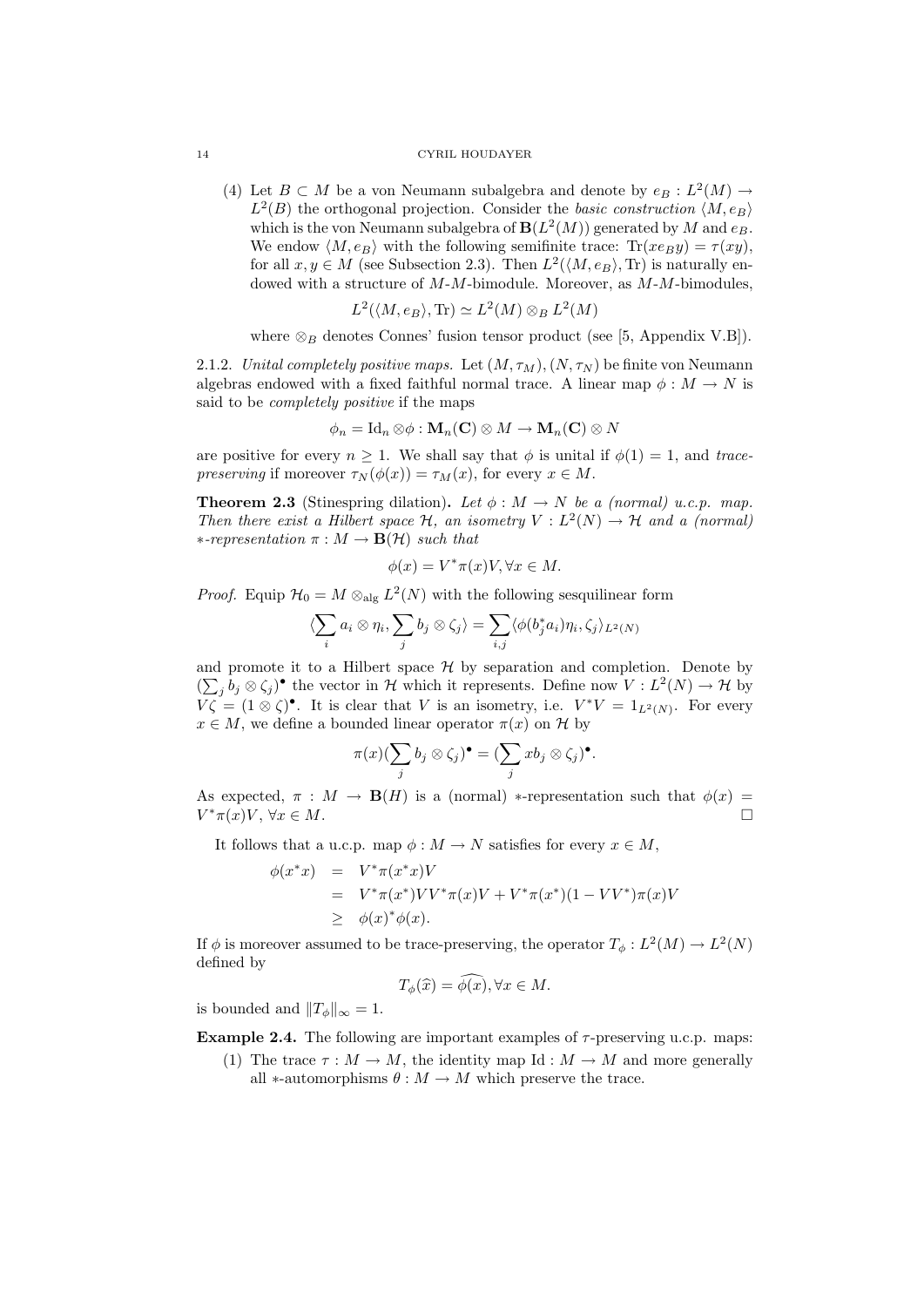(4) Let $B \subset M$ be a von Neumann subalgebra and denote by $e_B : L^2(M) \to L^2(B)$ the orthogonal projection. Consider the *basic construction* $\langle M, e_B \rangle$ which is the von Neumann subalgebra of $\mathbf{B}(L^2(M))$ generated by $M$ and $e_B$. We endow $\langle M, e_B \rangle$ with the following semifinite trace: $\mathrm{Tr}(xe_By) = \tau(xy)$, for all $x, y \in M$ (see Subsection 2.3). Then $L^2(\langle M, e_B\rangle, \mathrm{Tr})$ is naturally endowed with a structure of $M$-$M$-bimodule. Moreover, as $M$-$M$-bimodules,

$$L^2(\langle M, e_B\rangle, \mathrm{Tr}) \simeq L^2(M) \otimes_B L^2(M)$$

where $\otimes_B$ denotes Connes' fusion tensor product (see [5, Appendix V.B]).

2.1.2. *Unital completely positive maps.* Let $(M, \tau_M), (N, \tau_N)$ be finite von Neumann algebras endowed with a fixed faithful normal trace. A linear map $\phi : M \to N$ is said to be *completely positive* if the maps

$$\phi_n = \mathrm{Id}_n \otimes \phi : \mathbf{M}_n(\mathbf{C}) \otimes M \to \mathbf{M}_n(\mathbf{C}) \otimes N$$

are positive for every $n \geq 1$. We shall say that $\phi$ is unital if $\phi(1) = 1$, and *trace-preserving* if moreover $\tau_N(\phi(x)) = \tau_M(x)$, for every $x \in M$.

**Theorem 2.3** (Stinespring dilation)**.** *Let $\phi : M \to N$ be a (normal) u.c.p. map. Then there exist a Hilbert space $\mathcal{H}$, an isometry $V : L^2(N) \to \mathcal{H}$ and a (normal) $*$-representation $\pi : M \to \mathbf{B}(\mathcal{H})$ such that*

$$\phi(x) = V^*\pi(x)V, \forall x \in M.$$

*Proof.* Equip $\mathcal{H}_0 = M \otimes_{\mathrm{alg}} L^2(N)$ with the following sesquilinear form

$$\langle \sum_i a_i \otimes \eta_i, \sum_j b_j \otimes \zeta_j \rangle = \sum_{i,j} \langle \phi(b_j^* a_i)\eta_i, \zeta_j \rangle_{L^2(N)}$$

and promote it to a Hilbert space $\mathcal{H}$ by separation and completion. Denote by $(\sum_j b_j \otimes \zeta_j)^\bullet$ the vector in $\mathcal{H}$ which it represents. Define now $V : L^2(N) \to \mathcal{H}$ by $V\zeta = (1 \otimes \zeta)^\bullet$. It is clear that $V$ is an isometry, i.e. $V^*V = 1_{L^2(N)}$. For every $x \in M$, we define a bounded linear operator $\pi(x)$ on $\mathcal{H}$ by

$$\pi(x)(\sum_j b_j \otimes \zeta_j)^\bullet = (\sum_j xb_j \otimes \zeta_j)^\bullet.$$

As expected, $\pi : M \to \mathbf{B}(H)$ is a (normal) $*$-representation such that $\phi(x) = V^*\pi(x)V$, $\forall x \in M$. $\square$

It follows that a u.c.p. map $\phi : M \to N$ satisfies for every $x \in M$,

$$\begin{aligned}
\phi(x^*x) &= V^*\pi(x^*x)V \\
&= V^*\pi(x^*)VV^*\pi(x)V + V^*\pi(x^*)(1 - VV^*)\pi(x)V \\
&\geq \phi(x)^*\phi(x).
\end{aligned}$$

If $\phi$ is moreover assumed to be trace-preserving, the operator $T_\phi : L^2(M) \to L^2(N)$ defined by

$$T_\phi(\widehat{x}) = \widehat{\phi(x)}, \forall x \in M.$$

is bounded and $\|T_\phi\|_\infty = 1$.

**Example 2.4.** The following are important examples of $\tau$-preserving u.c.p. maps:

(1) The trace $\tau : M \to M$, the identity map $\mathrm{Id} : M \to M$ and more generally all $*$-automorphisms $\theta : M \to M$ which preserve the trace.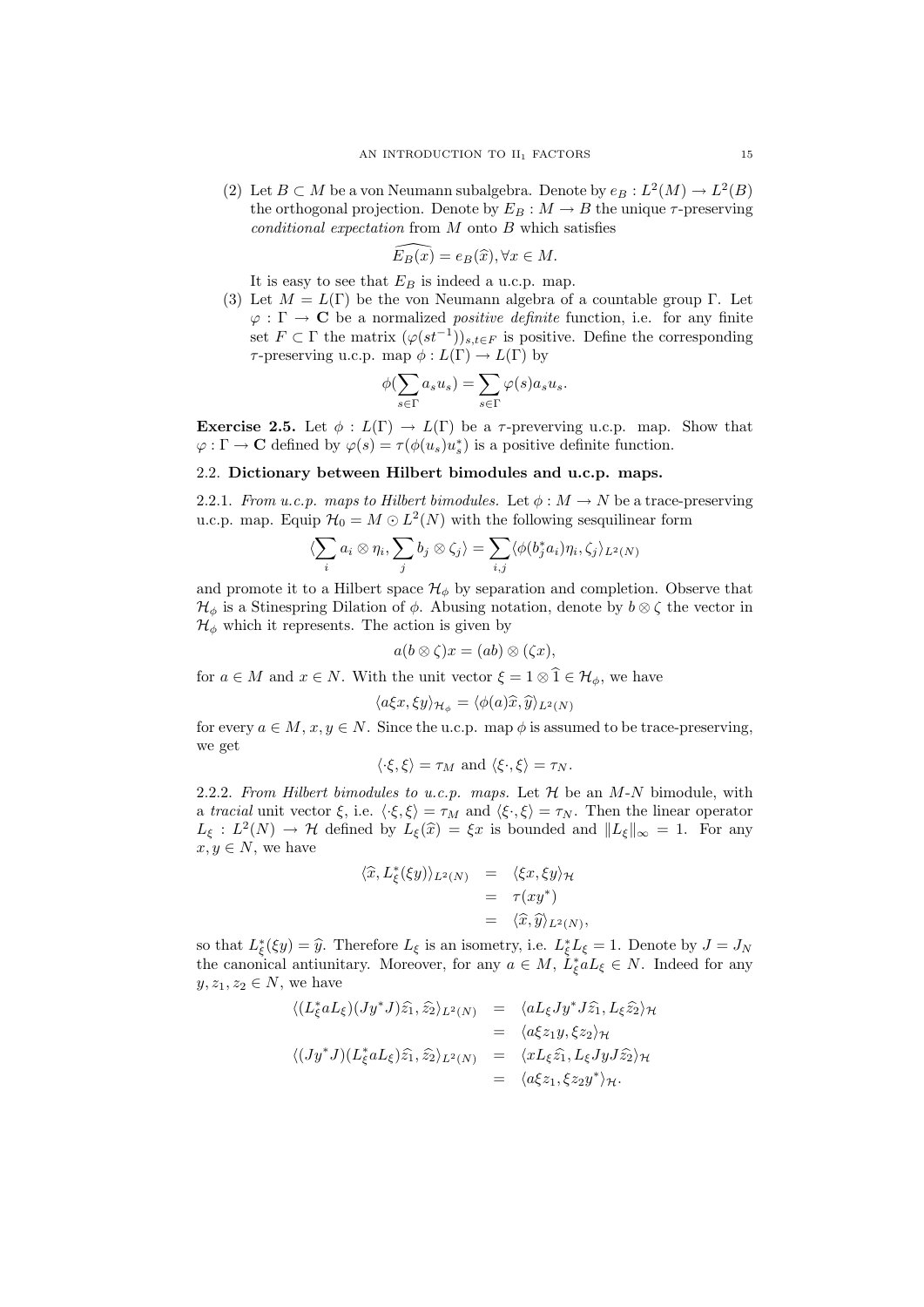(2) Let $B \subset M$ be a von Neumann subalgebra. Denote by $e_B : L^2(M) \to L^2(B)$ the orthogonal projection. Denote by $E_B : M \to B$ the unique $\tau$-preserving *conditional expectation* from $M$ onto $B$ which satisfies

$$\widehat{E_B(x)} = e_B(\widehat{x}), \forall x \in M.$$

It is easy to see that $E_B$ is indeed a u.c.p. map.

(3) Let $M = L(\Gamma)$ be the von Neumann algebra of a countable group $\Gamma$. Let $\varphi : \Gamma \to \mathbf{C}$ be a normalized *positive definite* function, i.e. for any finite set $F \subset \Gamma$ the matrix $(\varphi(st^{-1}))_{s,t\in F}$ is positive. Define the corresponding $\tau$-preserving u.c.p. map $\phi : L(\Gamma) \to L(\Gamma)$ by

$$\phi(\sum_{s\in\Gamma} a_s u_s) = \sum_{s\in\Gamma} \varphi(s) a_s u_s.$$

**Exercise 2.5.** Let $\phi : L(\Gamma) \to L(\Gamma)$ be a $\tau$-preverving u.c.p. map. Show that $\varphi : \Gamma \to \mathbf{C}$ defined by $\varphi(s) = \tau(\phi(u_s)u_s^*)$ is a positive definite function.

### 2.2. Dictionary between Hilbert bimodules and u.c.p. maps.

2.2.1. *From u.c.p. maps to Hilbert bimodules.* Let $\phi : M \to N$ be a trace-preserving u.c.p. map. Equip $\mathcal{H}_0 = M \odot L^2(N)$ with the following sesquilinear form

$$\langle \sum_i a_i \otimes \eta_i, \sum_j b_j \otimes \zeta_j \rangle = \sum_{i,j} \langle \phi(b_j^* a_i)\eta_i, \zeta_j \rangle_{L^2(N)}$$

and promote it to a Hilbert space $\mathcal{H}_\phi$ by separation and completion. Observe that $\mathcal{H}_\phi$ is a Stinespring Dilation of $\phi$. Abusing notation, denote by $b \otimes \zeta$ the vector in $\mathcal{H}_\phi$ which it represents. The action is given by

$$a(b \otimes \zeta)x = (ab) \otimes (\zeta x),$$

for $a \in M$ and $x \in N$. With the unit vector $\xi = 1 \otimes \widehat{1} \in \mathcal{H}_\phi$, we have

$$\langle a\xi x, \xi y \rangle_{\mathcal{H}_\phi} = \langle \phi(a)\widehat{x}, \widehat{y} \rangle_{L^2(N)}$$

for every $a \in M$, $x, y \in N$. Since the u.c.p. map $\phi$ is assumed to be trace-preserving, we get

$$\langle \cdot \xi, \xi \rangle = \tau_M \text{ and } \langle \xi \cdot, \xi \rangle = \tau_N.$$

2.2.2. *From Hilbert bimodules to u.c.p. maps.* Let $\mathcal{H}$ be an $M$-$N$ bimodule, with a *tracial* unit vector $\xi$, i.e. $\langle \cdot \xi, \xi \rangle = \tau_M$ and $\langle \xi \cdot, \xi \rangle = \tau_N$. Then the linear operator $L_\xi : L^2(N) \to \mathcal{H}$ defined by $L_\xi(\widehat{x}) = \xi x$ is bounded and $\|L_\xi\|_\infty = 1$. For any $x, y \in N$, we have

$$\begin{aligned}
\langle \widehat{x}, L_\xi^*(\xi y) \rangle_{L^2(N)} &= \langle \xi x, \xi y \rangle_{\mathcal{H}} \\
&= \tau(xy^*) \\
&= \langle \widehat{x}, \widehat{y} \rangle_{L^2(N)},
\end{aligned}$$

so that $L_\xi^*(\xi y) = \widehat{y}$. Therefore $L_\xi$ is an isometry, i.e. $L_\xi^* L_\xi = 1$. Denote by $J = J_N$ the canonical antiunitary. Moreover, for any $a \in M$, $L_\xi^* a L_\xi \in N$. Indeed for any $y, z_1, z_2 \in N$, we have

$$\begin{aligned}
\langle (L_\xi^* a L_\xi)(Jy^*J)\widehat{z}_1, \widehat{z}_2 \rangle_{L^2(N)} &= \langle a L_\xi J y^* J \widehat{z}_1, L_\xi \widehat{z}_2 \rangle_{\mathcal{H}} \\
&= \langle a\xi z_1 y, \xi z_2 \rangle_{\mathcal{H}} \\
\langle (Jy^*J)(L_\xi^* a L_\xi)\widehat{z}_1, \widehat{z}_2 \rangle_{L^2(N)} &= \langle x L_\xi \widehat{z}_1, L_\xi J y J \widehat{z}_2 \rangle_{\mathcal{H}} \\
&= \langle a\xi z_1, \xi z_2 y^* \rangle_{\mathcal{H}}.
\end{aligned}$$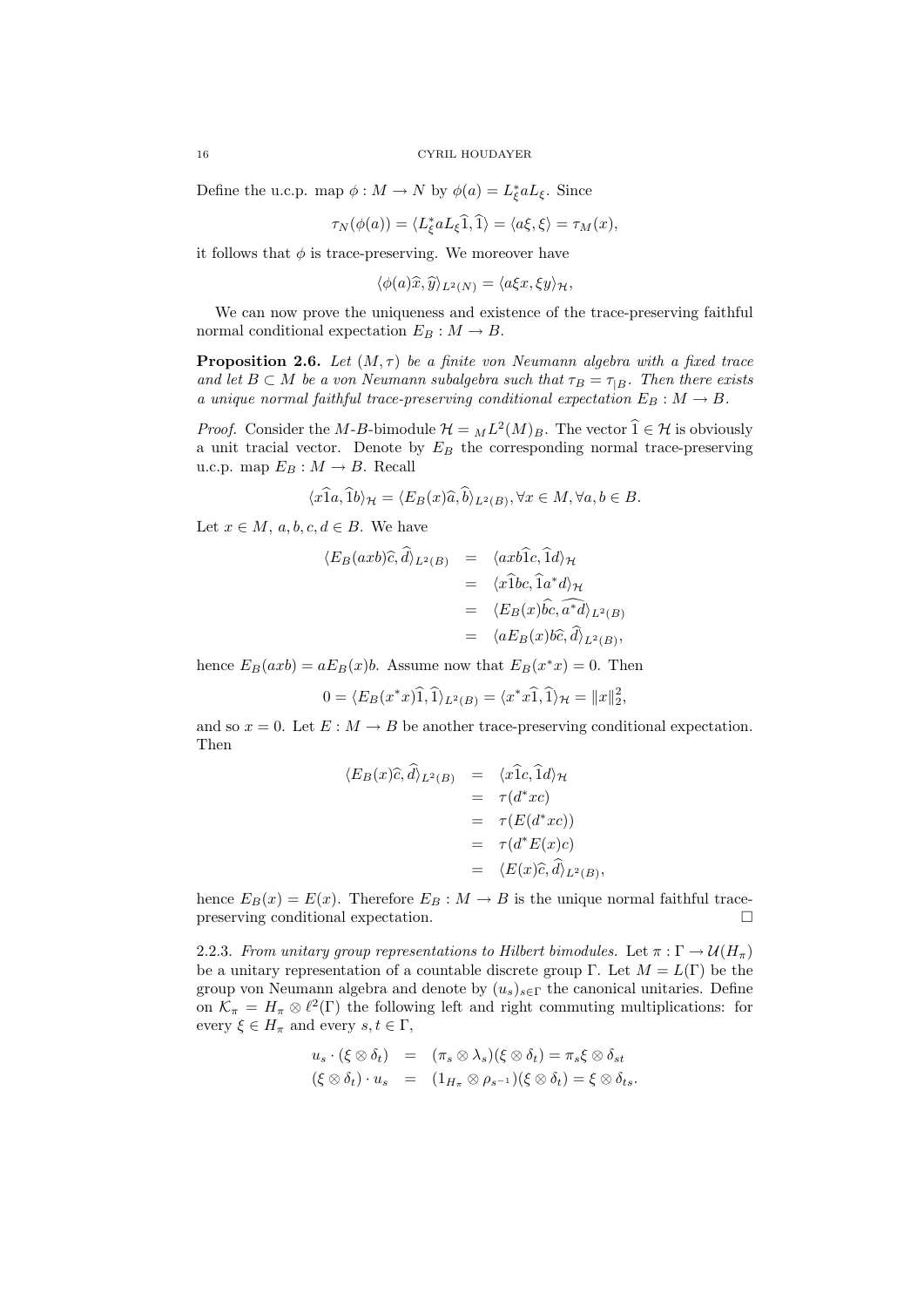Define the u.c.p. map $\phi : M \to N$ by $\phi(a) = L_\xi^* a L_\xi$. Since

$$\tau_N(\phi(a)) = \langle L_\xi^* a L_\xi \widehat{1}, \widehat{1}\rangle = \langle a\xi, \xi\rangle = \tau_M(x),$$

it follows that $\phi$ is trace-preserving. We moreover have

$$\langle \phi(a)\widehat{x}, \widehat{y}\rangle_{L^2(N)} = \langle a\xi x, \xi y\rangle_{\mathcal{H}},$$

We can now prove the uniqueness and existence of the trace-preserving faithful normal conditional expectation $E_B : M \to B$.

**Proposition 2.6.** *Let $(M, \tau)$ be a finite von Neumann algebra with a fixed trace and let $B \subset M$ be a von Neumann subalgebra such that $\tau_B = \tau_{|B}$. Then there exists a unique normal faithful trace-preserving conditional expectation $E_B : M \to B$.*

*Proof.* Consider the $M$-$B$-bimodule $\mathcal{H} = {}_M L^2(M)_B$. The vector $\widehat{1} \in \mathcal{H}$ is obviously a unit tracial vector. Denote by $E_B$ the corresponding normal trace-preserving u.c.p. map $E_B : M \to B$. Recall

$$\langle x\widehat{1}a, \widehat{1}b\rangle_{\mathcal{H}} = \langle E_B(x)\widehat{a}, \widehat{b}\rangle_{L^2(B)}, \forall x \in M, \forall a, b \in B.$$

Let $x \in M$, $a, b, c, d \in B$. We have

$$\begin{aligned}
\langle E_B(axb)\widehat{c}, \widehat{d}\rangle_{L^2(B)} &= \langle axb\widehat{1}c, \widehat{1}d\rangle_{\mathcal{H}} \\
&= \langle x\widehat{1}bc, \widehat{1}a^*d\rangle_{\mathcal{H}} \\
&= \langle E_B(x)\widehat{bc}, \widehat{a^*d}\rangle_{L^2(B)} \\
&= \langle aE_B(x)b\widehat{c}, \widehat{d}\rangle_{L^2(B)},
\end{aligned}$$

hence $E_B(axb) = aE_B(x)b$. Assume now that $E_B(x^*x) = 0$. Then

$$0 = \langle E_B(x^*x)\widehat{1}, \widehat{1}\rangle_{L^2(B)} = \langle x^*x\widehat{1}, \widehat{1}\rangle_{\mathcal{H}} = \|x\|_2^2,$$

and so $x = 0$. Let $E : M \to B$ be another trace-preserving conditional expectation. Then

$$\begin{aligned}
\langle E_B(x)\widehat{c}, \widehat{d}\rangle_{L^2(B)} &= \langle x\widehat{1}c, \widehat{1}d\rangle_{\mathcal{H}} \\
&= \tau(d^*xc) \\
&= \tau(E(d^*xc)) \\
&= \tau(d^*E(x)c) \\
&= \langle E(x)\widehat{c}, \widehat{d}\rangle_{L^2(B)},
\end{aligned}$$

hence $E_B(x) = E(x)$. Therefore $E_B : M \to B$ is the unique normal faithful trace-preserving conditional expectation. □

2.2.3. *From unitary group representations to Hilbert bimodules.* Let $\pi : \Gamma \to \mathcal{U}(H_\pi)$ be a unitary representation of a countable discrete group $\Gamma$. Let $M = L(\Gamma)$ be the group von Neumann algebra and denote by $(u_s)_{s\in\Gamma}$ the canonical unitaries. Define on $\mathcal{K}_\pi = H_\pi \otimes \ell^2(\Gamma)$ the following left and right commuting multiplications: for every $\xi \in H_\pi$ and every $s, t \in \Gamma$,

$$\begin{aligned}
u_s \cdot (\xi \otimes \delta_t) &= (\pi_s \otimes \lambda_s)(\xi \otimes \delta_t) = \pi_s\xi \otimes \delta_{st} \\
(\xi \otimes \delta_t) \cdot u_s &= (1_{H_\pi} \otimes \rho_{s^{-1}})(\xi \otimes \delta_t) = \xi \otimes \delta_{ts}.
\end{aligned}$$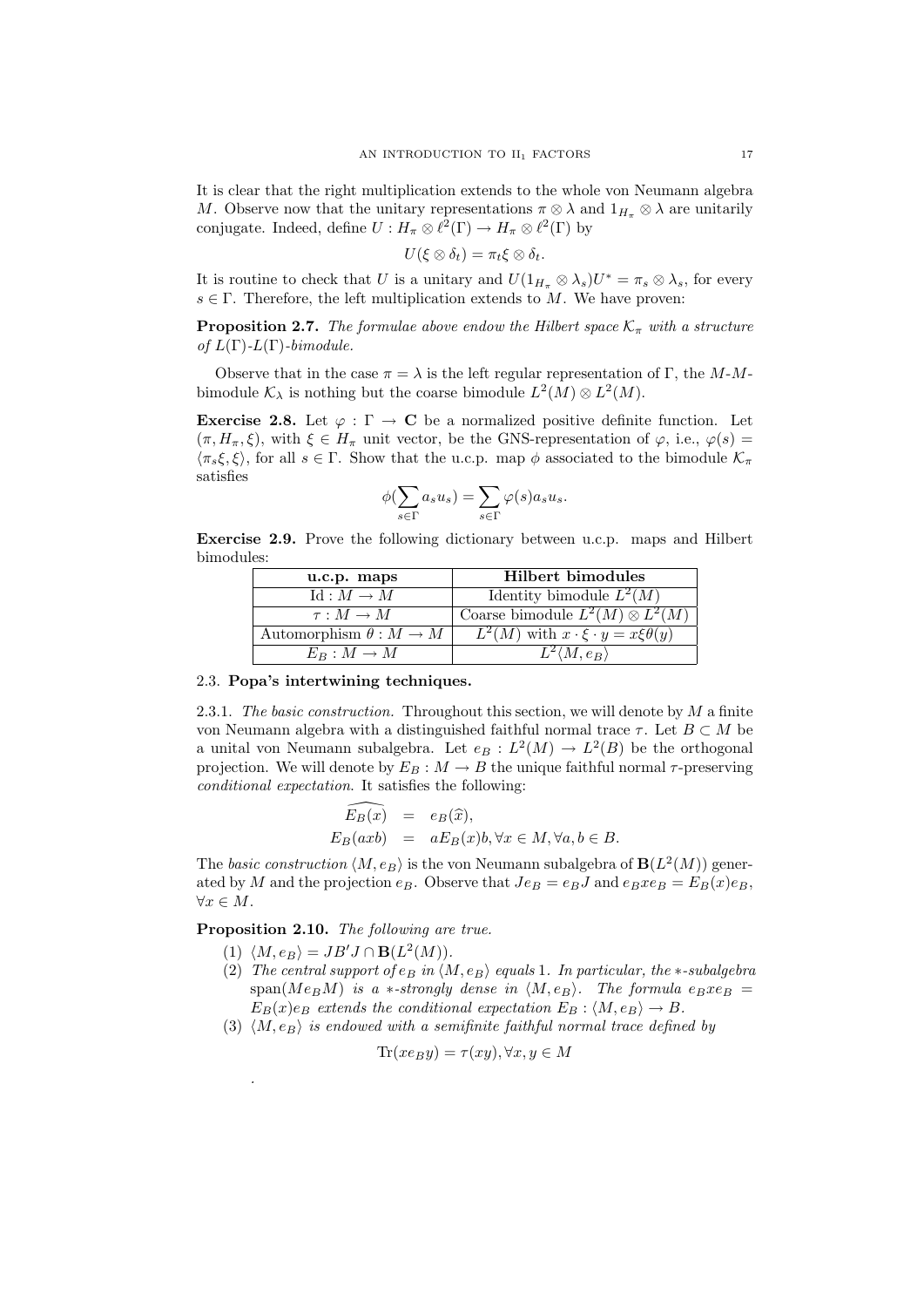It is clear that the right multiplication extends to the whole von Neumann algebra $M$. Observe now that the unitary representations $\pi \otimes \lambda$ and $1_{H_\pi} \otimes \lambda$ are unitarily conjugate. Indeed, define $U : H_\pi \otimes \ell^2(\Gamma) \to H_\pi \otimes \ell^2(\Gamma)$ by

$$U(\xi \otimes \delta_t) = \pi_t \xi \otimes \delta_t.$$

It is routine to check that $U$ is a unitary and $U(1_{H_\pi} \otimes \lambda_s)U^* = \pi_s \otimes \lambda_s$, for every $s \in \Gamma$. Therefore, the left multiplication extends to $M$. We have proven:

**Proposition 2.7.** *The formulae above endow the Hilbert space $\mathcal{K}_\pi$ with a structure of $L(\Gamma)$-$L(\Gamma)$-bimodule.*

Observe that in the case $\pi = \lambda$ is the left regular representation of $\Gamma$, the $M$-$M$-bimodule $\mathcal{K}_\lambda$ is nothing but the coarse bimodule $L^2(M) \otimes L^2(M)$.

**Exercise 2.8.** Let $\varphi : \Gamma \to \mathbf{C}$ be a normalized positive definite function. Let $(\pi, H_\pi, \xi)$, with $\xi \in H_\pi$ unit vector, be the GNS-representation of $\varphi$, i.e., $\varphi(s) = \langle \pi_s \xi, \xi \rangle$, for all $s \in \Gamma$. Show that the u.c.p. map $\phi$ associated to the bimodule $\mathcal{K}_\pi$ satisfies

$$\phi(\sum_{s\in\Gamma} a_s u_s) = \sum_{s \in \Gamma} \varphi(s) a_s u_s.$$

**Exercise 2.9.** Prove the following dictionary between u.c.p. maps and Hilbert bimodules:

| **u.c.p. maps** | **Hilbert bimodules** |
|---|---|
| $\mathrm{Id} : M \to M$ | Identity bimodule $L^2(M)$ |
| $\tau : M \to M$ | Coarse bimodule $L^2(M) \otimes L^2(M)$ |
| Automorphism $\theta : M \to M$ | $L^2(M)$ with $x \cdot \xi \cdot y = x\xi\theta(y)$ |
| $E_B : M \to M$ | $L^2\langle M, e_B\rangle$ |

### 2.3. Popa's intertwining techniques.

2.3.1. *The basic construction.* Throughout this section, we will denote by $M$ a finite von Neumann algebra with a distinguished faithful normal trace $\tau$. Let $B \subset M$ be a unital von Neumann subalgebra. Let $e_B : L^2(M) \to L^2(B)$ be the orthogonal projection. We will denote by $E_B : M \to B$ the unique faithful normal $\tau$-preserving *conditional expectation*. It satisfies the following:

$$\begin{aligned} \widehat{E_B(x)} &= e_B(\widehat{x}), \\ E_B(axb) &= aE_B(x)b, \forall x \in M, \forall a, b \in B. \end{aligned}$$

The *basic construction* $\langle M, e_B\rangle$ is the von Neumann subalgebra of $\mathbf{B}(L^2(M))$ generated by $M$ and the projection $e_B$. Observe that $Je_B = e_B J$ and $e_B x e_B = E_B(x) e_B$, $\forall x \in M$.

**Proposition 2.10.** *The following are true.*

1. $\langle M, e_B\rangle = JB'J \cap \mathbf{B}(L^2(M))$.
2. *The central support of $e_B$ in $\langle M, e_B\rangle$ equals* 1*. In particular, the $*$-subalgebra* $\mathrm{span}(Me_BM)$ *is a $*$-strongly dense in $\langle M, e_B\rangle$. The formula $e_B x e_B = E_B(x)e_B$ extends the conditional expectation $E_B : \langle M, e_B\rangle \to B$.*
3. *$\langle M, e_B\rangle$ is endowed with a semifinite faithful normal trace defined by*

$$\mathrm{Tr}(xe_By) = \tau(xy), \forall x, y \in M$$

.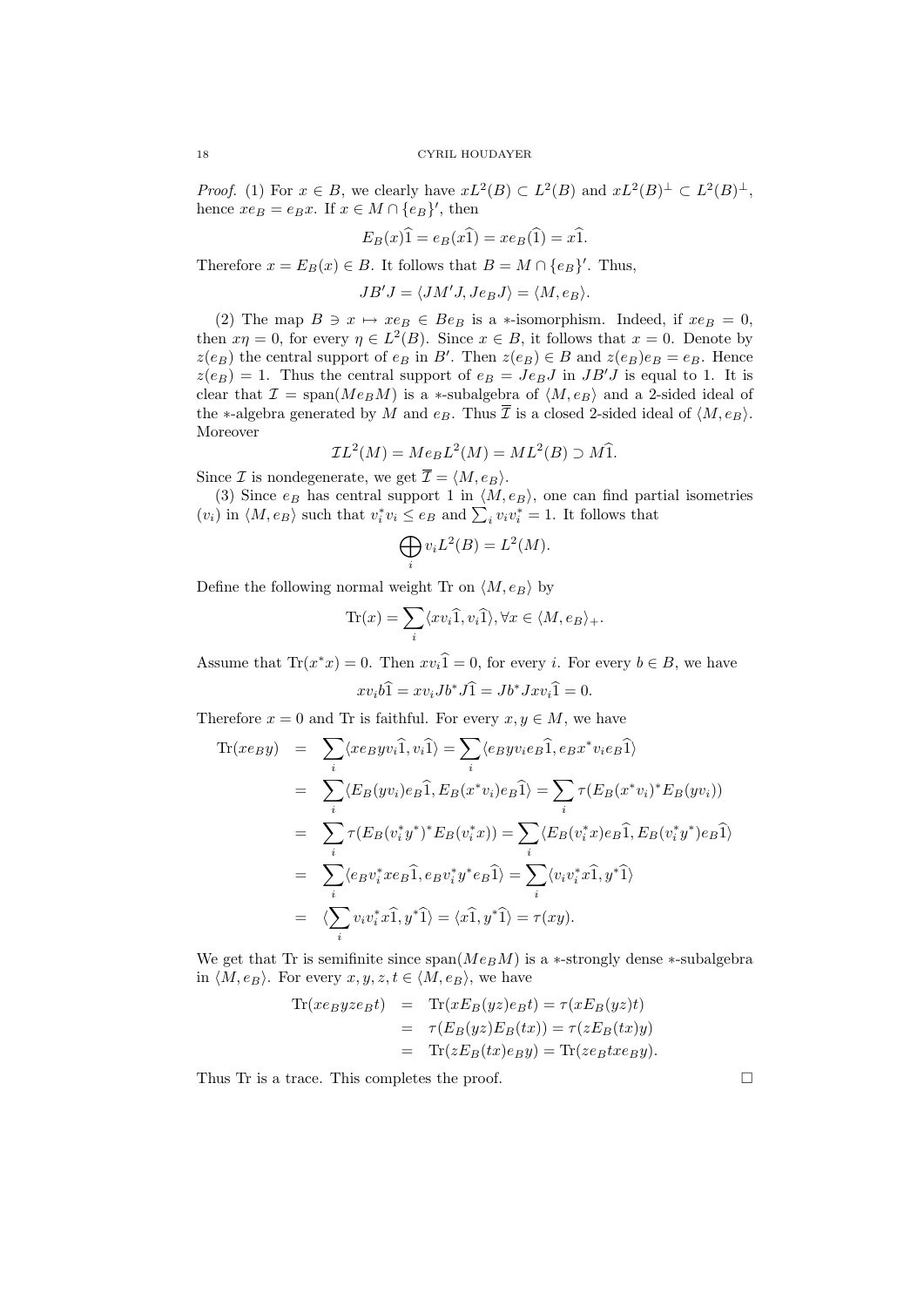*Proof.* (1) For $x \in B$, we clearly have $xL^2(B) \subset L^2(B)$ and $xL^2(B)^\perp \subset L^2(B)^\perp$, hence $xe_B = e_B x$. If $x \in M \cap \{e_B\}'$, then

$$E_B(x)\widehat{1} = e_B(x\widehat{1}) = xe_B(\widehat{1}) = x\widehat{1}.$$

Therefore $x = E_B(x) \in B$. It follows that $B = M \cap \{e_B\}'$. Thus,

$$JB'J = \langle JM'J, Je_BJ\rangle = \langle M, e_B\rangle.$$

(2) The map $B \ni x \mapsto xe_B \in Be_B$ is a $*$-isomorphism. Indeed, if $xe_B = 0$, then $x\eta = 0$, for every $\eta \in L^2(B)$. Since $x \in B$, it follows that $x = 0$. Denote by $z(e_B)$ the central support of $e_B$ in $B'$. Then $z(e_B) \in B$ and $z(e_B)e_B = e_B$. Hence $z(e_B) = 1$. Thus the central support of $e_B = Je_BJ$ in $JB'J$ is equal to 1. It is clear that $\mathcal{I} = \operatorname{span}(Me_BM)$ is a $*$-subalgebra of $\langle M, e_B\rangle$ and a 2-sided ideal of the $*$-algebra generated by $M$ and $e_B$. Thus $\overline{\mathcal{I}}$ is a closed 2-sided ideal of $\langle M, e_B\rangle$. Moreover

$$\mathcal{I}L^2(M) = Me_BL^2(M) = ML^2(B) \supset M\widehat{1}.$$

Since $\mathcal{I}$ is nondegenerate, we get $\overline{\mathcal{I}} = \langle M, e_B\rangle$.

(3) Since $e_B$ has central support 1 in $\langle M, e_B\rangle$, one can find partial isometries $(v_i)$ in $\langle M, e_B\rangle$ such that $v_i^*v_i \leq e_B$ and $\sum_i v_iv_i^* = 1$. It follows that

$$\bigoplus_i v_iL^2(B) = L^2(M).$$

Define the following normal weight Tr on $\langle M, e_B\rangle$ by

$$\operatorname{Tr}(x) = \sum_i \langle xv_i\widehat{1}, v_i\widehat{1}\rangle, \forall x \in \langle M, e_B\rangle_+.$$

Assume that $\operatorname{Tr}(x^*x) = 0$. Then $xv_i\widehat{1} = 0$, for every $i$. For every $b \in B$, we have

$$xv_ib\widehat{1} = xv_iJb^*J\widehat{1} = Jb^*Jxv_i\widehat{1} = 0.$$

Therefore $x = 0$ and Tr is faithful. For every $x, y \in M$, we have

$$\begin{aligned}
\operatorname{Tr}(xe_By) &= \sum_i \langle xe_Byv_i\widehat{1}, v_i\widehat{1}\rangle = \sum_i \langle e_Byv_ie_B\widehat{1}, e_Bx^*v_ie_B\widehat{1}\rangle \\
&= \sum_i \langle E_B(yv_i)e_B\widehat{1}, E_B(x^*v_i)e_B\widehat{1}\rangle = \sum_i \tau(E_B(x^*v_i)^*E_B(yv_i)) \\
&= \sum_i \tau(E_B(v_i^*y^*)^*E_B(v_i^*x)) = \sum_i \langle E_B(v_i^*x)e_B\widehat{1}, E_B(v_i^*y^*)e_B\widehat{1}\rangle \\
&= \sum_i \langle e_Bv_i^*xe_B\widehat{1}, e_Bv_i^*y^*e_B\widehat{1}\rangle = \sum_i \langle v_iv_i^*x\widehat{1}, y^*\widehat{1}\rangle \\
&= \langle \sum_i v_iv_i^*x\widehat{1}, y^*\widehat{1}\rangle = \langle x\widehat{1}, y^*\widehat{1}\rangle = \tau(xy).
\end{aligned}$$

We get that Tr is semifinite since $\operatorname{span}(Me_BM)$ is a $*$-strongly dense $*$-subalgebra in $\langle M, e_B\rangle$. For every $x, y, z, t \in \langle M, e_B\rangle$, we have

$$\begin{aligned}
\operatorname{Tr}(xe_Byze_Bt) &= \operatorname{Tr}(xE_B(yz)e_Bt) = \tau(xE_B(yz)t) \\
&= \tau(E_B(yz)E_B(tx)) = \tau(zE_B(tx)y) \\
&= \operatorname{Tr}(zE_B(tx)e_By) = \operatorname{Tr}(ze_Btxe_By).
\end{aligned}$$

Thus Tr is a trace. This completes the proof. $\square$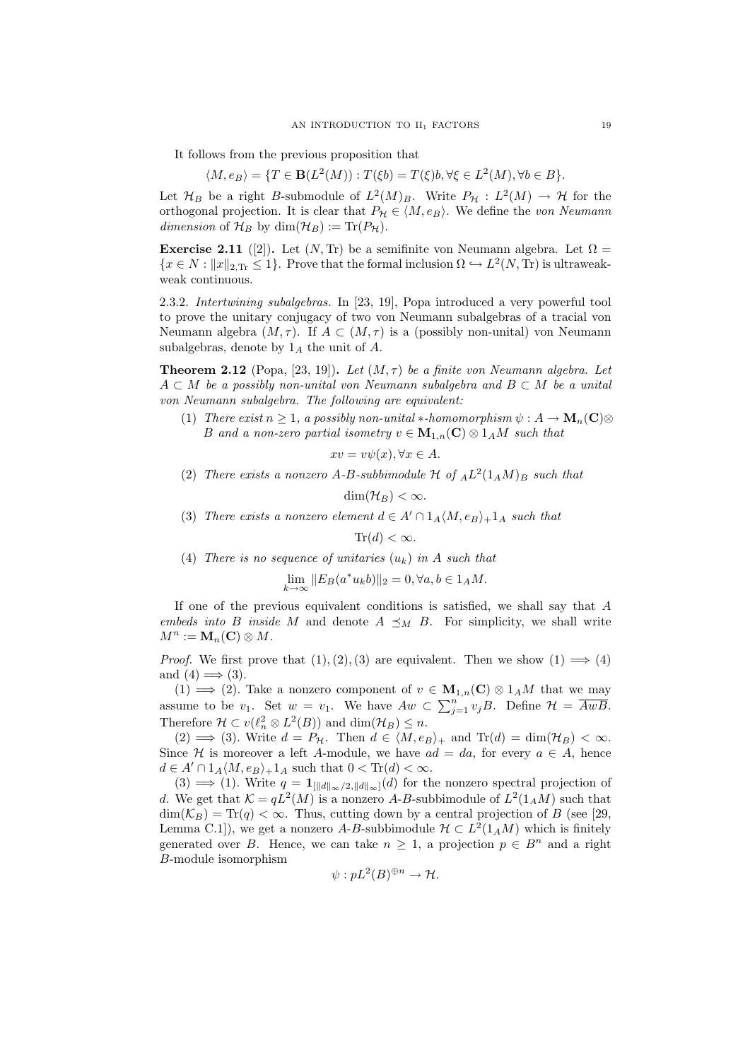It follows from the previous proposition that

$$\langle M, e_B\rangle = \{T \in \mathbf{B}(L^2(M)) : T(\xi b) = T(\xi)b, \forall \xi \in L^2(M), \forall b \in B\}.$$

Let $\mathcal{H}_B$ be a right $B$-submodule of $L^2(M)_B$. Write $P_{\mathcal{H}} : L^2(M) \to \mathcal{H}$ for the orthogonal projection. It is clear that $P_{\mathcal{H}} \in \langle M, e_B\rangle$. We define the *von Neumann dimension* of $\mathcal{H}_B$ by $\dim(\mathcal{H}_B) := \mathrm{Tr}(P_{\mathcal{H}})$.

**Exercise 2.11** ([2]). Let $(N, \mathrm{Tr})$ be a semifinite von Neumann algebra. Let $\Omega = \{x \in N : \|x\|_{2,\mathrm{Tr}} \leq 1\}$. Prove that the formal inclusion $\Omega \hookrightarrow L^2(N, \mathrm{Tr})$ is ultraweak-weak continuous.

2.3.2. *Intertwining subalgebras.* In [23, 19], Popa introduced a very powerful tool to prove the unitary conjugacy of two von Neumann subalgebras of a tracial von Neumann algebra $(M, \tau)$. If $A \subset (M, \tau)$ is a (possibly non-unital) von Neumann subalgebras, denote by $1_A$ the unit of $A$.

**Theorem 2.12** (Popa, [23, 19])**.** *Let $(M, \tau)$ be a finite von Neumann algebra. Let $A \subset M$ be a possibly non-unital von Neumann subalgebra and $B \subset M$ be a unital von Neumann subalgebra. The following are equivalent:*

1. *There exist $n \geq 1$, a possibly non-unital $*$-homomorphism $\psi : A \to \mathbf{M}_n(\mathbf{C}) \otimes B$ and a non-zero partial isometry $v \in \mathbf{M}_{1,n}(\mathbf{C}) \otimes 1_A M$ such that*
$$xv = v\psi(x), \forall x \in A.$$
2. *There exists a nonzero $A$-$B$-subbimodule $\mathcal{H}$ of ${}_AL^2(1_A M)_B$ such that*
$$\dim(\mathcal{H}_B) < \infty.$$
3. *There exists a nonzero element $d \in A' \cap 1_A \langle M, e_B\rangle_+ 1_A$ such that*
$$\mathrm{Tr}(d) < \infty.$$
4. *There is no sequence of unitaries $(u_k)$ in $A$ such that*
$$\lim_{k\to\infty} \|E_B(a^* u_k b)\|_2 = 0, \forall a, b \in 1_A M.$$

If one of the previous equivalent conditions is satisfied, we shall say that $A$ *embeds into $B$ inside $M$* and denote $A \preceq_M B$. For simplicity, we shall write $M^n := \mathbf{M}_n(\mathbf{C}) \otimes M$.

*Proof.* We first prove that $(1), (2), (3)$ are equivalent. Then we show $(1) \implies (4)$ and $(4) \implies (3)$.

$(1) \implies (2)$. Take a nonzero component of $v \in \mathbf{M}_{1,n}(\mathbf{C}) \otimes 1_A M$ that we may assume to be $v_1$. Set $w = v_1$. We have $Aw \subset \sum_{j=1}^n v_j B$. Define $\mathcal{H} = \overline{AwB}$. Therefore $\mathcal{H} \subset v(\ell^2_n \otimes L^2(B))$ and $\dim(\mathcal{H}_B) \leq n$.

$(2) \implies (3)$. Write $d = P_{\mathcal{H}}$. Then $d \in \langle M, e_B\rangle_+$ and $\mathrm{Tr}(d) = \dim(\mathcal{H}_B) < \infty$. Since $\mathcal{H}$ is moreover a left $A$-module, we have $ad = da$, for every $a \in A$, hence $d \in A' \cap 1_A \langle M, e_B\rangle_+ 1_A$ such that $0 < \mathrm{Tr}(d) < \infty$.

$(3) \implies (1)$. Write $q = \mathbf{1}_{[\|d\|_\infty/2, \|d\|_\infty]}(d)$ for the nonzero spectral projection of $d$. We get that $\mathcal{K} = qL^2(M)$ is a nonzero $A$-$B$-subbimodule of $L^2(1_A M)$ such that $\dim(\mathcal{K}_B) = \mathrm{Tr}(q) < \infty$. Thus, cutting down by a central projection of $B$ (see [29, Lemma C.1]), we get a nonzero $A$-$B$-subbimodule $\mathcal{H} \subset L^2(1_A M)$ which is finitely generated over $B$. Hence, we can take $n \geq 1$, a projection $p \in B^n$ and a right $B$-module isomorphism

$$\psi : pL^2(B)^{\oplus n} \to \mathcal{H}.$$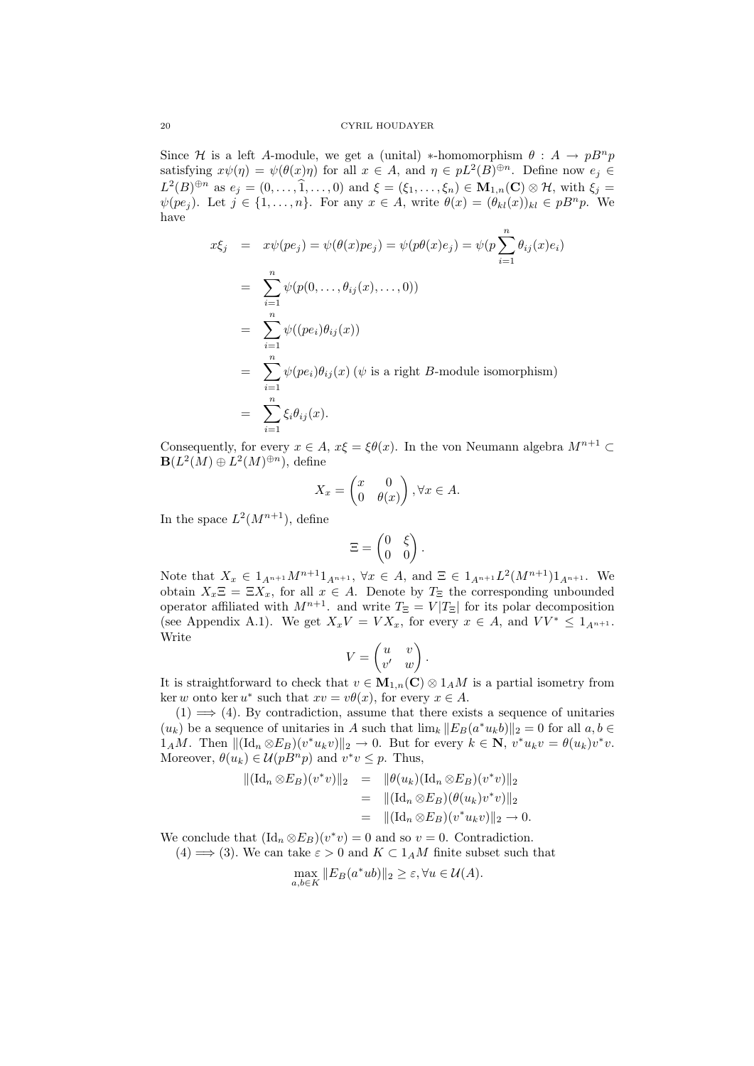Since $\mathcal{H}$ is a left $A$-module, we get a (unital) $*$-homomorphism $\theta : A \to pB^n p$ satisfying $x\psi(\eta) = \psi(\theta(x)\eta)$ for all $x \in A$, and $\eta \in pL^2(B)^{\oplus n}$. Define now $e_j \in L^2(B)^{\oplus n}$ as $e_j = (0, \dots, \widehat{1}, \dots, 0)$ and $\xi = (\xi_1, \dots, \xi_n) \in \mathbf{M}_{1,n}(\mathbf{C}) \otimes \mathcal{H}$, with $\xi_j = \psi(pe_j)$. Let $j \in \{1, \dots, n\}$. For any $x \in A$, write $\theta(x) = (\theta_{kl}(x))_{kl} \in pB^n p$. We have

$$
\begin{aligned}
x\xi_j &= x\psi(pe_j) = \psi(\theta(x)pe_j) = \psi(p\theta(x)e_j) = \psi(p\sum_{i=1}^n \theta_{ij}(x)e_i) \\
&= \sum_{i=1}^n \psi(p(0, \dots, \theta_{ij}(x), \dots, 0)) \\
&= \sum_{i=1}^n \psi((pe_i)\theta_{ij}(x)) \\
&= \sum_{i=1}^n \psi(pe_i)\theta_{ij}(x) \text{ ($\psi$ is a right $B$-module isomorphism)} \\
&= \sum_{i=1}^n \xi_i \theta_{ij}(x).
\end{aligned}
$$

Consequently, for every $x \in A$, $x\xi = \xi\theta(x)$. In the von Neumann algebra $M^{n+1} \subset \mathbf{B}(L^2(M) \oplus L^2(M)^{\oplus n})$, define

$$
X_x = \begin{pmatrix} x & 0 \\ 0 & \theta(x) \end{pmatrix}, \forall x \in A.
$$

In the space $L^2(M^{n+1})$, define

$$
\Xi = \begin{pmatrix} 0 & \xi \\ 0 & 0 \end{pmatrix}.
$$

Note that $X_x \in 1_{A^{n+1}} M^{n+1} 1_{A^{n+1}}$, $\forall x \in A$, and $\Xi \in 1_{A^{n+1}} L^2(M^{n+1}) 1_{A^{n+1}}$. We obtain $X_x \Xi = \Xi X_x$, for all $x \in A$. Denote by $T_\Xi$ the corresponding unbounded operator affiliated with $M^{n+1}$. and write $T_\Xi = V|T_\Xi|$ for its polar decomposition (see Appendix A.1). We get $X_x V = V X_x$, for every $x \in A$, and $VV^* \leq 1_{A^{n+1}}$. Write

$$
V = \begin{pmatrix} u & v \\ v' & w \end{pmatrix}.
$$

It is straightforward to check that $v \in \mathbf{M}_{1,n}(\mathbf{C}) \otimes 1_A M$ is a partial isometry from $\ker w$ onto $\ker u^*$ such that $xv = v\theta(x)$, for every $x \in A$.

(1) $\Longrightarrow$ (4). By contradiction, assume that there exists a sequence of unitaries $(u_k)$ be a sequence of unitaries in $A$ such that $\lim_k \|E_B(a^* u_k b)\|_2 = 0$ for all $a, b \in 1_A M$. Then $\|(\mathrm{Id}_n \otimes E_B)(v^* u_k v)\|_2 \to 0$. But for every $k \in \mathbf{N}$, $v^* u_k v = \theta(u_k) v^* v$. Moreover, $\theta(u_k) \in \mathcal{U}(pB^n p)$ and $v^* v \leq p$. Thus,

$$
\begin{aligned}
\|(\mathrm{Id}_n \otimes E_B)(v^* v)\|_2 &= \|\theta(u_k)(\mathrm{Id}_n \otimes E_B)(v^* v)\|_2 \\
&= \|(\mathrm{Id}_n \otimes E_B)(\theta(u_k) v^* v)\|_2 \\
&= \|(\mathrm{Id}_n \otimes E_B)(v^* u_k v)\|_2 \to 0.
\end{aligned}
$$

We conclude that $(\mathrm{Id}_n \otimes E_B)(v^* v) = 0$ and so $v = 0$. Contradiction.

(4) $\Longrightarrow$ (3). We can take $\varepsilon > 0$ and $K \subset 1_A M$ finite subset such that

$$
\max_{a,b \in K} \|E_B(a^* u b)\|_2 \geq \varepsilon, \forall u \in \mathcal{U}(A).
$$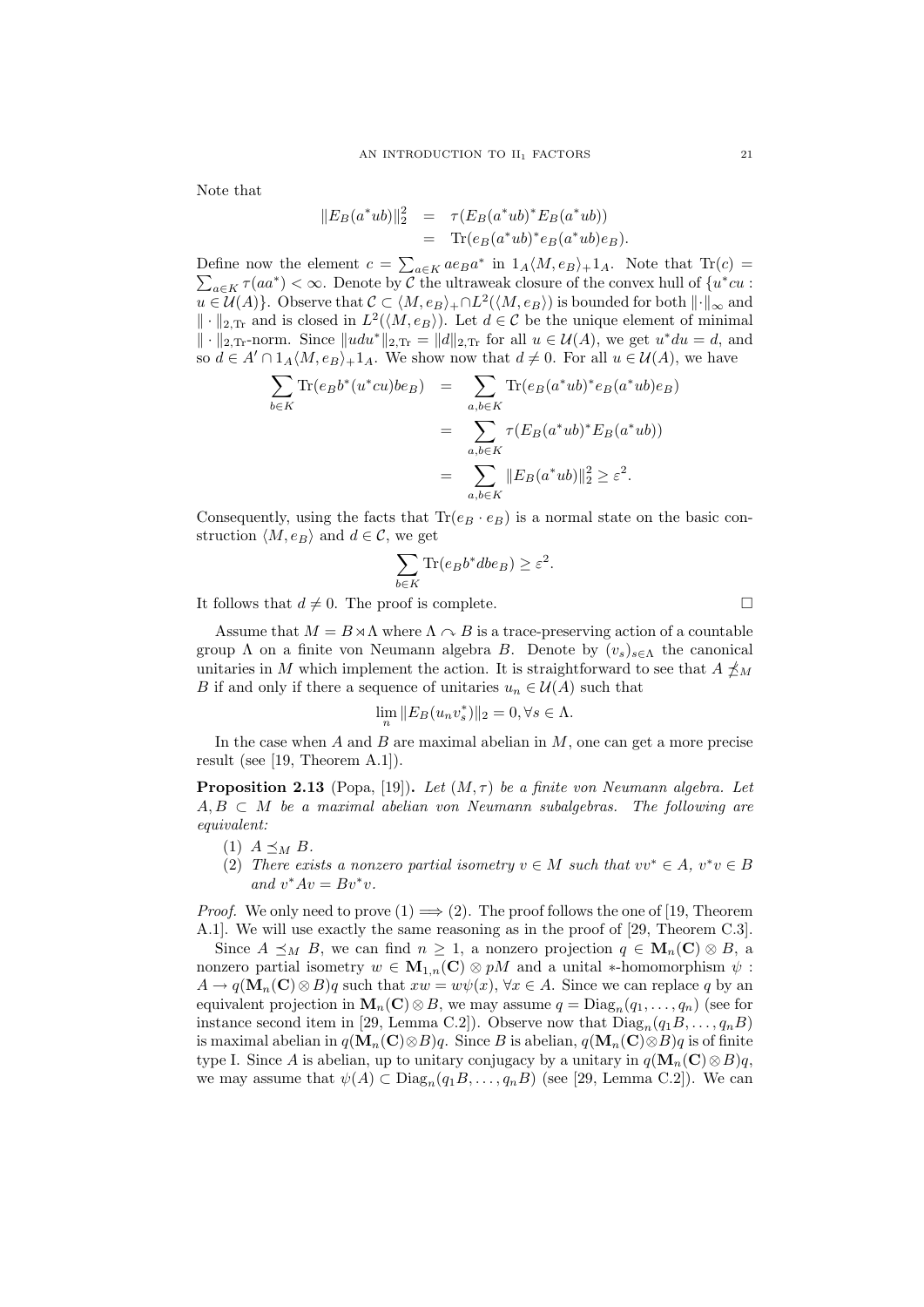Note that

$$\begin{aligned}
\|E_B(a^*ub)\|_2^2 &= \tau(E_B(a^*ub)^*E_B(a^*ub)) \\
&= \mathrm{Tr}(e_B(a^*ub)^*e_B(a^*ub)e_B).
\end{aligned}$$

Define now the element $c = \sum_{a\in K} ae_Ba^*$ in $1_A\langle M, e_B\rangle_+1_A$. Note that $\mathrm{Tr}(c) = \sum_{a\in K}\tau(aa^*) < \infty$. Denote by $\mathcal{C}$ the ultraweak closure of the convex hull of $\{u^*cu : u \in \mathcal{U}(A)\}$. Observe that $\mathcal{C} \subset \langle M, e_B\rangle_+ \cap L^2(\langle M, e_B\rangle)$ is bounded for both $\|\cdot\|_\infty$ and $\|\cdot\|_{2,\mathrm{Tr}}$ and is closed in $L^2(\langle M, e_B\rangle)$. Let $d \in \mathcal{C}$ be the unique element of minimal $\|\cdot\|_{2,\mathrm{Tr}}$-norm. Since $\|udu^*\|_{2,\mathrm{Tr}} = \|d\|_{2,\mathrm{Tr}}$ for all $u \in \mathcal{U}(A)$, we get $u^*du = d$, and so $d \in A' \cap 1_A\langle M, e_B\rangle_+1_A$. We show now that $d \neq 0$. For all $u \in \mathcal{U}(A)$, we have

$$\begin{aligned}
\sum_{b\in K} \mathrm{Tr}(e_Bb^*(u^*cu)be_B) &= \sum_{a,b\in K} \mathrm{Tr}(e_B(a^*ub)^*e_B(a^*ub)e_B) \\
&= \sum_{a,b\in K} \tau(E_B(a^*ub)^*E_B(a^*ub)) \\
&= \sum_{a,b\in K} \|E_B(a^*ub)\|_2^2 \geq \varepsilon^2.
\end{aligned}$$

Consequently, using the facts that $\mathrm{Tr}(e_B \cdot e_B)$ is a normal state on the basic construction $\langle M, e_B\rangle$ and $d \in \mathcal{C}$, we get

$$\sum_{b\in K} \mathrm{Tr}(e_Bb^*dbe_B) \geq \varepsilon^2.$$

It follows that $d \neq 0$. The proof is complete. $\square$

Assume that $M = B \rtimes \Lambda$ where $\Lambda \curvearrowright B$ is a trace-preserving action of a countable group $\Lambda$ on a finite von Neumann algebra $B$. Denote by $(v_s)_{s\in\Lambda}$ the canonical unitaries in $M$ which implement the action. It is straightforward to see that $A \npreceq_M B$ if and only if there a sequence of unitaries $u_n \in \mathcal{U}(A)$ such that

$$\lim_n \|E_B(u_nv_s^*)\|_2 = 0, \forall s \in \Lambda.$$

In the case when $A$ and $B$ are maximal abelian in $M$, one can get a more precise result (see [19, Theorem A.1]).

**Proposition 2.13** (Popa, [19])**.** *Let $(M, \tau)$ be a finite von Neumann algebra. Let $A, B \subset M$ be a maximal abelian von Neumann subalgebras. The following are equivalent:*

1. $A \preceq_M B$.
2. *There exists a nonzero partial isometry $v \in M$ such that $vv^* \in A$, $v^*v \in B$ and $v^*Av = Bv^*v$.*

*Proof.* We only need to prove (1) $\implies$ (2). The proof follows the one of [19, Theorem A.1]. We will use exactly the same reasoning as in the proof of [29, Theorem C.3].

Since $A \preceq_M B$, we can find $n \geq 1$, a nonzero projection $q \in \mathbf{M}_n(\mathbf{C}) \otimes B$, a nonzero partial isometry $w \in \mathbf{M}_{1,n}(\mathbf{C}) \otimes pM$ and a unital $*$-homomorphism $\psi : A \to q(\mathbf{M}_n(\mathbf{C}) \otimes B)q$ such that $xw = w\psi(x)$, $\forall x \in A$. Since we can replace $q$ by an equivalent projection in $\mathbf{M}_n(\mathbf{C}) \otimes B$, we may assume $q = \mathrm{Diag}_n(q_1, \ldots, q_n)$ (see for instance second item in [29, Lemma C.2]). Observe now that $\mathrm{Diag}_n(q_1B, \ldots, q_nB)$ is maximal abelian in $q(\mathbf{M}_n(\mathbf{C}) \otimes B)q$. Since $B$ is abelian, $q(\mathbf{M}_n(\mathbf{C}) \otimes B)q$ is of finite type I. Since $A$ is abelian, up to unitary conjugacy by a unitary in $q(\mathbf{M}_n(\mathbf{C}) \otimes B)q$, we may assume that $\psi(A) \subset \mathrm{Diag}_n(q_1B, \ldots, q_nB)$ (see [29, Lemma C.2]). We can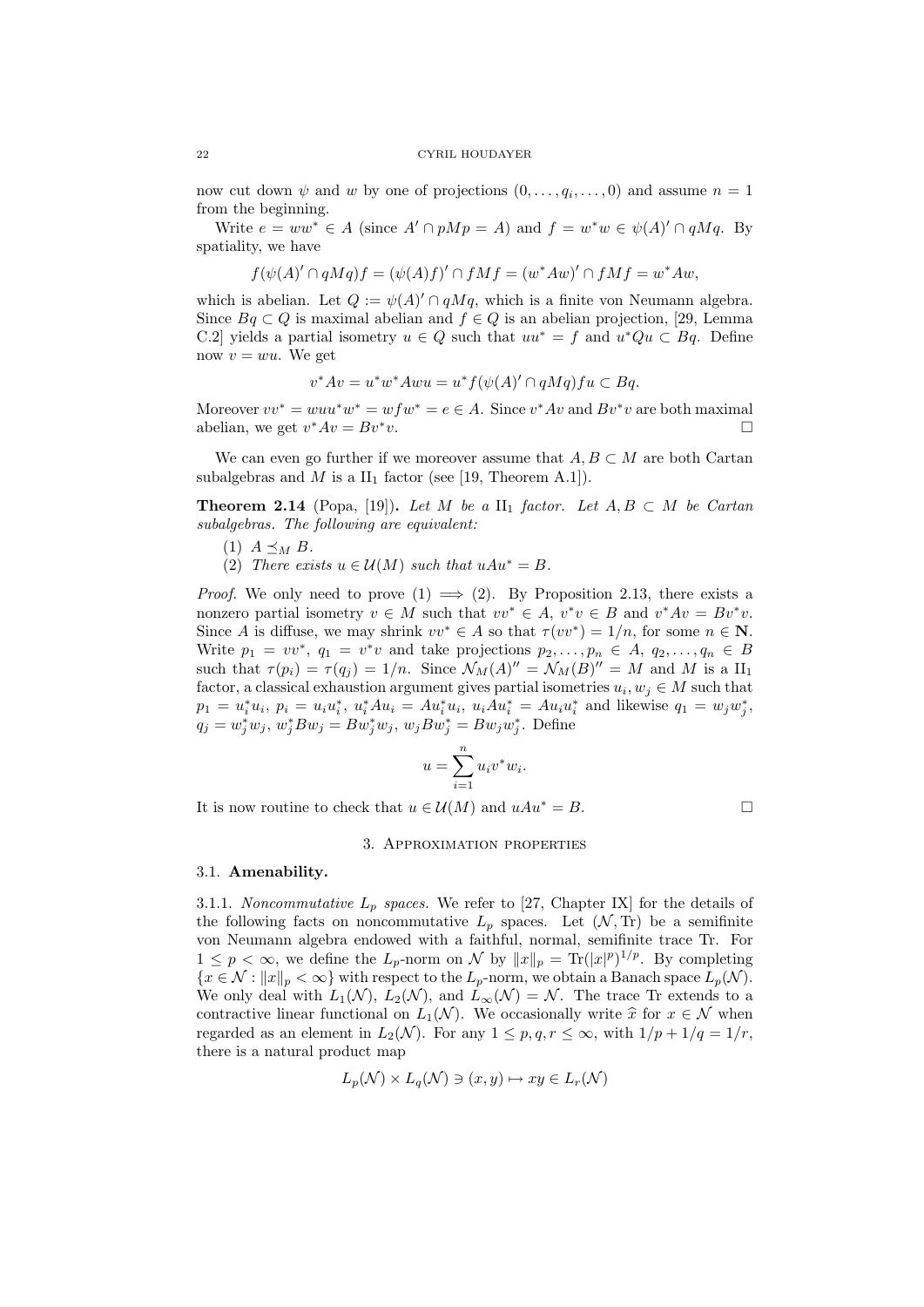now cut down $\psi$ and $w$ by one of projections $(0, \dots, q_i, \dots, 0)$ and assume $n = 1$ from the beginning.

Write $e = ww^* \in A$ (since $A' \cap pMp = A$) and $f = w^*w \in \psi(A)' \cap qMq$. By spatiality, we have

$$f(\psi(A)' \cap qMq)f = (\psi(A)f)' \cap fMf = (w^*Aw)' \cap fMf = w^*Aw,$$

which is abelian. Let $Q := \psi(A)' \cap qMq$, which is a finite von Neumann algebra. Since $Bq \subset Q$ is maximal abelian and $f \in Q$ is an abelian projection, [29, Lemma C.2] yields a partial isometry $u \in Q$ such that $uu^* = f$ and $u^*Qu \subset Bq$. Define now $v = wu$. We get

$$v^*Av = u^*w^*Awu = u^*f(\psi(A)' \cap qMq)fu \subset Bq.$$

Moreover $vv^* = wuu^*w^* = wfw^* = e \in A$. Since $v^*Av$ and $Bv^*v$ are both maximal abelian, we get $v^*Av = Bv^*v$. $\square$

We can even go further if we moreover assume that $A, B \subset M$ are both Cartan subalgebras and $M$ is a $\mathrm{II}_1$ factor (see [19, Theorem A.1]).

**Theorem 2.14** (Popa, [19])**.** *Let $M$ be a $\mathrm{II}_1$ factor. Let $A, B \subset M$ be Cartan subalgebras. The following are equivalent:*

1. *$A \preceq_M B$.*
2. *There exists $u \in \mathcal{U}(M)$ such that $uAu^* = B$.*

*Proof.* We only need to prove (1) $\implies$ (2). By Proposition 2.13, there exists a nonzero partial isometry $v \in M$ such that $vv^* \in A$, $v^*v \in B$ and $v^*Av = Bv^*v$. Since $A$ is diffuse, we may shrink $vv^* \in A$ so that $\tau(vv^*) = 1/n$, for some $n \in \mathbf{N}$. Write $p_1 = vv^*$, $q_1 = v^*v$ and take projections $p_2, \dots, p_n \in A$, $q_2, \dots, q_n \in B$ such that $\tau(p_i) = \tau(q_j) = 1/n$. Since $\mathcal{N}_M(A)'' = \mathcal{N}_M(B)'' = M$ and $M$ is a $\mathrm{II}_1$ factor, a classical exhaustion argument gives partial isometries $u_i, w_j \in M$ such that $p_1 = u_i^*u_i$, $p_i = u_iu_i^*$, $u_i^*Au_i = Au_i^*u_i$, $u_iAu_i^* = Au_iu_i^*$ and likewise $q_1 = w_jw_j^*$, $q_j = w_j^*w_j$, $w_j^*Bw_j = Bw_j^*w_j$, $w_jBw_j^* = Bw_jw_j^*$. Define

$$u = \sum_{i=1}^{n} u_i v^* w_i.$$

It is now routine to check that $u \in \mathcal{U}(M)$ and $uAu^* = B$. $\square$

## 3. Approximation properties

### 3.1. Amenability.

3.1.1. *Noncommutative $L_p$ spaces.* We refer to [27, Chapter IX] for the details of the following facts on noncommutative $L_p$ spaces. Let $(\mathcal{N}, \mathrm{Tr})$ be a semifinite von Neumann algebra endowed with a faithful, normal, semifinite trace Tr. For $1 \leq p < \infty$, we define the $L_p$-norm on $\mathcal{N}$ by $\|x\|_p = \mathrm{Tr}(|x|^p)^{1/p}$. By completing $\{x \in \mathcal{N} : \|x\|_p < \infty\}$ with respect to the $L_p$-norm, we obtain a Banach space $L_p(\mathcal{N})$. We only deal with $L_1(\mathcal{N})$, $L_2(\mathcal{N})$, and $L_\infty(\mathcal{N}) = \mathcal{N}$. The trace Tr extends to a contractive linear functional on $L_1(\mathcal{N})$. We occasionally write $\widehat{x}$ for $x \in \mathcal{N}$ when regarded as an element in $L_2(\mathcal{N})$. For any $1 \leq p, q, r \leq \infty$, with $1/p + 1/q = 1/r$, there is a natural product map

$$L_p(\mathcal{N}) \times L_q(\mathcal{N}) \ni (x, y) \mapsto xy \in L_r(\mathcal{N})$$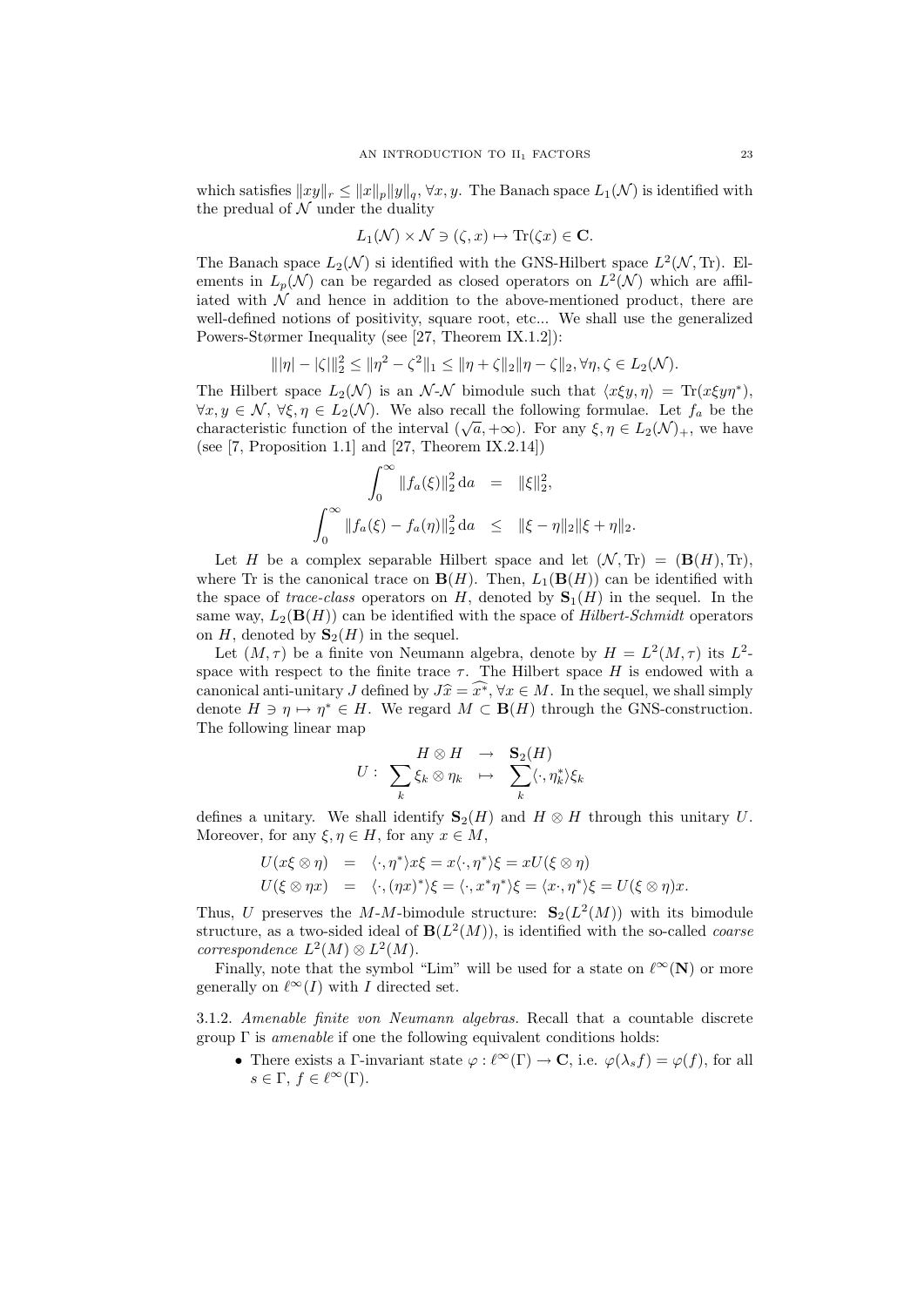which satisfies $\|xy\|_r \leq \|x\|_p\|y\|_q$, $\forall x, y$. The Banach space $L_1(\mathcal{N})$ is identified with the predual of $\mathcal{N}$ under the duality

$$L_1(\mathcal{N}) \times \mathcal{N} \ni (\zeta, x) \mapsto \mathrm{Tr}(\zeta x) \in \mathbf{C}.$$

The Banach space $L_2(\mathcal{N})$ si identified with the GNS-Hilbert space $L^2(\mathcal{N}, \mathrm{Tr})$. Elements in $L_p(\mathcal{N})$ can be regarded as closed operators on $L^2(\mathcal{N})$ which are affiliated with $\mathcal{N}$ and hence in addition to the above-mentioned product, there are well-defined notions of positivity, square root, etc... We shall use the generalized Powers-Størmer Inequality (see [27, Theorem IX.1.2]):

$$\||\eta| - |\zeta|\|_2^2 \leq \|\eta^2 - \zeta^2\|_1 \leq \|\eta + \zeta\|_2\|\eta - \zeta\|_2, \forall \eta, \zeta \in L_2(\mathcal{N}).$$

The Hilbert space $L_2(\mathcal{N})$ is an $\mathcal{N}$-$\mathcal{N}$ bimodule such that $\langle x\xi y, \eta\rangle = \mathrm{Tr}(x\xi y\eta^*)$, $\forall x, y \in \mathcal{N}$, $\forall \xi, \eta \in L_2(\mathcal{N})$. We also recall the following formulae. Let $f_a$ be the characteristic function of the interval $(\sqrt{a}, +\infty)$. For any $\xi, \eta \in L_2(\mathcal{N})_+$, we have (see [7, Proposition 1.1] and [27, Theorem IX.2.14])

$$\begin{aligned}
\int_0^\infty \|f_a(\xi)\|_2^2 \, \mathrm{d}a &= \|\xi\|_2^2, \\
\int_0^\infty \|f_a(\xi) - f_a(\eta)\|_2^2 \, \mathrm{d}a &\leq \|\xi - \eta\|_2\|\xi + \eta\|_2.
\end{aligned}$$

Let $H$ be a complex separable Hilbert space and let $(\mathcal{N}, \mathrm{Tr}) = (\mathbf{B}(H), \mathrm{Tr})$, where Tr is the canonical trace on $\mathbf{B}(H)$. Then, $L_1(\mathbf{B}(H))$ can be identified with the space of *trace-class* operators on $H$, denoted by $\mathbf{S}_1(H)$ in the sequel. In the same way, $L_2(\mathbf{B}(H))$ can be identified with the space of *Hilbert-Schmidt* operators on $H$, denoted by $\mathbf{S}_2(H)$ in the sequel.

Let $(M, \tau)$ be a finite von Neumann algebra, denote by $H = L^2(M, \tau)$ its $L^2$-space with respect to the finite trace $\tau$. The Hilbert space $H$ is endowed with a canonical anti-unitary $J$ defined by $J\widehat{x} = \widehat{x^*}$, $\forall x \in M$. In the sequel, we shall simply denote $H \ni \eta \mapsto \eta^* \in H$. We regard $M \subset \mathbf{B}(H)$ through the GNS-construction. The following linear map

$$U : \begin{array}{rcl} H \otimes H & \rightarrow & \mathbf{S}_2(H) \\ \sum_k \xi_k \otimes \eta_k & \mapsto & \sum_k \langle \cdot, \eta_k^* \rangle \xi_k \end{array}$$

defines a unitary. We shall identify $\mathbf{S}_2(H)$ and $H \otimes H$ through this unitary $U$. Moreover, for any $\xi, \eta \in H$, for any $x \in M$,

$$\begin{aligned}
U(x\xi \otimes \eta) &= \langle \cdot, \eta^* \rangle x\xi = x\langle \cdot, \eta^* \rangle \xi = xU(\xi \otimes \eta) \\
U(\xi \otimes \eta x) &= \langle \cdot, (\eta x)^* \rangle \xi = \langle \cdot, x^*\eta^* \rangle \xi = \langle x\cdot, \eta^* \rangle \xi = U(\xi \otimes \eta)x.
\end{aligned}$$

Thus, $U$ preserves the $M$-$M$-bimodule structure: $\mathbf{S}_2(L^2(M))$ with its bimodule structure, as a two-sided ideal of $\mathbf{B}(L^2(M))$, is identified with the so-called *coarse correspondence* $L^2(M) \otimes L^2(M)$.

Finally, note that the symbol "Lim" will be used for a state on $\ell^\infty(\mathbf{N})$ or more generally on $\ell^\infty(I)$ with $I$ directed set.

3.1.2. *Amenable finite von Neumann algebras.* Recall that a countable discrete group $\Gamma$ is *amenable* if one the following equivalent conditions holds:

- There exists a $\Gamma$-invariant state $\varphi : \ell^\infty(\Gamma) \to \mathbf{C}$, i.e. $\varphi(\lambda_s f) = \varphi(f)$, for all $s \in \Gamma$, $f \in \ell^\infty(\Gamma)$.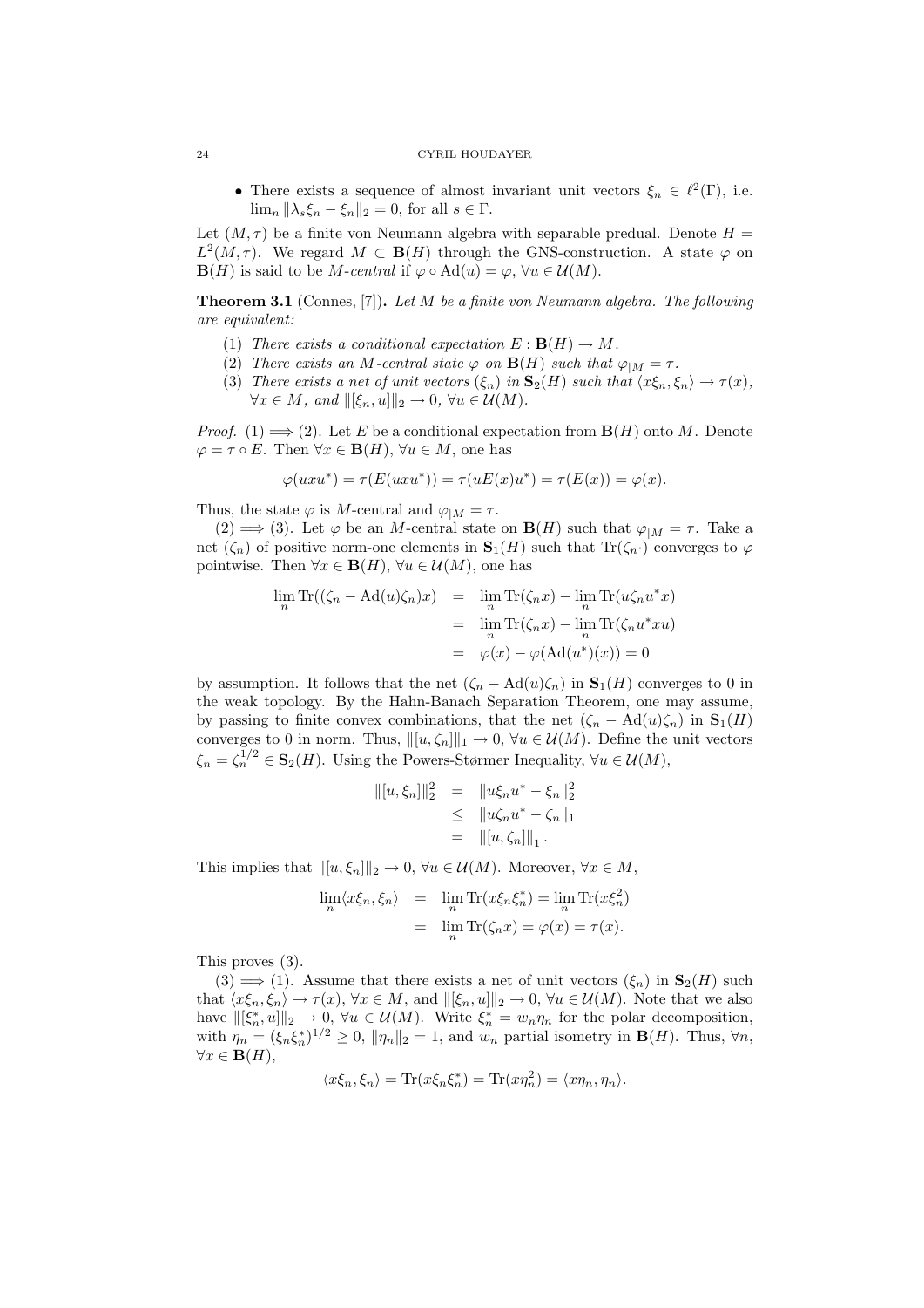- There exists a sequence of almost invariant unit vectors $\xi_n \in \ell^2(\Gamma)$, i.e. $\lim_n \|\lambda_s \xi_n - \xi_n\|_2 = 0$, for all $s \in \Gamma$.

Let $(M, \tau)$ be a finite von Neumann algebra with separable predual. Denote $H = L^2(M, \tau)$. We regard $M \subset \mathbf{B}(H)$ through the GNS-construction. A state $\varphi$ on $\mathbf{B}(H)$ is said to be *$M$-central* if $\varphi \circ \mathrm{Ad}(u) = \varphi$, $\forall u \in \mathcal{U}(M)$.

**Theorem 3.1** (Connes, [7]). *Let $M$ be a finite von Neumann algebra. The following are equivalent:*

1. *There exists a conditional expectation $E : \mathbf{B}(H) \to M$.*
2. *There exists an $M$-central state $\varphi$ on $\mathbf{B}(H)$ such that $\varphi_{|M} = \tau$.*
3. *There exists a net of unit vectors $(\xi_n)$ in $\mathbf{S}_2(H)$ such that $\langle x\xi_n, \xi_n\rangle \to \tau(x)$, $\forall x \in M$, and $\|[\xi_n, u]\|_2 \to 0$, $\forall u \in \mathcal{U}(M)$.*

*Proof.* (1) $\Longrightarrow$ (2). Let $E$ be a conditional expectation from $\mathbf{B}(H)$ onto $M$. Denote $\varphi = \tau \circ E$. Then $\forall x \in \mathbf{B}(H)$, $\forall u \in M$, one has

$$\varphi(uxu^*) = \tau(E(uxu^*)) = \tau(uE(x)u^*) = \tau(E(x)) = \varphi(x).$$

Thus, the state $\varphi$ is $M$-central and $\varphi_{|M} = \tau$.

(2) $\Longrightarrow$ (3). Let $\varphi$ be an $M$-central state on $\mathbf{B}(H)$ such that $\varphi_{|M} = \tau$. Take a net $(\zeta_n)$ of positive norm-one elements in $\mathbf{S}_1(H)$ such that $\mathrm{Tr}(\zeta_n \cdot)$ converges to $\varphi$ pointwise. Then $\forall x \in \mathbf{B}(H)$, $\forall u \in \mathcal{U}(M)$, one has

$$\begin{aligned}
\lim_n \mathrm{Tr}((\zeta_n - \mathrm{Ad}(u)\zeta_n)x) &= \lim_n \mathrm{Tr}(\zeta_n x) - \lim_n \mathrm{Tr}(u\zeta_n u^* x) \\
&= \lim_n \mathrm{Tr}(\zeta_n x) - \lim_n \mathrm{Tr}(\zeta_n u^* x u) \\
&= \varphi(x) - \varphi(\mathrm{Ad}(u^*)(x)) = 0
\end{aligned}$$

by assumption. It follows that the net $(\zeta_n - \mathrm{Ad}(u)\zeta_n)$ in $\mathbf{S}_1(H)$ converges to 0 in the weak topology. By the Hahn-Banach Separation Theorem, one may assume, by passing to finite convex combinations, that the net $(\zeta_n - \mathrm{Ad}(u)\zeta_n)$ in $\mathbf{S}_1(H)$ converges to 0 in norm. Thus, $\|[u, \zeta_n]\|_1 \to 0$, $\forall u \in \mathcal{U}(M)$. Define the unit vectors $\xi_n = \zeta_n^{1/2} \in \mathbf{S}_2(H)$. Using the Powers-Størmer Inequality, $\forall u \in \mathcal{U}(M)$,

$$\begin{aligned}
\|[u, \xi_n]\|_2^2 &= \|u\xi_n u^* - \xi_n\|_2^2 \\
&\leq \|u\zeta_n u^* - \zeta_n\|_1 \\
&= \|[u, \zeta_n]\|_1 .
\end{aligned}$$

This implies that $\|[u, \xi_n]\|_2 \to 0$, $\forall u \in \mathcal{U}(M)$. Moreover, $\forall x \in M$,

$$\begin{aligned}
\lim_n \langle x\xi_n, \xi_n\rangle &= \lim_n \mathrm{Tr}(x\xi_n\xi_n^*) = \lim_n \mathrm{Tr}(x\xi_n^2) \\
&= \lim_n \mathrm{Tr}(\zeta_n x) = \varphi(x) = \tau(x).
\end{aligned}$$

This proves (3).

(3) $\Longrightarrow$ (1). Assume that there exists a net of unit vectors $(\xi_n)$ in $\mathbf{S}_2(H)$ such that $\langle x\xi_n, \xi_n\rangle \to \tau(x)$, $\forall x \in M$, and $\|[\xi_n, u]\|_2 \to 0$, $\forall u \in \mathcal{U}(M)$. Note that we also have $\|[\xi_n^*, u]\|_2 \to 0$, $\forall u \in \mathcal{U}(M)$. Write $\xi_n^* = w_n \eta_n$ for the polar decomposition, with $\eta_n = (\xi_n \xi_n^*)^{1/2} \geq 0$, $\|\eta_n\|_2 = 1$, and $w_n$ partial isometry in $\mathbf{B}(H)$. Thus, $\forall n$, $\forall x \in \mathbf{B}(H)$,

$$\langle x\xi_n, \xi_n\rangle = \mathrm{Tr}(x\xi_n\xi_n^*) = \mathrm{Tr}(x\eta_n^2) = \langle x\eta_n, \eta_n\rangle.$$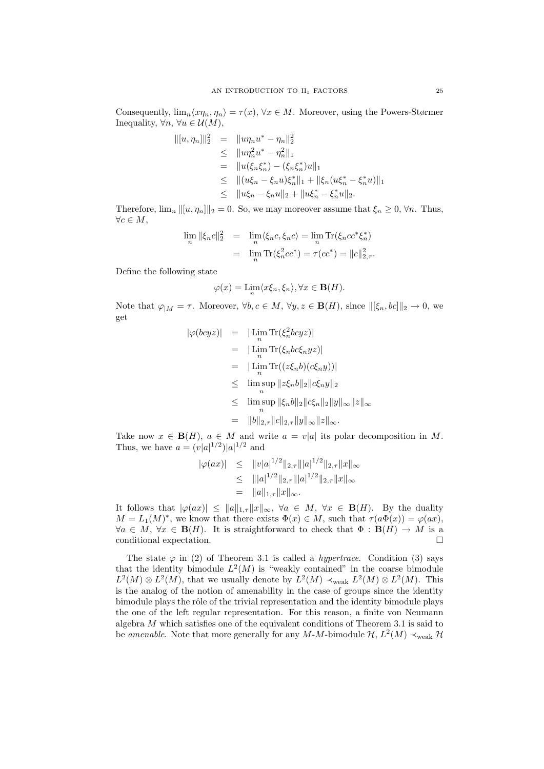Consequently, $\lim_n \langle x\eta_n, \eta_n \rangle = \tau(x)$, $\forall x \in M$. Moreover, using the Powers-Størmer Inequality, $\forall n$, $\forall u \in \mathcal{U}(M)$,

$$
\begin{aligned}
\|[u, \eta_n]\|_2^2 &= \|u\eta_n u^* - \eta_n\|_2^2 \\
&\leq \|u\eta_n^2 u^* - \eta_n^2\|_1 \\
&= \|u(\xi_n\xi_n^*) - (\xi_n\xi_n^*)u\|_1 \\
&\leq \|(u\xi_n - \xi_n u)\xi_n^*\|_1 + \|\xi_n(u\xi_n^* - \xi_n^* u)\|_1 \\
&\leq \|u\xi_n - \xi_n u\|_2 + \|u\xi_n^* - \xi_n^* u\|_2.
\end{aligned}
$$

Therefore, $\lim_n \|[u, \eta_n]\|_2 = 0$. So, we may moreover assume that $\xi_n \geq 0$, $\forall n$. Thus, $\forall c \in M$,

$$
\begin{aligned}
\lim_n \|\xi_n c\|_2^2 &= \lim_n \langle \xi_n c, \xi_n c \rangle = \lim_n \operatorname{Tr}(\xi_n c c^* \xi_n^*) \\
&= \lim_n \operatorname{Tr}(\xi_n^2 c c^*) = \tau(cc^*) = \|c\|_{2,\tau}^2.
\end{aligned}
$$

Define the following state

$$
\varphi(x) = \operatorname*{Lim}_n \langle x\xi_n, \xi_n \rangle, \forall x \in \mathbf{B}(H).
$$

Note that $\varphi_{|M} = \tau$. Moreover, $\forall b, c \in M$, $\forall y, z \in \mathbf{B}(H)$, since $\|[\xi_n, bc]\|_2 \to 0$, we get

$$
\begin{aligned}
|\varphi(bcyz)| &= |\operatorname*{Lim}_n \operatorname{Tr}(\xi_n^2 bcyz)| \\
&= |\operatorname*{Lim}_n \operatorname{Tr}(\xi_n bc\xi_n yz)| \\
&= |\operatorname*{Lim}_n \operatorname{Tr}((z\xi_n b)(c\xi_n y))| \\
&\leq \limsup_n \|z\xi_n b\|_2 \|c\xi_n y\|_2 \\
&\leq \limsup_n \|\xi_n b\|_2 \|c\xi_n\|_2 \|y\|_\infty \|z\|_\infty \\
&= \|b\|_{2,\tau} \|c\|_{2,\tau} \|y\|_\infty \|z\|_\infty.
\end{aligned}
$$

Take now $x \in \mathbf{B}(H)$, $a \in M$ and write $a = v|a|$ its polar decomposition in $M$. Thus, we have $a = (v|a|^{1/2})|a|^{1/2}$ and

$$
\begin{aligned}
|\varphi(ax)| &\leq \|v|a|^{1/2}\|_{2,\tau} \||a|^{1/2}\|_{2,\tau} \|x\|_\infty \\
&\leq \||a|^{1/2}\|_{2,\tau} \||a|^{1/2}\|_{2,\tau} \|x\|_\infty \\
&= \|a\|_{1,\tau} \|x\|_\infty.
\end{aligned}
$$

It follows that $|\varphi(ax)| \leq \|a\|_{1,\tau} \|x\|_\infty$, $\forall a \in M$, $\forall x \in \mathbf{B}(H)$. By the duality $M = L_1(M)^*$, we know that there exists $\Phi(x) \in M$, such that $\tau(a\Phi(x)) = \varphi(ax)$, $\forall a \in M$, $\forall x \in \mathbf{B}(H)$. It is straightforward to check that $\Phi : \mathbf{B}(H) \to M$ is a conditional expectation. $\square$

The state $\varphi$ in (2) of Theorem 3.1 is called a *hypertrace*. Condition (3) says that the identity bimodule $L^2(M)$ is "weakly contained" in the coarse bimodule $L^2(M) \otimes L^2(M)$, that we usually denote by $L^2(M) \prec_{\text{weak}} L^2(M) \otimes L^2(M)$. This is the analog of the notion of amenability in the case of groups since the identity bimodule plays the rôle of the trivial representation and the identity bimodule plays the one of the left regular representation. For this reason, a finite von Neumann algebra $M$ which satisfies one of the equivalent conditions of Theorem 3.1 is said to be *amenable*. Note that more generally for any $M$-$M$-bimodule $\mathcal{H}$, $L^2(M) \prec_{\text{weak}} \mathcal{H}$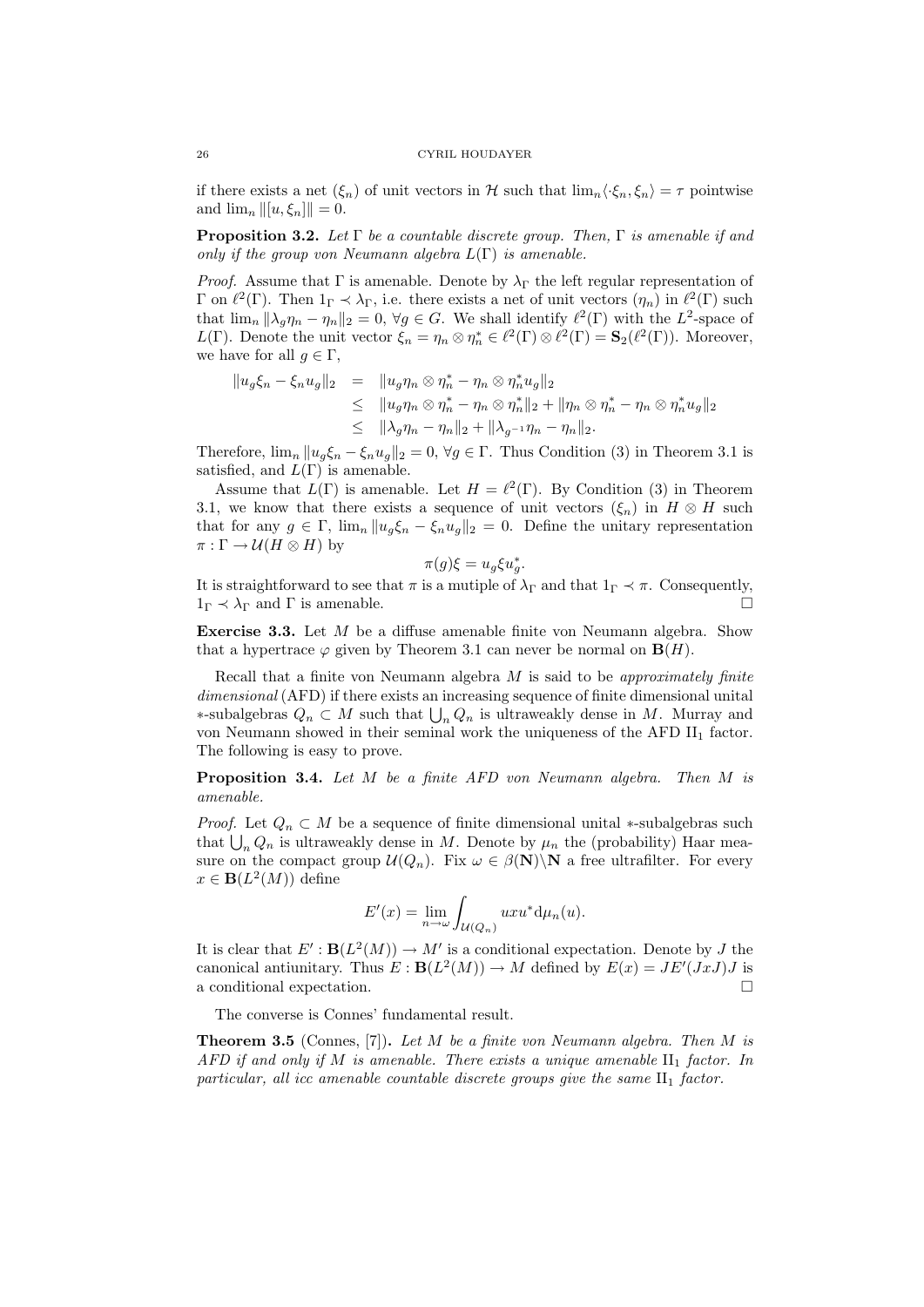if there exists a net $(\xi_n)$ of unit vectors in $\mathcal{H}$ such that $\lim_n \langle \cdot \xi_n, \xi_n \rangle = \tau$ pointwise and $\lim_n \|[u, \xi_n]\| = 0$.

**Proposition 3.2.** *Let $\Gamma$ be a countable discrete group. Then, $\Gamma$ is amenable if and only if the group von Neumann algebra $L(\Gamma)$ is amenable.*

*Proof.* Assume that $\Gamma$ is amenable. Denote by $\lambda_\Gamma$ the left regular representation of $\Gamma$ on $\ell^2(\Gamma)$. Then $1_\Gamma \prec \lambda_\Gamma$, i.e. there exists a net of unit vectors $(\eta_n)$ in $\ell^2(\Gamma)$ such that $\lim_n \|\lambda_g \eta_n - \eta_n\|_2 = 0$, $\forall g \in G$. We shall identify $\ell^2(\Gamma)$ with the $L^2$-space of $L(\Gamma)$. Denote the unit vector $\xi_n = \eta_n \otimes \eta_n^* \in \ell^2(\Gamma) \otimes \ell^2(\Gamma) = \mathbf{S}_2(\ell^2(\Gamma))$. Moreover, we have for all $g \in \Gamma$,

$$
\begin{aligned}
\|u_g \xi_n - \xi_n u_g\|_2 &= \|u_g \eta_n \otimes \eta_n^* - \eta_n \otimes \eta_n^* u_g\|_2 \\
&\leq \|u_g \eta_n \otimes \eta_n^* - \eta_n \otimes \eta_n^*\|_2 + \|\eta_n \otimes \eta_n^* - \eta_n \otimes \eta_n^* u_g\|_2 \\
&\leq \|\lambda_g \eta_n - \eta_n\|_2 + \|\lambda_{g^{-1}} \eta_n - \eta_n\|_2.
\end{aligned}
$$

Therefore, $\lim_n \|u_g \xi_n - \xi_n u_g\|_2 = 0$, $\forall g \in \Gamma$. Thus Condition (3) in Theorem 3.1 is satisfied, and $L(\Gamma)$ is amenable.

Assume that $L(\Gamma)$ is amenable. Let $H = \ell^2(\Gamma)$. By Condition (3) in Theorem 3.1, we know that there exists a sequence of unit vectors $(\xi_n)$ in $H \otimes H$ such that for any $g \in \Gamma$, $\lim_n \|u_g \xi_n - \xi_n u_g\|_2 = 0$. Define the unitary representation $\pi : \Gamma \to \mathcal{U}(H \otimes H)$ by

$$
\pi(g)\xi = u_g \xi u_g^*.
$$

It is straightforward to see that $\pi$ is a mutiple of $\lambda_\Gamma$ and that $1_\Gamma \prec \pi$. Consequently, $1_\Gamma \prec \lambda_\Gamma$ and $\Gamma$ is amenable. $\square$

**Exercise 3.3.** Let $M$ be a diffuse amenable finite von Neumann algebra. Show that a hypertrace $\varphi$ given by Theorem 3.1 can never be normal on $\mathbf{B}(H)$.

Recall that a finite von Neumann algebra $M$ is said to be *approximately finite dimensional* (AFD) if there exists an increasing sequence of finite dimensional unital $*$-subalgebras $Q_n \subset M$ such that $\bigcup_n Q_n$ is ultraweakly dense in $M$. Murray and von Neumann showed in their seminal work the uniqueness of the AFD $\text{II}_1$ factor. The following is easy to prove.

**Proposition 3.4.** *Let $M$ be a finite AFD von Neumann algebra. Then $M$ is amenable.*

*Proof.* Let $Q_n \subset M$ be a sequence of finite dimensional unital $*$-subalgebras such that $\bigcup_n Q_n$ is ultraweakly dense in $M$. Denote by $\mu_n$ the (probability) Haar measure on the compact group $\mathcal{U}(Q_n)$. Fix $\omega \in \beta(\mathbf{N}) \setminus \mathbf{N}$ a free ultrafilter. For every $x \in \mathbf{B}(L^2(M))$ define

$$
E'(x) = \lim_{n \to \omega} \int_{\mathcal{U}(Q_n)} u x u^* \, \mathrm{d}\mu_n(u).
$$

It is clear that $E' : \mathbf{B}(L^2(M)) \to M'$ is a conditional expectation. Denote by $J$ the canonical antiunitary. Thus $E : \mathbf{B}(L^2(M)) \to M$ defined by $E(x) = JE'(JxJ)J$ is a conditional expectation. $\square$

The converse is Connes' fundamental result.

**Theorem 3.5** (Connes, [7])**.** *Let $M$ be a finite von Neumann algebra. Then $M$ is AFD if and only if $M$ is amenable. There exists a unique amenable $\text{II}_1$ factor. In particular, all icc amenable countable discrete groups give the same $\text{II}_1$ factor.*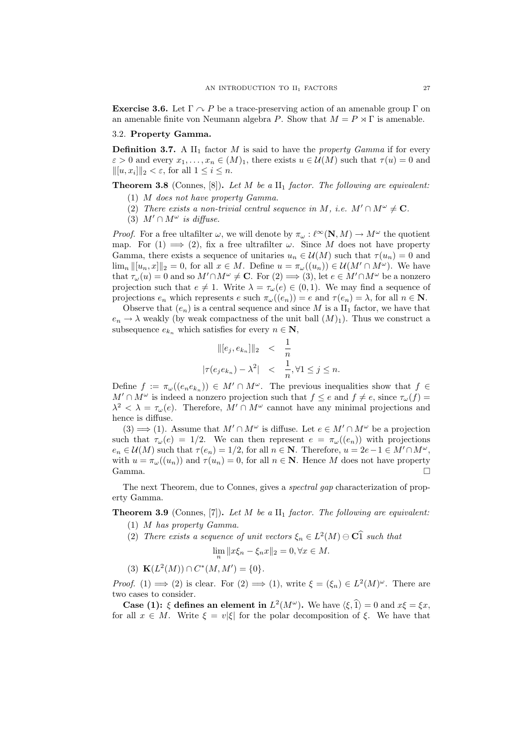**Exercise 3.6.** Let $\Gamma \curvearrowright P$ be a trace-preserving action of an amenable group $\Gamma$ on an amenable finite von Neumann algebra $P$. Show that $M = P \rtimes \Gamma$ is amenable.

### 3.2. Property Gamma.

**Definition 3.7.** A $\mathrm{II}_1$ factor $M$ is said to have the *property Gamma* if for every $\varepsilon > 0$ and every $x_1, \dots, x_n \in (M)_1$, there exists $u \in \mathcal{U}(M)$ such that $\tau(u) = 0$ and $\|[u, x_i]\|_2 < \varepsilon$, for all $1 \leq i \leq n$.

**Theorem 3.8** (Connes, [8])**.** *Let $M$ be a $\mathrm{II}_1$ factor. The following are equivalent:*

1. *$M$ does not have property Gamma.*
2. *There exists a non-trivial central sequence in $M$, i.e. $M' \cap M^\omega \neq \mathbf{C}$.*
3. *$M' \cap M^\omega$ is diffuse.*

*Proof.* For a free ultafilter $\omega$, we will denote by $\pi_\omega : \ell^\infty(\mathbf{N}, M) \to M^\omega$ the quotient map. For (1) $\Longrightarrow$ (2), fix a free ultrafilter $\omega$. Since $M$ does not have property Gamma, there exists a sequence of unitaries $u_n \in \mathcal{U}(M)$ such that $\tau(u_n) = 0$ and $\lim_n \|[u_n, x]\|_2 = 0$, for all $x \in M$. Define $u = \pi_\omega((u_n)) \in \mathcal{U}(M' \cap M^\omega)$. We have that $\tau_\omega(u) = 0$ and so $M' \cap M^\omega \neq \mathbf{C}$. For (2) $\Longrightarrow$ (3), let $e \in M' \cap M^\omega$ be a nonzero projection such that $e \neq 1$. Write $\lambda = \tau_\omega(e) \in (0, 1)$. We may find a sequence of projections $e_n$ which represents $e$ such $\pi_\omega((e_n)) = e$ and $\tau(e_n) = \lambda$, for all $n \in \mathbf{N}$.

Observe that $(e_n)$ is a central sequence and since $M$ is a $\mathrm{II}_1$ factor, we have that $e_n \to \lambda$ weakly (by weak compactness of the unit ball $(M)_1$). Thus we construct a subsequence $e_{k_n}$ which satisfies for every $n \in \mathbf{N}$,

$$\begin{aligned} \|[e_j, e_{k_n}]\|_2 &< \frac{1}{n} \\ |\tau(e_j e_{k_n}) - \lambda^2| &< \frac{1}{n}, \forall 1 \leq j \leq n. \end{aligned}$$

Define $f := \pi_\omega((e_n e_{k_n})) \in M' \cap M^\omega$. The previous inequalities show that $f \in M' \cap M^\omega$ is indeed a nonzero projection such that $f \leq e$ and $f \neq e$, since $\tau_\omega(f) = \lambda^2 < \lambda = \tau_\omega(e)$. Therefore, $M' \cap M^\omega$ cannot have any minimal projections and hence is diffuse.

(3) $\Longrightarrow$ (1). Assume that $M' \cap M^\omega$ is diffuse. Let $e \in M' \cap M^\omega$ be a projection such that $\tau_\omega(e) = 1/2$. We can then represent $e = \pi_\omega((e_n))$ with projections $e_n \in \mathcal{U}(M)$ such that $\tau(e_n) = 1/2$, for all $n \in \mathbf{N}$. Therefore, $u = 2e - 1 \in M' \cap M^\omega$, with $u = \pi_\omega((u_n))$ and $\tau(u_n) = 0$, for all $n \in \mathbf{N}$. Hence $M$ does not have property Gamma. $\square$

The next Theorem, due to Connes, gives a *spectral gap* characterization of property Gamma.

**Theorem 3.9** (Connes, [7])**.** *Let $M$ be a $\mathrm{II}_1$ factor. The following are equivalent:*

1. *$M$ has property Gamma.*
2. *There exists a sequence of unit vectors $\xi_n \in L^2(M) \ominus \mathbf{C}\widehat{1}$ such that*
$$\lim_n \|x\xi_n - \xi_n x\|_2 = 0, \forall x \in M.$$
3. *$\mathbf{K}(L^2(M)) \cap C^*(M, M') = \{0\}$.*

*Proof.* (1) $\Longrightarrow$ (2) is clear. For (2) $\Longrightarrow$ (1), write $\xi = (\xi_n) \in L^2(M)^\omega$. There are two cases to consider.

**Case (1): $\xi$ defines an element in $L^2(M^\omega)$.** We have $\langle \xi, \widehat{1} \rangle = 0$ and $x\xi = \xi x$, for all $x \in M$. Write $\xi = v|\xi|$ for the polar decomposition of $\xi$. We have that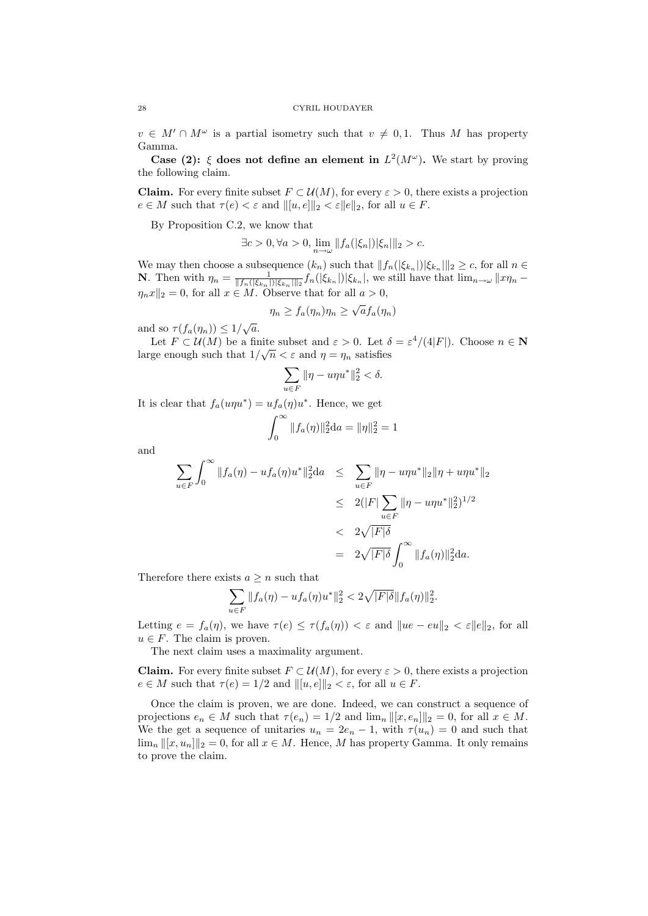$v \in M' \cap M^\omega$ is a partial isometry such that $v \neq 0, 1$. Thus $M$ has property Gamma.

**Case (2):** $\xi$ **does not define an element in** $L^2(M^\omega)$**.** We start by proving the following claim.

**Claim.** For every finite subset $F \subset \mathcal{U}(M)$, for every $\varepsilon > 0$, there exists a projection $e \in M$ such that $\tau(e) < \varepsilon$ and $\|[u, e]\|_2 < \varepsilon \|e\|_2$, for all $u \in F$.

By Proposition C.2, we know that

$$\exists c > 0, \forall a > 0, \lim_{n \to \omega} \|f_a(|\xi_n|)|\xi_n|\|_2 > c.$$

We may then choose a subsequence $(k_n)$ such that $\|f_n(|\xi_{k_n}|)|\xi_{k_n}|\|_2 \geq c$, for all $n \in \mathbf{N}$. Then with $\eta_n = \frac{1}{\|f_n(|\xi_{k_n}|)|\xi_{k_n}|\|_2} f_n(|\xi_{k_n}|)|\xi_{k_n}|$, we still have that $\lim_{n \to \omega} \|x\eta_n - \eta_n x\|_2 = 0$, for all $x \in M$. Observe that for all $a > 0$,

$$\eta_n \geq f_a(\eta_n)\eta_n \geq \sqrt{a} f_a(\eta_n)$$

and so $\tau(f_a(\eta_n)) \leq 1/\sqrt{a}$.

Let $F \subset \mathcal{U}(M)$ be a finite subset and $\varepsilon > 0$. Let $\delta = \varepsilon^4/(4|F|)$. Choose $n \in \mathbf{N}$ large enough such that $1/\sqrt{n} < \varepsilon$ and $\eta = \eta_n$ satisfies

$$\sum_{u \in F} \|\eta - u\eta u^*\|_2^2 < \delta.$$

It is clear that $f_a(u\eta u^*) = u f_a(\eta) u^*$. Hence, we get

$$\int_0^\infty \|f_a(\eta)\|_2^2 \mathrm{d}a = \|\eta\|_2^2 = 1$$

and

$$\begin{aligned}
\sum_{u \in F} \int_0^\infty \|f_a(\eta) - u f_a(\eta) u^*\|_2^2 \mathrm{d}a &\leq \sum_{u \in F} \|\eta - u\eta u^*\|_2 \|\eta + u\eta u^*\|_2 \\
&\leq 2(|F| \sum_{u \in F} \|\eta - u\eta u^*\|_2^2)^{1/2} \\
&< 2\sqrt{|F|\delta} \\
&= 2\sqrt{|F|\delta} \int_0^\infty \|f_a(\eta)\|_2^2 \mathrm{d}a.
\end{aligned}$$

Therefore there exists $a \geq n$ such that

$$\sum_{u \in F} \|f_a(\eta) - u f_a(\eta) u^*\|_2^2 < 2\sqrt{|F|\delta} \|f_a(\eta)\|_2^2.$$

Letting $e = f_a(\eta)$, we have $\tau(e) \leq \tau(f_a(\eta)) < \varepsilon$ and $\|ue - eu\|_2 < \varepsilon \|e\|_2$, for all $u \in F$. The claim is proven.

The next claim uses a maximality argument.

**Claim.** For every finite subset $F \subset \mathcal{U}(M)$, for every $\varepsilon > 0$, there exists a projection $e \in M$ such that $\tau(e) = 1/2$ and $\|[u, e]\|_2 < \varepsilon$, for all $u \in F$.

Once the claim is proven, we are done. Indeed, we can construct a sequence of projections $e_n \in M$ such that $\tau(e_n) = 1/2$ and $\lim_n \|[x, e_n]\|_2 = 0$, for all $x \in M$. We the get a sequence of unitaries $u_n = 2e_n - 1$, with $\tau(u_n) = 0$ and such that $\lim_n \|[x, u_n]\|_2 = 0$, for all $x \in M$. Hence, $M$ has property Gamma. It only remains to prove the claim.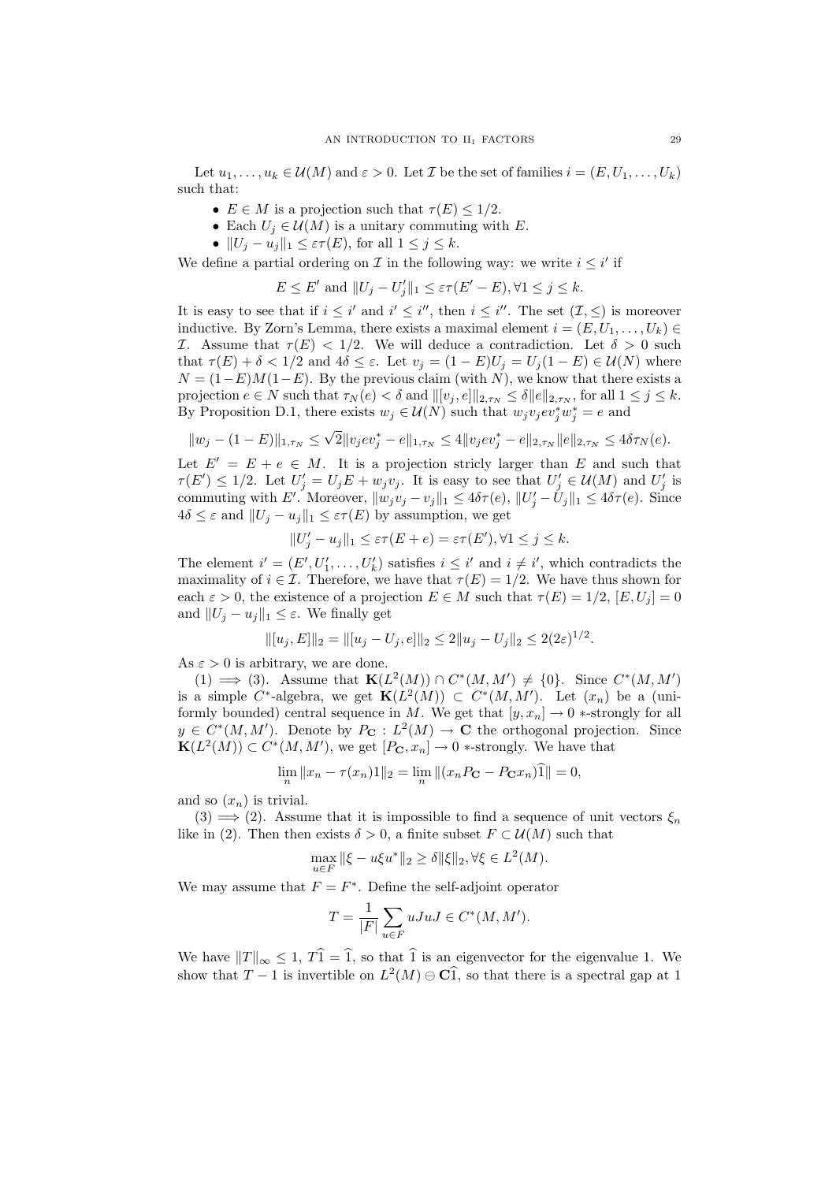Let $u_1, \dots, u_k \in \mathcal{U}(M)$ and $\varepsilon > 0$. Let $\mathcal{I}$ be the set of families $i = (E, U_1, \dots, U_k)$ such that:

- $E \in M$ is a projection such that $\tau(E) \leq 1/2$.
- Each $U_j \in \mathcal{U}(M)$ is a unitary commuting with $E$.
- $\|U_j - u_j\|_1 \leq \varepsilon \tau(E)$, for all $1 \leq j \leq k$.

We define a partial ordering on $\mathcal{I}$ in the following way: we write $i \leq i'$ if

$$E \leq E' \text{ and } \|U_j - U_j'\|_1 \leq \varepsilon \tau(E' - E), \forall 1 \leq j \leq k.$$

It is easy to see that if $i \leq i'$ and $i' \leq i''$, then $i \leq i''$. The set $(\mathcal{I}, \leq)$ is moreover inductive. By Zorn's Lemma, there exists a maximal element $i = (E, U_1, \dots, U_k) \in \mathcal{I}$. Assume that $\tau(E) < 1/2$. We will deduce a contradiction. Let $\delta > 0$ such that $\tau(E) + \delta < 1/2$ and $4\delta \leq \varepsilon$. Let $v_j = (1 - E)U_j = U_j(1 - E) \in \mathcal{U}(N)$ where $N = (1-E)M(1-E)$. By the previous claim (with $N$), we know that there exists a projection $e \in N$ such that $\tau_N(e) < \delta$ and $\|[v_j, e]\|_{2,\tau_N} \leq \delta \|e\|_{2,\tau_N}$, for all $1 \leq j \leq k$. By Proposition D.1, there exists $w_j \in \mathcal{U}(N)$ such that $w_j v_j e v_j^* w_j^* = e$ and

$$\|w_j - (1 - E)\|_{1,\tau_N} \leq \sqrt{2}\|v_j e v_j^* - e\|_{1,\tau_N} \leq 4\|v_j e v_j^* - e\|_{2,\tau_N}\|e\|_{2,\tau_N} \leq 4\delta\tau_N(e).$$

Let $E' = E + e \in M$. It is a projection stricly larger than $E$ and such that $\tau(E') \leq 1/2$. Let $U_j' = U_j E + w_j v_j$. It is easy to see that $U_j' \in \mathcal{U}(M)$ and $U_j'$ is commuting with $E'$. Moreover, $\|w_j v_j - v_j\|_1 \leq 4\delta\tau(e)$, $\|U_j' - U_j\|_1 \leq 4\delta\tau(e)$. Since $4\delta \leq \varepsilon$ and $\|U_j - u_j\|_1 \leq \varepsilon\tau(E)$ by assumption, we get

$$\|U_j' - u_j\|_1 \leq \varepsilon\tau(E + e) = \varepsilon\tau(E'), \forall 1 \leq j \leq k.$$

The element $i' = (E', U_1', \dots, U_k')$ satisfies $i \leq i'$ and $i \neq i'$, which contradicts the maximality of $i \in \mathcal{I}$. Therefore, we have that $\tau(E) = 1/2$. We have thus shown for each $\varepsilon > 0$, the existence of a projection $E \in M$ such that $\tau(E) = 1/2$, $[E, U_j] = 0$ and $\|U_j - u_j\|_1 \leq \varepsilon$. We finally get

$$\|[u_j, E]\|_2 = \|[u_j - U_j, e]\|_2 \leq 2\|u_j - U_j\|_2 \leq 2(2\varepsilon)^{1/2}.$$

As $\varepsilon > 0$ is arbitrary, we are done.

(1) $\Longrightarrow$ (3). Assume that $\mathbf{K}(L^2(M)) \cap C^*(M, M') \neq \{0\}$. Since $C^*(M, M')$ is a simple $C^*$-algebra, we get $\mathbf{K}(L^2(M)) \subset C^*(M, M')$. Let $(x_n)$ be a (uniformly bounded) central sequence in $M$. We get that $[y, x_n] \to 0$ $*$-strongly for all $y \in C^*(M, M')$. Denote by $P_{\mathbf{C}} : L^2(M) \to \mathbf{C}$ the orthogonal projection. Since $\mathbf{K}(L^2(M)) \subset C^*(M, M')$, we get $[P_{\mathbf{C}}, x_n] \to 0$ $*$-strongly. We have that

$$\lim_n \|x_n - \tau(x_n)1\|_2 = \lim_n \|(x_n P_{\mathbf{C}} - P_{\mathbf{C}} x_n)\widehat{1}\| = 0,$$

and so $(x_n)$ is trivial.

(3) $\Longrightarrow$ (2). Assume that it is impossible to find a sequence of unit vectors $\xi_n$ like in (2). Then then exists $\delta > 0$, a finite subset $F \subset \mathcal{U}(M)$ such that

$$\max_{u \in F} \|\xi - u\xi u^*\|_2 \geq \delta\|\xi\|_2, \forall \xi \in L^2(M).$$

We may assume that $F = F^*$. Define the self-adjoint operator

$$T = \frac{1}{|F|}\sum_{u \in F} uJuJ \in C^*(M, M').$$

We have $\|T\|_\infty \leq 1$, $T\widehat{1} = \widehat{1}$, so that $\widehat{1}$ is an eigenvector for the eigenvalue 1. We show that $T - 1$ is invertible on $L^2(M) \ominus \mathbf{C}\widehat{1}$, so that there is a spectral gap at 1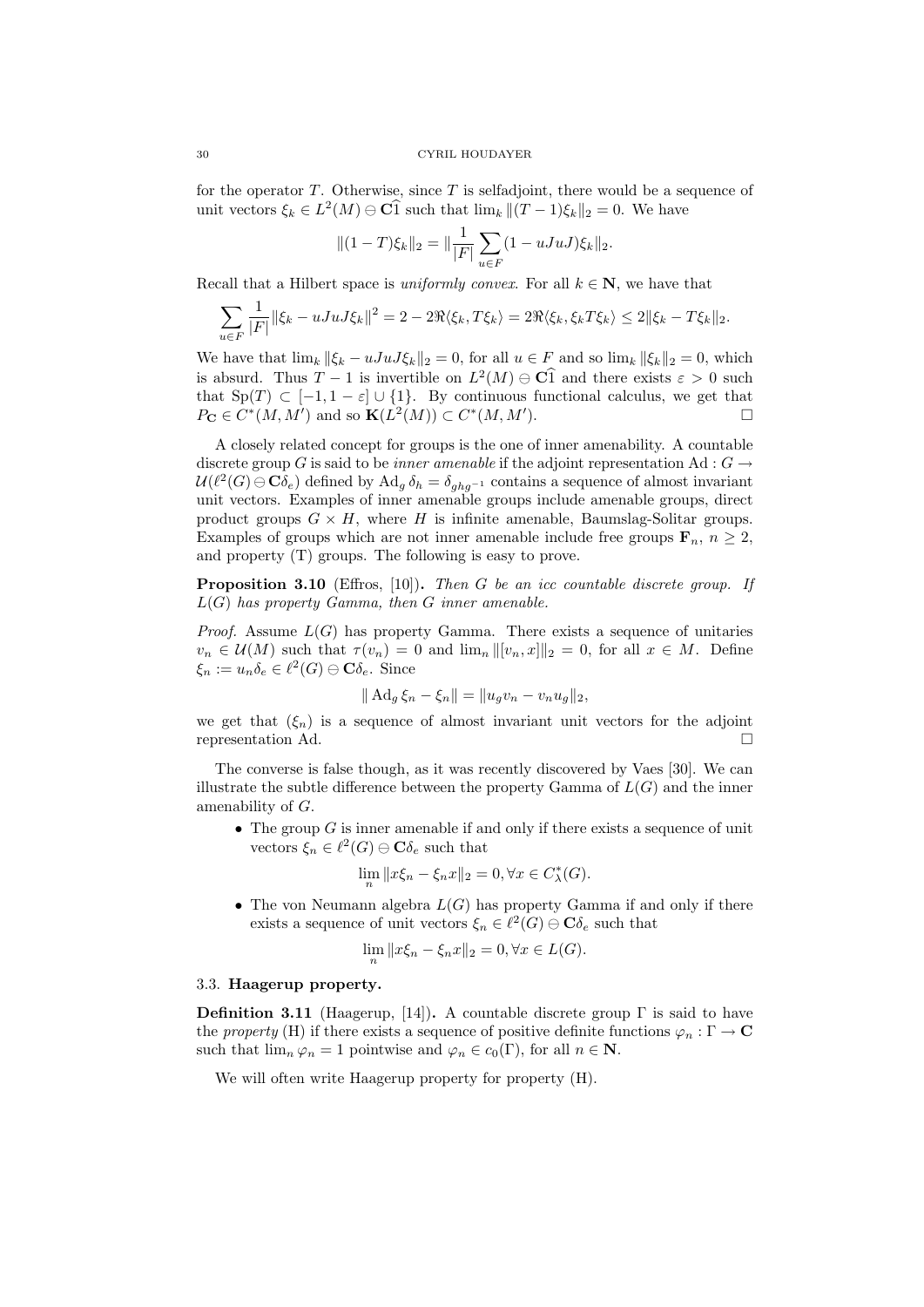for the operator $T$. Otherwise, since $T$ is selfadjoint, there would be a sequence of unit vectors $\xi_k \in L^2(M) \ominus \mathbf{C}\widehat{1}$ such that $\lim_k \|(T-1)\xi_k\|_2 = 0$. We have

$$\|(1-T)\xi_k\|_2 = \|\frac{1}{|F|}\sum_{u \in F}(1 - uJuJ)\xi_k\|_2.$$

Recall that a Hilbert space is *uniformly convex*. For all $k \in \mathbf{N}$, we have that

$$\sum_{u\in F}\frac{1}{|F|}\|\xi_k - uJuJ\xi_k\|^2 = 2 - 2\Re\langle\xi_k, T\xi_k\rangle = 2\Re\langle\xi_k, \xi_k T\xi_k\rangle \leq 2\|\xi_k - T\xi_k\|_2.$$

We have that $\lim_k \|\xi_k - uJuJ\xi_k\|_2 = 0$, for all $u \in F$ and so $\lim_k \|\xi_k\|_2 = 0$, which is absurd. Thus $T - 1$ is invertible on $L^2(M) \ominus \mathbf{C}\widehat{1}$ and there exists $\varepsilon > 0$ such that $\mathrm{Sp}(T) \subset [-1, 1-\varepsilon] \cup \{1\}$. By continuous functional calculus, we get that $P_{\mathbf{C}} \in C^*(M, M')$ and so $\mathbf{K}(L^2(M)) \subset C^*(M, M')$. □

A closely related concept for groups is the one of inner amenability. A countable discrete group $G$ is said to be *inner amenable* if the adjoint representation $\mathrm{Ad} : G \to \mathcal{U}(\ell^2(G) \ominus \mathbf{C}\delta_e)$ defined by $\mathrm{Ad}_g \delta_h = \delta_{ghg^{-1}}$ contains a sequence of almost invariant unit vectors. Examples of inner amenable groups include amenable groups, direct product groups $G \times H$, where $H$ is infinite amenable, Baumslag-Solitar groups. Examples of groups which are not inner amenable include free groups $\mathbf{F}_n$, $n \geq 2$, and property (T) groups. The following is easy to prove.

**Proposition 3.10** (Effros, [10]). *Then $G$ be an icc countable discrete group. If $L(G)$ has property Gamma, then $G$ inner amenable.*

*Proof.* Assume $L(G)$ has property Gamma. There exists a sequence of unitaries $v_n \in \mathcal{U}(M)$ such that $\tau(v_n) = 0$ and $\lim_n \|[v_n, x]\|_2 = 0$, for all $x \in M$. Define $\xi_n := u_n\delta_e \in \ell^2(G) \ominus \mathbf{C}\delta_e$. Since

$$\|\mathrm{Ad}_g \xi_n - \xi_n\| = \|u_g v_n - v_n u_g\|_2,$$

we get that $(\xi_n)$ is a sequence of almost invariant unit vectors for the adjoint representation Ad. □

The converse is false though, as it was recently discovered by Vaes [30]. We can illustrate the subtle difference between the property Gamma of $L(G)$ and the inner amenability of $G$.

- The group $G$ is inner amenable if and only if there exists a sequence of unit vectors $\xi_n \in \ell^2(G) \ominus \mathbf{C}\delta_e$ such that
$$\lim_n \|x\xi_n - \xi_n x\|_2 = 0, \forall x \in C^*_\lambda(G).$$
- The von Neumann algebra $L(G)$ has property Gamma if and only if there exists a sequence of unit vectors $\xi_n \in \ell^2(G) \ominus \mathbf{C}\delta_e$ such that
$$\lim_n \|x\xi_n - \xi_n x\|_2 = 0, \forall x \in L(G).$$

### 3.3. **Haagerup property.**

**Definition 3.11** (Haagerup, [14]). A countable discrete group $\Gamma$ is said to have the *property* (H) if there exists a sequence of positive definite functions $\varphi_n : \Gamma \to \mathbf{C}$ such that $\lim_n \varphi_n = 1$ pointwise and $\varphi_n \in c_0(\Gamma)$, for all $n \in \mathbf{N}$.

We will often write Haagerup property for property (H).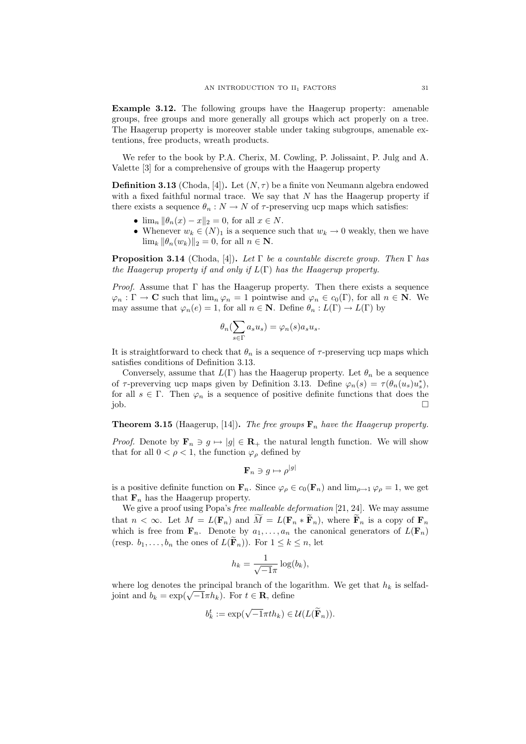**Example 3.12.** The following groups have the Haagerup property: amenable groups, free groups and more generally all groups which act properly on a tree. The Haagerup property is moreover stable under taking subgroups, amenable extentions, free products, wreath products.

We refer to the book by P.A. Cherix, M. Cowling, P. Jolissaint, P. Julg and A. Valette [3] for a comprehensive of groups with the Haagerup property

**Definition 3.13** (Choda, [4])**.** Let $(N, \tau)$ be a finite von Neumann algebra endowed with a fixed faithful normal trace. We say that $N$ has the Haagerup property if there exists a sequence $\theta_n : N \to N$ of $\tau$-preserving ucp maps which satisfies:

- $\lim_n \|\theta_n(x) - x\|_2 = 0$, for all $x \in N$.
- Whenever $w_k \in (N)_1$ is a sequence such that $w_k \to 0$ weakly, then we have $\lim_k \|\theta_n(w_k)\|_2 = 0$, for all $n \in \mathbf{N}$.

**Proposition 3.14** (Choda, [4])**.** *Let $\Gamma$ be a countable discrete group. Then $\Gamma$ has the Haagerup property if and only if $L(\Gamma)$ has the Haagerup property.*

*Proof.* Assume that $\Gamma$ has the Haagerup property. Then there exists a sequence $\varphi_n : \Gamma \to \mathbf{C}$ such that $\lim_n \varphi_n = 1$ pointwise and $\varphi_n \in c_0(\Gamma)$, for all $n \in \mathbf{N}$. We may assume that $\varphi_n(e) = 1$, for all $n \in \mathbf{N}$. Define $\theta_n : L(\Gamma) \to L(\Gamma)$ by

$$\theta_n(\sum_{s \in \Gamma} a_s u_s) = \varphi_n(s) a_s u_s.$$

It is straightforward to check that $\theta_n$ is a sequence of $\tau$-preserving ucp maps which satisfies conditions of Definition 3.13.

Conversely, assume that $L(\Gamma)$ has the Haagerup property. Let $\theta_n$ be a sequence of $\tau$-preverving ucp maps given by Definition 3.13. Define $\varphi_n(s) = \tau(\theta_n(u_s)u_s^*)$, for all $s \in \Gamma$. Then $\varphi_n$ is a sequence of positive definite functions that does the job. $\square$

**Theorem 3.15** (Haagerup, [14])**.** *The free groups $\mathbf{F}_n$ have the Haagerup property.*

*Proof.* Denote by $\mathbf{F}_n \ni g \mapsto |g| \in \mathbf{R}_+$ the natural length function. We will show that for all $0 < \rho < 1$, the function $\varphi_\rho$ defined by

$$\mathbf{F}_n \ni g \mapsto \rho^{|g|}$$

is a positive definite function on $\mathbf{F}_n$. Since $\varphi_\rho \in c_0(\mathbf{F}_n)$ and $\lim_{\rho \to 1} \varphi_\rho = 1$, we get that $\mathbf{F}_n$ has the Haagerup property.

We give a proof using Popa's *free malleable deformation* [21, 24]. We may assume that $n < \infty$. Let $M = L(\mathbf{F}_n)$ and $\widetilde{M} = L(\mathbf{F}_n * \widetilde{\mathbf{F}}_n)$, where $\widetilde{\mathbf{F}}_n$ is a copy of $\mathbf{F}_n$ which is free from $\mathbf{F}_n$. Denote by $a_1, \dots, a_n$ the canonical generators of $L(\mathbf{F}_n)$ (resp. $b_1, \dots, b_n$ the ones of $L(\widetilde{\mathbf{F}}_n)$). For $1 \leq k \leq n$, let

$$h_k = \frac{1}{\sqrt{-1}\pi} \log(b_k),$$

where log denotes the principal branch of the logarithm. We get that $h_k$ is selfadjoint and $b_k = \exp(\sqrt{-1}\pi h_k)$. For $t \in \mathbf{R}$, define

$$b_k^t := \exp(\sqrt{-1}\pi t h_k) \in \mathcal{U}(L(\widetilde{\mathbf{F}}_n)).$$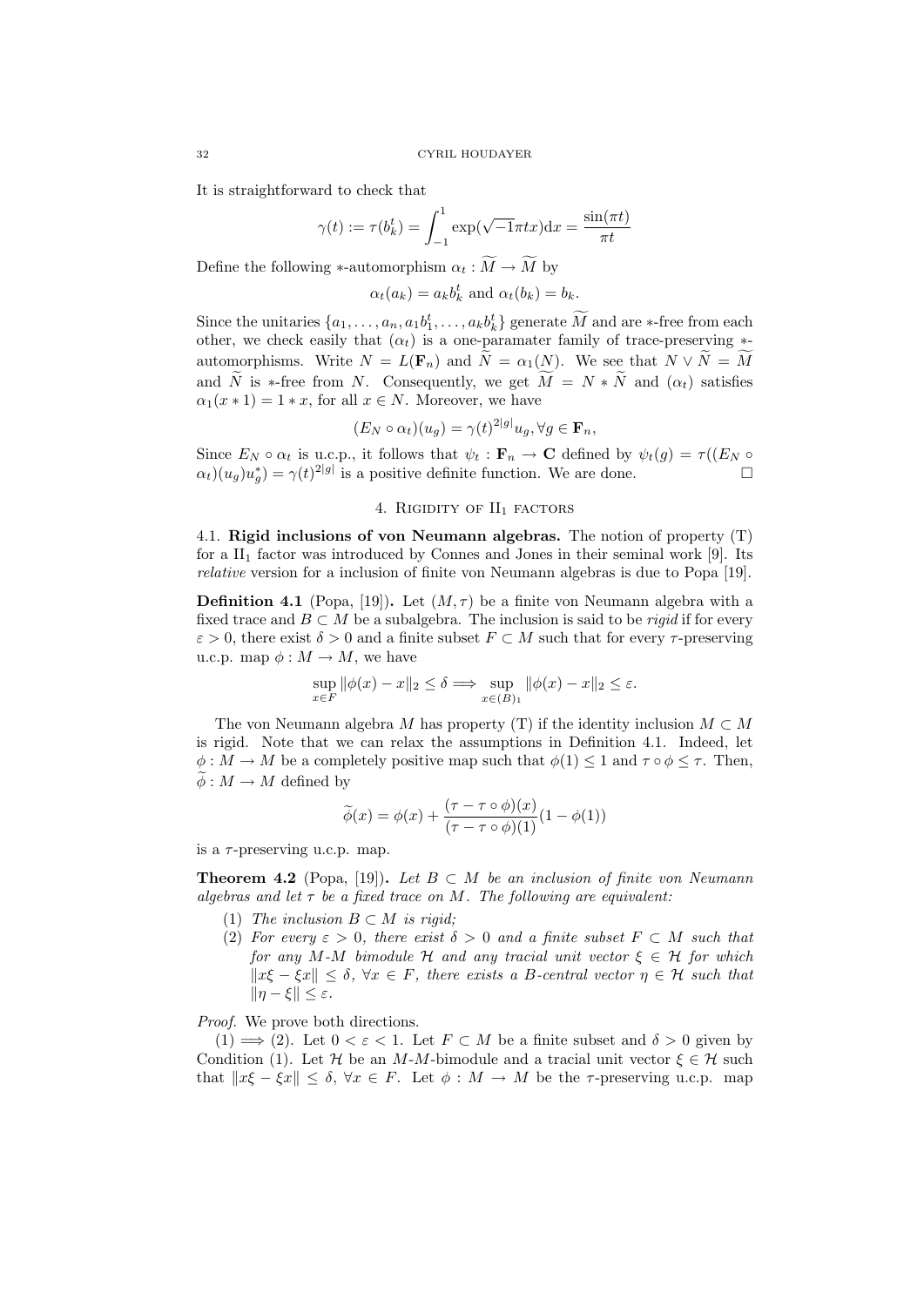It is straightforward to check that

$$\gamma(t) := \tau(b_k^t) = \int_{-1}^{1} \exp(\sqrt{-1}\pi t x) \mathrm{d}x = \frac{\sin(\pi t)}{\pi t}$$

Define the following $*$-automorphism $\alpha_t : \widetilde{M} \to \widetilde{M}$ by

$$\alpha_t(a_k) = a_k b_k^t \text{ and } \alpha_t(b_k) = b_k.$$

Since the unitaries $\{a_1, \dots, a_n, a_1 b_1^t, \dots, a_k b_k^t\}$ generate $\widetilde{M}$ and are $*$-free from each other, we check easily that $(\alpha_t)$ is a one-paramater family of trace-preserving $*$-automorphisms. Write $N = L(\mathbf{F}_n)$ and $\widetilde{N} = \alpha_1(N)$. We see that $N \vee \widetilde{N} = \widetilde{M}$ and $\widetilde{N}$ is $*$-free from $N$. Consequently, we get $\widetilde{M} = N * \widetilde{N}$ and $(\alpha_t)$ satisfies $\alpha_1(x * 1) = 1 * x$, for all $x \in N$. Moreover, we have

$$(E_N \circ \alpha_t)(u_g) = \gamma(t)^{2|g|} u_g, \forall g \in \mathbf{F}_n,$$

Since $E_N \circ \alpha_t$ is u.c.p., it follows that $\psi_t : \mathbf{F}_n \to \mathbf{C}$ defined by $\psi_t(g) = \tau((E_N \circ \alpha_t)(u_g)u_g^*) = \gamma(t)^{2|g|}$ is a positive definite function. We are done. $\square$

## 4. Rigidity of II$_1$ factors

**4.1. Rigid inclusions of von Neumann algebras.** The notion of property (T) for a II$_1$ factor was introduced by Connes and Jones in their seminal work [9]. Its *relative* version for a inclusion of finite von Neumann algebras is due to Popa [19].

**Definition 4.1** (Popa, [19])**.** Let $(M, \tau)$ be a finite von Neumann algebra with a fixed trace and $B \subset M$ be a subalgebra. The inclusion is said to be *rigid* if for every $\varepsilon > 0$, there exist $\delta > 0$ and a finite subset $F \subset M$ such that for every $\tau$-preserving u.c.p. map $\phi : M \to M$, we have

$$\sup_{x \in F} \|\phi(x) - x\|_2 \leq \delta \Longrightarrow \sup_{x \in (B)_1} \|\phi(x) - x\|_2 \leq \varepsilon.$$

The von Neumann algebra $M$ has property (T) if the identity inclusion $M \subset M$ is rigid. Note that we can relax the assumptions in Definition 4.1. Indeed, let $\phi : M \to M$ be a completely positive map such that $\phi(1) \leq 1$ and $\tau \circ \phi \leq \tau$. Then, $\widetilde{\phi} : M \to M$ defined by

$$\widetilde{\phi}(x) = \phi(x) + \frac{(\tau - \tau \circ \phi)(x)}{(\tau - \tau \circ \phi)(1)}(1 - \phi(1))$$

is a $\tau$-preserving u.c.p. map.

**Theorem 4.2** (Popa, [19])**.** *Let $B \subset M$ be an inclusion of finite von Neumann algebras and let $\tau$ be a fixed trace on $M$. The following are equivalent:*

1. *The inclusion $B \subset M$ is rigid;*
2. *For every $\varepsilon > 0$, there exist $\delta > 0$ and a finite subset $F \subset M$ such that for any $M$-$M$ bimodule $\mathcal{H}$ and any tracial unit vector $\xi \in \mathcal{H}$ for which $\|x\xi - \xi x\| \leq \delta$, $\forall x \in F$, there exists a $B$-central vector $\eta \in \mathcal{H}$ such that $\|\eta - \xi\| \leq \varepsilon$.*

*Proof.* We prove both directions.

(1) $\Longrightarrow$ (2). Let $0 < \varepsilon < 1$. Let $F \subset M$ be a finite subset and $\delta > 0$ given by Condition (1). Let $\mathcal{H}$ be an $M$-$M$-bimodule and a tracial unit vector $\xi \in \mathcal{H}$ such that $\|x\xi - \xi x\| \leq \delta$, $\forall x \in F$. Let $\phi : M \to M$ be the $\tau$-preserving u.c.p. map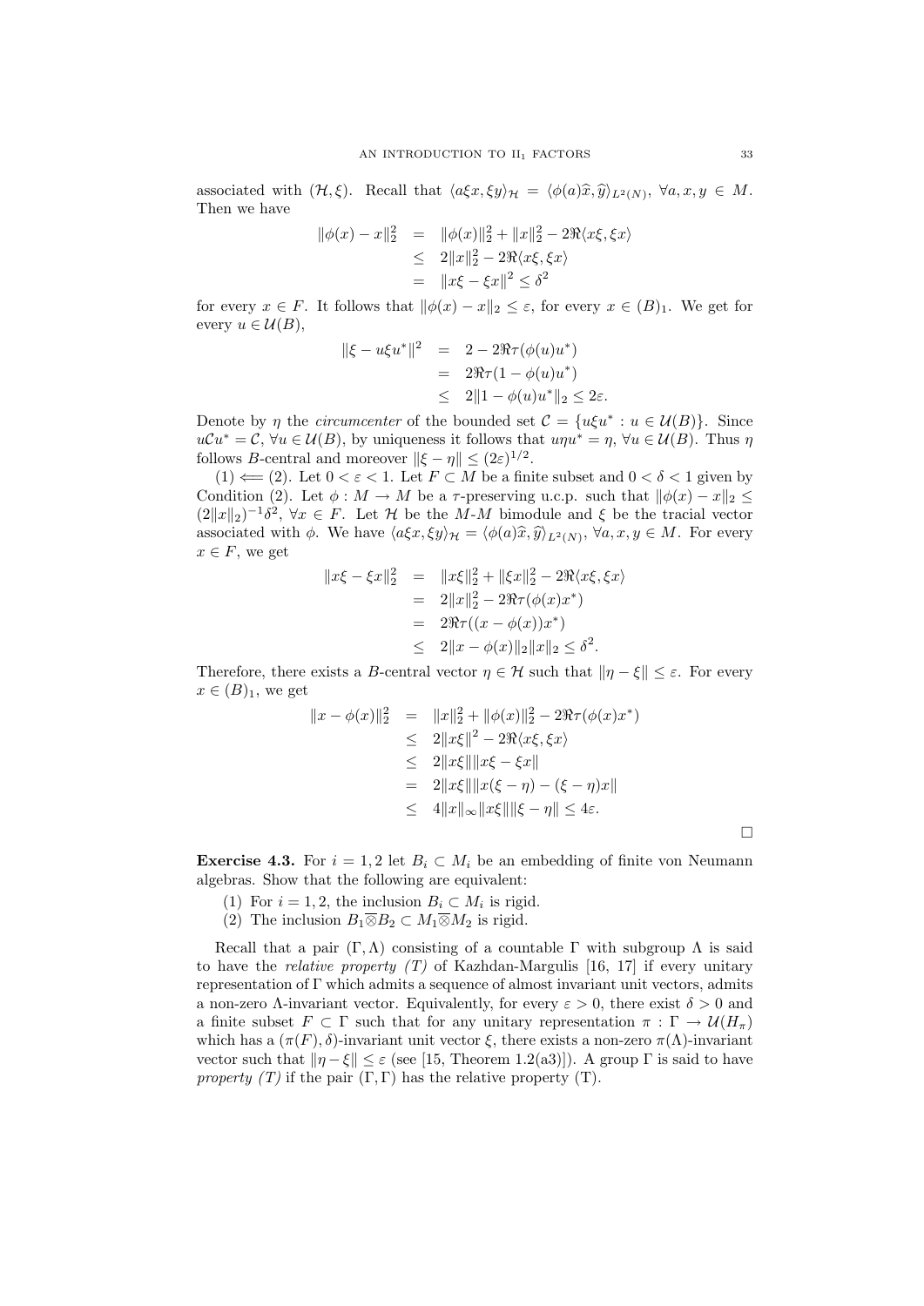associated with $(\mathcal{H}, \xi)$. Recall that $\langle a\xi x, \xi y\rangle_{\mathcal{H}} = \langle \phi(a)\widehat{x}, \widehat{y}\rangle_{L^2(N)}$, $\forall a, x, y \in M$. Then we have

$$
\begin{aligned}
\|\phi(x) - x\|_2^2 &= \|\phi(x)\|_2^2 + \|x\|_2^2 - 2\Re\langle x\xi, \xi x\rangle \\
&\leq 2\|x\|_2^2 - 2\Re\langle x\xi, \xi x\rangle \\
&= \|x\xi - \xi x\|^2 \leq \delta^2
\end{aligned}
$$

for every $x \in F$. It follows that $\|\phi(x) - x\|_2 \leq \varepsilon$, for every $x \in (B)_1$. We get for every $u \in \mathcal{U}(B)$,

$$
\begin{aligned}
\|\xi - u\xi u^*\|^2 &= 2 - 2\Re\tau(\phi(u)u^*) \\
&= 2\Re\tau(1 - \phi(u)u^*) \\
&\leq 2\|1 - \phi(u)u^*\|_2 \leq 2\varepsilon.
\end{aligned}
$$

Denote by $\eta$ the *circumcenter* of the bounded set $\mathcal{C} = \{u\xi u^* : u \in \mathcal{U}(B)\}$. Since $u\mathcal{C}u^* = \mathcal{C}$, $\forall u \in \mathcal{U}(B)$, by uniqueness it follows that $u\eta u^* = \eta$, $\forall u \in \mathcal{U}(B)$. Thus $\eta$ follows $B$-central and moreover $\|\xi - \eta\| \leq (2\varepsilon)^{1/2}$.

(1) $\Longleftarrow$ (2). Let $0 < \varepsilon < 1$. Let $F \subset M$ be a finite subset and $0 < \delta < 1$ given by Condition (2). Let $\phi : M \to M$ be a $\tau$-preserving u.c.p. such that $\|\phi(x) - x\|_2 \leq (2\|x\|_2)^{-1}\delta^2$, $\forall x \in F$. Let $\mathcal{H}$ be the $M$-$M$ bimodule and $\xi$ be the tracial vector associated with $\phi$. We have $\langle a\xi x, \xi y\rangle_{\mathcal{H}} = \langle \phi(a)\widehat{x}, \widehat{y}\rangle_{L^2(N)}$, $\forall a, x, y \in M$. For every $x \in F$, we get

$$
\begin{aligned}
\|x\xi - \xi x\|_2^2 &= \|x\xi\|_2^2 + \|\xi x\|_2^2 - 2\Re\langle x\xi, \xi x\rangle \\
&= 2\|x\|_2^2 - 2\Re\tau(\phi(x)x^*) \\
&= 2\Re\tau((x - \phi(x))x^*) \\
&\leq 2\|x - \phi(x)\|_2\|x\|_2 \leq \delta^2.
\end{aligned}
$$

Therefore, there exists a $B$-central vector $\eta \in \mathcal{H}$ such that $\|\eta - \xi\| \leq \varepsilon$. For every $x \in (B)_1$, we get

$$
\begin{aligned}
\|x - \phi(x)\|_2^2 &= \|x\|_2^2 + \|\phi(x)\|_2^2 - 2\Re\tau(\phi(x)x^*) \\
&\leq 2\|x\xi\|^2 - 2\Re\langle x\xi, \xi x\rangle \\
&\leq 2\|x\xi\|\|x\xi - \xi x\| \\
&= 2\|x\xi\|\|x(\xi - \eta) - (\xi - \eta)x\| \\
&\leq 4\|x\|_\infty\|x\xi\|\|\xi - \eta\| \leq 4\varepsilon.
\end{aligned}
$$

$\square$

**Exercise 4.3.** For $i = 1, 2$ let $B_i \subset M_i$ be an embedding of finite von Neumann algebras. Show that the following are equivalent:

1. For $i = 1, 2$, the inclusion $B_i \subset M_i$ is rigid.
2. The inclusion $B_1\overline{\otimes}B_2 \subset M_1\overline{\otimes}M_2$ is rigid.

Recall that a pair $(\Gamma, \Lambda)$ consisting of a countable $\Gamma$ with subgroup $\Lambda$ is said to have the *relative property (T)* of Kazhdan-Margulis [16, 17] if every unitary representation of $\Gamma$ which admits a sequence of almost invariant unit vectors, admits a non-zero $\Lambda$-invariant vector. Equivalently, for every $\varepsilon > 0$, there exist $\delta > 0$ and a finite subset $F \subset \Gamma$ such that for any unitary representation $\pi : \Gamma \to \mathcal{U}(H_\pi)$ which has a $(\pi(F), \delta)$-invariant unit vector $\xi$, there exists a non-zero $\pi(\Lambda)$-invariant vector such that $\|\eta - \xi\| \leq \varepsilon$ (see [15, Theorem 1.2(a3)]). A group $\Gamma$ is said to have *property (T)* if the pair $(\Gamma, \Gamma)$ has the relative property (T).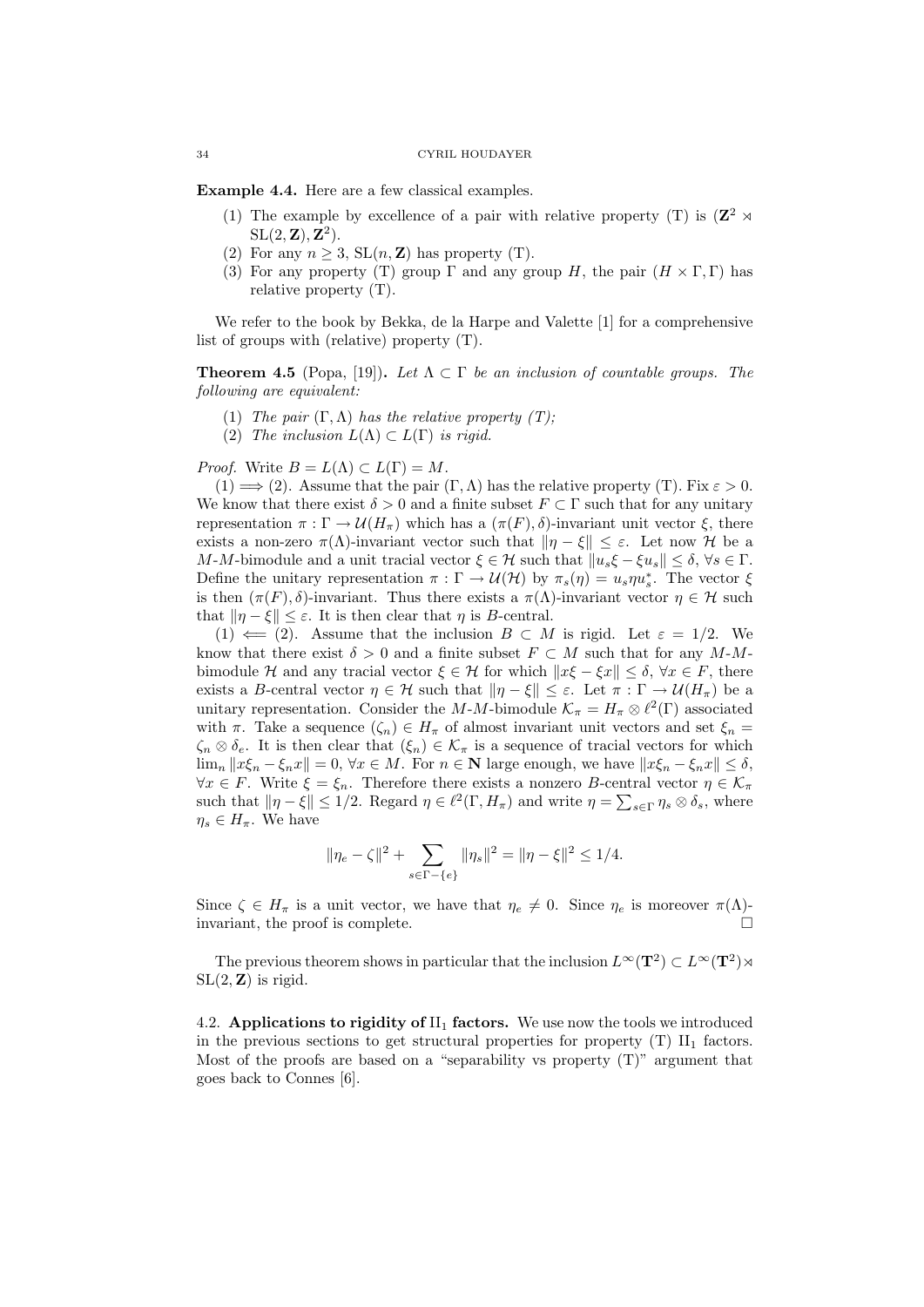**Example 4.4.** Here are a few classical examples.

1. The example by excellence of a pair with relative property (T) is $(\mathbf{Z}^2 \rtimes \mathrm{SL}(2, \mathbf{Z}), \mathbf{Z}^2)$.
2. For any $n \geq 3$, $\mathrm{SL}(n, \mathbf{Z})$ has property (T).
3. For any property (T) group $\Gamma$ and any group $H$, the pair $(H \times \Gamma, \Gamma)$ has relative property (T).

We refer to the book by Bekka, de la Harpe and Valette [1] for a comprehensive list of groups with (relative) property (T).

**Theorem 4.5** (Popa, [19])**.** *Let $\Lambda \subset \Gamma$ be an inclusion of countable groups. The following are equivalent:*

1. *The pair $(\Gamma, \Lambda)$ has the relative property (T);*
2. *The inclusion $L(\Lambda) \subset L(\Gamma)$ is rigid.*

*Proof.* Write $B = L(\Lambda) \subset L(\Gamma) = M$.

(1) $\Longrightarrow$ (2). Assume that the pair $(\Gamma, \Lambda)$ has the relative property (T). Fix $\varepsilon > 0$. We know that there exist $\delta > 0$ and a finite subset $F \subset \Gamma$ such that for any unitary representation $\pi : \Gamma \to \mathcal{U}(H_\pi)$ which has a $(\pi(F), \delta)$-invariant unit vector $\xi$, there exists a non-zero $\pi(\Lambda)$-invariant vector such that $\|\eta - \xi\| \leq \varepsilon$. Let now $\mathcal{H}$ be a $M$-$M$-bimodule and a unit tracial vector $\xi \in \mathcal{H}$ such that $\|u_s \xi - \xi u_s\| \leq \delta$, $\forall s \in \Gamma$. Define the unitary representation $\pi : \Gamma \to \mathcal{U}(\mathcal{H})$ by $\pi_s(\eta) = u_s \eta u_s^*$. The vector $\xi$ is then $(\pi(F), \delta)$-invariant. Thus there exists a $\pi(\Lambda)$-invariant vector $\eta \in \mathcal{H}$ such that $\|\eta - \xi\| \leq \varepsilon$. It is then clear that $\eta$ is $B$-central.

(1) $\Longleftarrow$ (2). Assume that the inclusion $B \subset M$ is rigid. Let $\varepsilon = 1/2$. We know that there exist $\delta > 0$ and a finite subset $F \subset M$ such that for any $M$-$M$-bimodule $\mathcal{H}$ and any tracial vector $\xi \in \mathcal{H}$ for which $\|x\xi - \xi x\| \leq \delta$, $\forall x \in F$, there exists a $B$-central vector $\eta \in \mathcal{H}$ such that $\|\eta - \xi\| \leq \varepsilon$. Let $\pi : \Gamma \to \mathcal{U}(H_\pi)$ be a unitary representation. Consider the $M$-$M$-bimodule $\mathcal{K}_\pi = H_\pi \otimes \ell^2(\Gamma)$ associated with $\pi$. Take a sequence $(\zeta_n) \in H_\pi$ of almost invariant unit vectors and set $\xi_n = \zeta_n \otimes \delta_e$. It is then clear that $(\xi_n) \in \mathcal{K}_\pi$ is a sequence of tracial vectors for which $\lim_n \|x\xi_n - \xi_n x\| = 0$, $\forall x \in M$. For $n \in \mathbf{N}$ large enough, we have $\|x\xi_n - \xi_n x\| \leq \delta$, $\forall x \in F$. Write $\xi = \xi_n$. Therefore there exists a nonzero $B$-central vector $\eta \in \mathcal{K}_\pi$ such that $\|\eta - \xi\| \leq 1/2$. Regard $\eta \in \ell^2(\Gamma, H_\pi)$ and write $\eta = \sum_{s \in \Gamma} \eta_s \otimes \delta_s$, where $\eta_s \in H_\pi$. We have

$$\|\eta_e - \zeta\|^2 + \sum_{s \in \Gamma - \{e\}} \|\eta_s\|^2 = \|\eta - \xi\|^2 \leq 1/4.$$

Since $\zeta \in H_\pi$ is a unit vector, we have that $\eta_e \neq 0$. Since $\eta_e$ is moreover $\pi(\Lambda)$-invariant, the proof is complete. $\square$

The previous theorem shows in particular that the inclusion $L^\infty(\mathbf{T}^2) \subset L^\infty(\mathbf{T}^2) \rtimes \mathrm{SL}(2, \mathbf{Z})$ is rigid.

### 4.2. Applications to rigidity of $\mathrm{II}_1$ factors.

We use now the tools we introduced in the previous sections to get structural properties for property (T) $\mathrm{II}_1$ factors. Most of the proofs are based on a "separability vs property (T)" argument that goes back to Connes [6].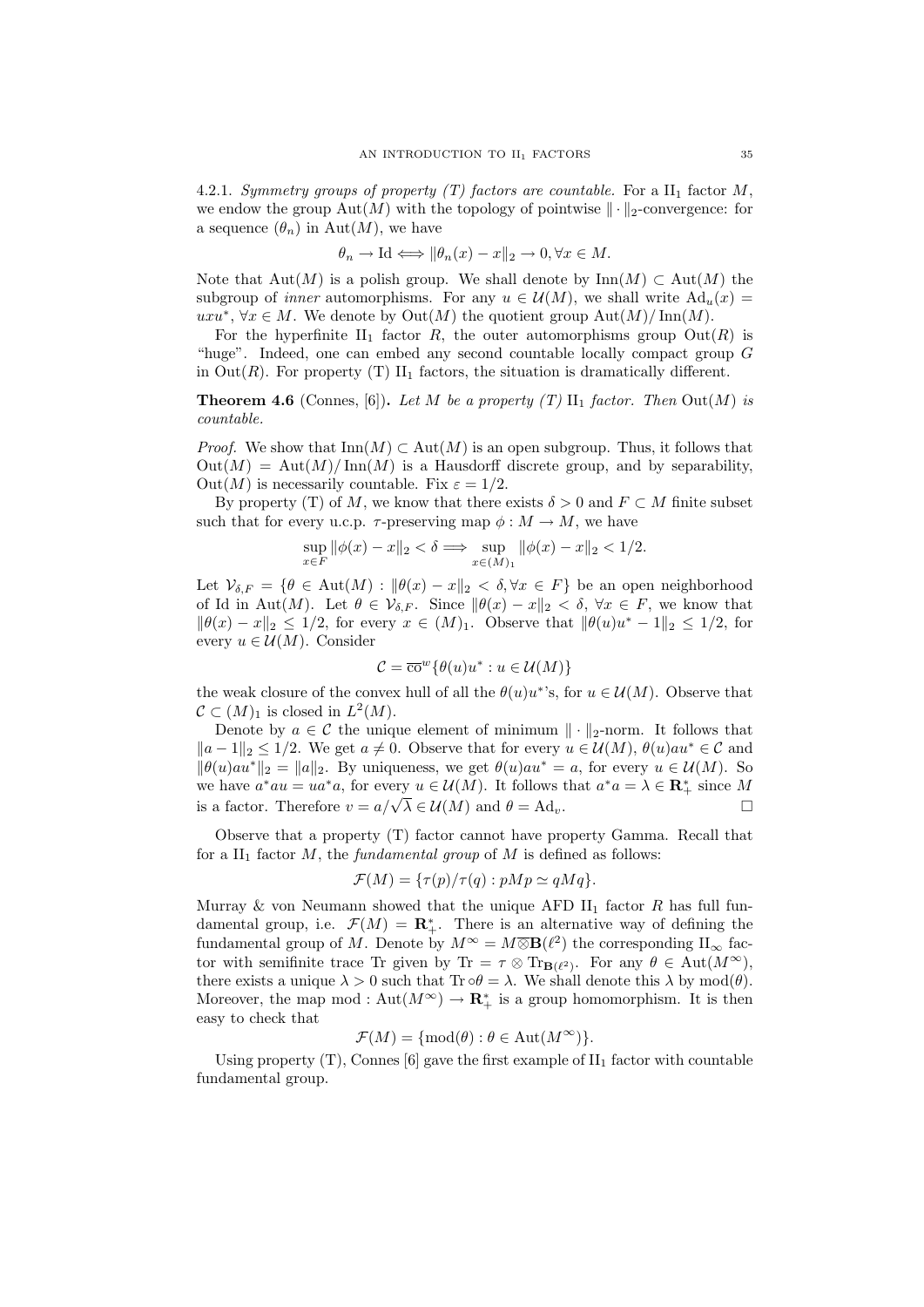4.2.1. *Symmetry groups of property (T) factors are countable.* For a $\mathrm{II}_1$ factor $M$, we endow the group $\mathrm{Aut}(M)$ with the topology of pointwise $\|\cdot\|_2$-convergence: for a sequence $(\theta_n)$ in $\mathrm{Aut}(M)$, we have

$$\theta_n \to \mathrm{Id} \Longleftrightarrow \|\theta_n(x) - x\|_2 \to 0, \forall x \in M.$$

Note that $\mathrm{Aut}(M)$ is a polish group. We shall denote by $\mathrm{Inn}(M) \subset \mathrm{Aut}(M)$ the subgroup of *inner* automorphisms. For any $u \in \mathcal{U}(M)$, we shall write $\mathrm{Ad}_u(x) = uxu^*$, $\forall x \in M$. We denote by $\mathrm{Out}(M)$ the quotient group $\mathrm{Aut}(M)/\mathrm{Inn}(M)$.

For the hyperfinite $\mathrm{II}_1$ factor $R$, the outer automorphisms group $\mathrm{Out}(R)$ is "huge". Indeed, one can embed any second countable locally compact group $G$ in $\mathrm{Out}(R)$. For property (T) $\mathrm{II}_1$ factors, the situation is dramatically different.

**Theorem 4.6** (Connes, [6])**.** *Let $M$ be a property (T) $\mathrm{II}_1$ factor. Then $\mathrm{Out}(M)$ is countable.*

*Proof.* We show that $\mathrm{Inn}(M) \subset \mathrm{Aut}(M)$ is an open subgroup. Thus, it follows that $\mathrm{Out}(M) = \mathrm{Aut}(M)/\mathrm{Inn}(M)$ is a Hausdorff discrete group, and by separability, $\mathrm{Out}(M)$ is necessarily countable. Fix $\varepsilon = 1/2$.

By property (T) of $M$, we know that there exists $\delta > 0$ and $F \subset M$ finite subset such that for every u.c.p. $\tau$-preserving map $\phi : M \to M$, we have

$$\sup_{x \in F} \|\phi(x) - x\|_2 < \delta \Longrightarrow \sup_{x \in (M)_1} \|\phi(x) - x\|_2 < 1/2.$$

Let $\mathcal{V}_{\delta,F} = \{\theta \in \mathrm{Aut}(M) : \|\theta(x) - x\|_2 < \delta, \forall x \in F\}$ be an open neighborhood of $\mathrm{Id}$ in $\mathrm{Aut}(M)$. Let $\theta \in \mathcal{V}_{\delta,F}$. Since $\|\theta(x) - x\|_2 < \delta$, $\forall x \in F$, we know that $\|\theta(x) - x\|_2 \leq 1/2$, for every $x \in (M)_1$. Observe that $\|\theta(u)u^* - 1\|_2 \leq 1/2$, for every $u \in \mathcal{U}(M)$. Consider

$$\mathcal{C} = \overline{\mathrm{co}}^w\{\theta(u)u^* : u \in \mathcal{U}(M)\}$$

the weak closure of the convex hull of all the $\theta(u)u^*$'s, for $u \in \mathcal{U}(M)$. Observe that $\mathcal{C} \subset (M)_1$ is closed in $L^2(M)$.

Denote by $a \in \mathcal{C}$ the unique element of minimum $\|\cdot\|_2$-norm. It follows that $\|a - 1\|_2 \leq 1/2$. We get $a \neq 0$. Observe that for every $u \in \mathcal{U}(M)$, $\theta(u)au^* \in \mathcal{C}$ and $\|\theta(u)au^*\|_2 = \|a\|_2$. By uniqueness, we get $\theta(u)au^* = a$, for every $u \in \mathcal{U}(M)$. So we have $a^*au = ua^*a$, for every $u \in \mathcal{U}(M)$. It follows that $a^*a = \lambda \in \mathbf{R}_+^*$ since $M$ is a factor. Therefore $v = a/\sqrt{\lambda} \in \mathcal{U}(M)$ and $\theta = \mathrm{Ad}_v$. $\square$

Observe that a property (T) factor cannot have property Gamma. Recall that for a $\mathrm{II}_1$ factor $M$, the *fundamental group* of $M$ is defined as follows:

$$\mathcal{F}(M) = \{\tau(p)/\tau(q) : pMp \simeq qMq\}.$$

Murray & von Neumann showed that the unique AFD $\mathrm{II}_1$ factor $R$ has full fundamental group, i.e. $\mathcal{F}(M) = \mathbf{R}_+^*$. There is an alternative way of defining the fundamental group of $M$. Denote by $M^\infty = M \overline{\otimes} \mathbf{B}(\ell^2)$ the corresponding $\mathrm{II}_\infty$ factor with semifinite trace Tr given by $\mathrm{Tr} = \tau \otimes \mathrm{Tr}_{\mathbf{B}(\ell^2)}$. For any $\theta \in \mathrm{Aut}(M^\infty)$, there exists a unique $\lambda > 0$ such that $\mathrm{Tr} \circ \theta = \lambda$. We shall denote this $\lambda$ by $\mathrm{mod}(\theta)$. Moreover, the map $\mathrm{mod} : \mathrm{Aut}(M^\infty) \to \mathbf{R}_+^*$ is a group homomorphism. It is then easy to check that

$$\mathcal{F}(M) = \{\mathrm{mod}(\theta) : \theta \in \mathrm{Aut}(M^\infty)\}.$$

Using property (T), Connes [6] gave the first example of $\mathrm{II}_1$ factor with countable fundamental group.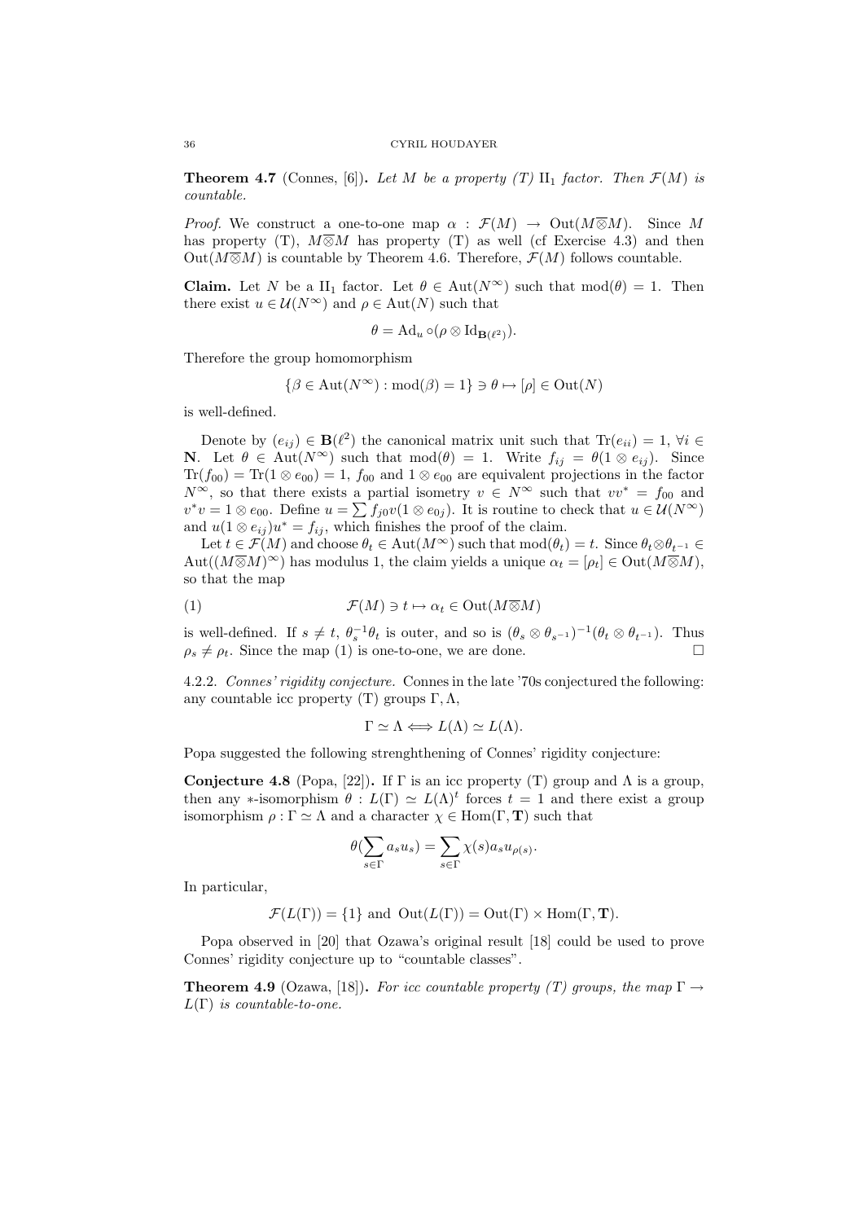**Theorem 4.7** (Connes, [6])**.** *Let $M$ be a property (T) $\mathrm{II}_1$ factor. Then $\mathcal{F}(M)$ is countable.*

*Proof.* We construct a one-to-one map $\alpha : \mathcal{F}(M) \to \mathrm{Out}(M \overline{\otimes} M)$. Since $M$ has property (T), $M \overline{\otimes} M$ has property (T) as well (cf Exercise 4.3) and then $\mathrm{Out}(M \overline{\otimes} M)$ is countable by Theorem 4.6. Therefore, $\mathcal{F}(M)$ follows countable.

**Claim.** Let $N$ be a $\mathrm{II}_1$ factor. Let $\theta \in \mathrm{Aut}(N^\infty)$ such that $\mathrm{mod}(\theta) = 1$. Then there exist $u \in \mathcal{U}(N^\infty)$ and $\rho \in \mathrm{Aut}(N)$ such that

$$\theta = \mathrm{Ad}_u \circ (\rho \otimes \mathrm{Id}_{\mathbf{B}(\ell^2)}).$$

Therefore the group homomorphism

$$\{\beta \in \mathrm{Aut}(N^\infty) : \mathrm{mod}(\beta) = 1\} \ni \theta \mapsto [\rho] \in \mathrm{Out}(N)$$

is well-defined.

Denote by $(e_{ij}) \in \mathbf{B}(\ell^2)$ the canonical matrix unit such that $\mathrm{Tr}(e_{ii}) = 1$, $\forall i \in \mathbf{N}$. Let $\theta \in \mathrm{Aut}(N^\infty)$ such that $\mathrm{mod}(\theta) = 1$. Write $f_{ij} = \theta(1 \otimes e_{ij})$. Since $\mathrm{Tr}(f_{00}) = \mathrm{Tr}(1 \otimes e_{00}) = 1$, $f_{00}$ and $1 \otimes e_{00}$ are equivalent projections in the factor $N^\infty$, so that there exists a partial isometry $v \in N^\infty$ such that $vv^* = f_{00}$ and $v^*v = 1 \otimes e_{00}$. Define $u = \sum f_{j0} v (1 \otimes e_{0j})$. It is routine to check that $u \in \mathcal{U}(N^\infty)$ and $u(1 \otimes e_{ij})u^* = f_{ij}$, which finishes the proof of the claim.

Let $t \in \mathcal{F}(M)$ and choose $\theta_t \in \mathrm{Aut}(M^\infty)$ such that $\mathrm{mod}(\theta_t) = t$. Since $\theta_t \otimes \theta_{t^{-1}} \in \mathrm{Aut}((M \overline{\otimes} M)^\infty)$ has modulus 1, the claim yields a unique $\alpha_t = [\rho_t] \in \mathrm{Out}(M \overline{\otimes} M)$, so that the map

$$\mathcal{F}(M) \ni t \mapsto \alpha_t \in \mathrm{Out}(M \overline{\otimes} M) \tag{1}$$

is well-defined. If $s \neq t$, $\theta_s^{-1}\theta_t$ is outer, and so is $(\theta_s \otimes \theta_{s^{-1}})^{-1}(\theta_t \otimes \theta_{t^{-1}})$. Thus $\rho_s \neq \rho_t$. Since the map (1) is one-to-one, we are done. $\square$

4.2.2. *Connes' rigidity conjecture.* Connes in the late '70s conjectured the following: any countable icc property (T) groups $\Gamma, \Lambda$,

$$\Gamma \simeq \Lambda \Longleftrightarrow L(\Lambda) \simeq L(\Lambda).$$

Popa suggested the following strenghthening of Connes' rigidity conjecture:

**Conjecture 4.8** (Popa, [22])**.** If $\Gamma$ is an icc property (T) group and $\Lambda$ is a group, then any $*$-isomorphism $\theta : L(\Gamma) \simeq L(\Lambda)^t$ forces $t = 1$ and there exist a group isomorphism $\rho : \Gamma \simeq \Lambda$ and a character $\chi \in \mathrm{Hom}(\Gamma, \mathbf{T})$ such that

$$\theta(\sum_{s \in \Gamma} a_s u_s) = \sum_{s \in \Gamma} \chi(s) a_s u_{\rho(s)}.$$

In particular,

$$\mathcal{F}(L(\Gamma)) = \{1\} \text{ and } \mathrm{Out}(L(\Gamma)) = \mathrm{Out}(\Gamma) \times \mathrm{Hom}(\Gamma, \mathbf{T}).$$

Popa observed in [20] that Ozawa's original result [18] could be used to prove Connes' rigidity conjecture up to "countable classes".

**Theorem 4.9** (Ozawa, [18])**.** *For icc countable property (T) groups, the map $\Gamma \to L(\Gamma)$ is countable-to-one.*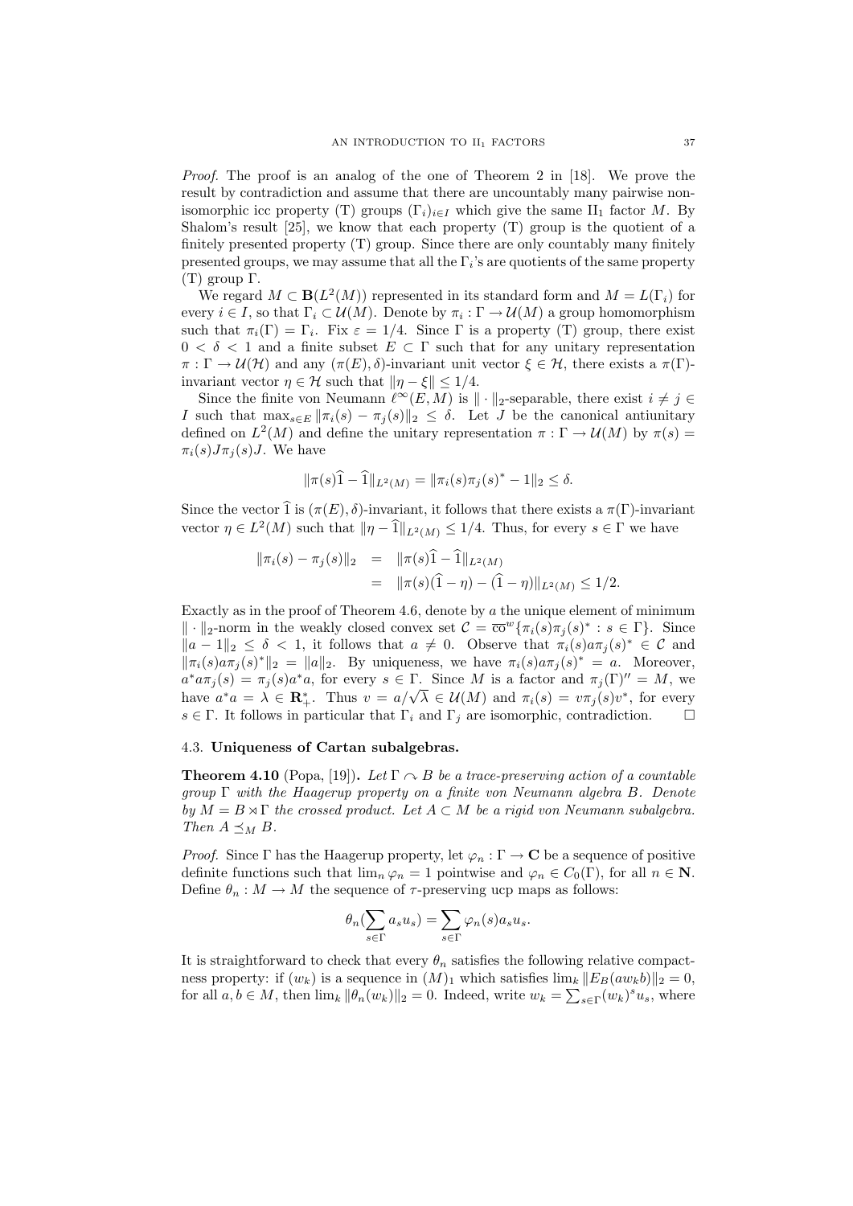*Proof.* The proof is an analog of the one of Theorem 2 in [18]. We prove the result by contradiction and assume that there are uncountably many pairwise non-isomorphic icc property (T) groups $(\Gamma_i)_{i\in I}$ which give the same $\mathrm{II}_1$ factor $M$. By Shalom's result [25], we know that each property (T) group is the quotient of a finitely presented property (T) group. Since there are only countably many finitely presented groups, we may assume that all the $\Gamma_i$'s are quotients of the same property (T) group $\Gamma$.

We regard $M \subset \mathbf{B}(L^2(M))$ represented in its standard form and $M = L(\Gamma_i)$ for every $i \in I$, so that $\Gamma_i \subset \mathcal{U}(M)$. Denote by $\pi_i : \Gamma \to \mathcal{U}(M)$ a group homomorphism such that $\pi_i(\Gamma) = \Gamma_i$. Fix $\varepsilon = 1/4$. Since $\Gamma$ is a property (T) group, there exist $0 < \delta < 1$ and a finite subset $E \subset \Gamma$ such that for any unitary representation $\pi : \Gamma \to \mathcal{U}(\mathcal{H})$ and any $(\pi(E), \delta)$-invariant unit vector $\xi \in \mathcal{H}$, there exists a $\pi(\Gamma)$-invariant vector $\eta \in \mathcal{H}$ such that $\|\eta - \xi\| \leq 1/4$.

Since the finite von Neumann $\ell^\infty(E, M)$ is $\|\cdot\|_2$-separable, there exist $i \neq j \in I$ such that $\max_{s\in E} \|\pi_i(s) - \pi_j(s)\|_2 \leq \delta$. Let $J$ be the canonical antiunitary defined on $L^2(M)$ and define the unitary representation $\pi : \Gamma \to \mathcal{U}(M)$ by $\pi(s) = \pi_i(s) J \pi_j(s) J$. We have

$$\|\pi(s)\widehat{1} - \widehat{1}\|_{L^2(M)} = \|\pi_i(s)\pi_j(s)^* - 1\|_2 \leq \delta.$$

Since the vector $\widehat{1}$ is $(\pi(E), \delta)$-invariant, it follows that there exists a $\pi(\Gamma)$-invariant vector $\eta \in L^2(M)$ such that $\|\eta - \widehat{1}\|_{L^2(M)} \leq 1/4$. Thus, for every $s \in \Gamma$ we have

$$\begin{aligned}
\|\pi_i(s) - \pi_j(s)\|_2 &= \|\pi(s)\widehat{1} - \widehat{1}\|_{L^2(M)} \\
&= \|\pi(s)(\widehat{1} - \eta) - (\widehat{1} - \eta)\|_{L^2(M)} \leq 1/2.
\end{aligned}$$

Exactly as in the proof of Theorem 4.6, denote by $a$ the unique element of minimum $\|\cdot\|_2$-norm in the weakly closed convex set $\mathcal{C} = \overline{\mathrm{co}}^w\{\pi_i(s)\pi_j(s)^* : s \in \Gamma\}$. Since $\|a - 1\|_2 \leq \delta < 1$, it follows that $a \neq 0$. Observe that $\pi_i(s) a \pi_j(s)^* \in \mathcal{C}$ and $\|\pi_i(s) a \pi_j(s)^*\|_2 = \|a\|_2$. By uniqueness, we have $\pi_i(s) a \pi_j(s)^* = a$. Moreover, $a^* a \pi_j(s) = \pi_j(s) a^* a$, for every $s \in \Gamma$. Since $M$ is a factor and $\pi_j(\Gamma)'' = M$, we have $a^* a = \lambda \in \mathbf{R}_+^*$. Thus $v = a/\sqrt{\lambda} \in \mathcal{U}(M)$ and $\pi_i(s) = v \pi_j(s) v^*$, for every $s \in \Gamma$. It follows in particular that $\Gamma_i$ and $\Gamma_j$ are isomorphic, contradiction. $\square$

### 4.3. Uniqueness of Cartan subalgebras.

**Theorem 4.10** (Popa, [19])**.** *Let $\Gamma \curvearrowright B$ be a trace-preserving action of a countable group $\Gamma$ with the Haagerup property on a finite von Neumann algebra $B$. Denote by $M = B \rtimes \Gamma$ the crossed product. Let $A \subset M$ be a rigid von Neumann subalgebra. Then $A \preceq_M B$.*

*Proof.* Since $\Gamma$ has the Haagerup property, let $\varphi_n : \Gamma \to \mathbf{C}$ be a sequence of positive definite functions such that $\lim_n \varphi_n = 1$ pointwise and $\varphi_n \in C_0(\Gamma)$, for all $n \in \mathbf{N}$. Define $\theta_n : M \to M$ the sequence of $\tau$-preserving ucp maps as follows:

$$\theta_n\Big(\sum_{s\in\Gamma} a_s u_s\Big) = \sum_{s\in\Gamma} \varphi_n(s) a_s u_s.$$

It is straightforward to check that every $\theta_n$ satisfies the following relative compactness property: if $(w_k)$ is a sequence in $(M)_1$ which satisfies $\lim_k \|E_B(a w_k b)\|_2 = 0$, for all $a, b \in M$, then $\lim_k \|\theta_n(w_k)\|_2 = 0$. Indeed, write $w_k = \sum_{s\in\Gamma} (w_k)^s u_s$, where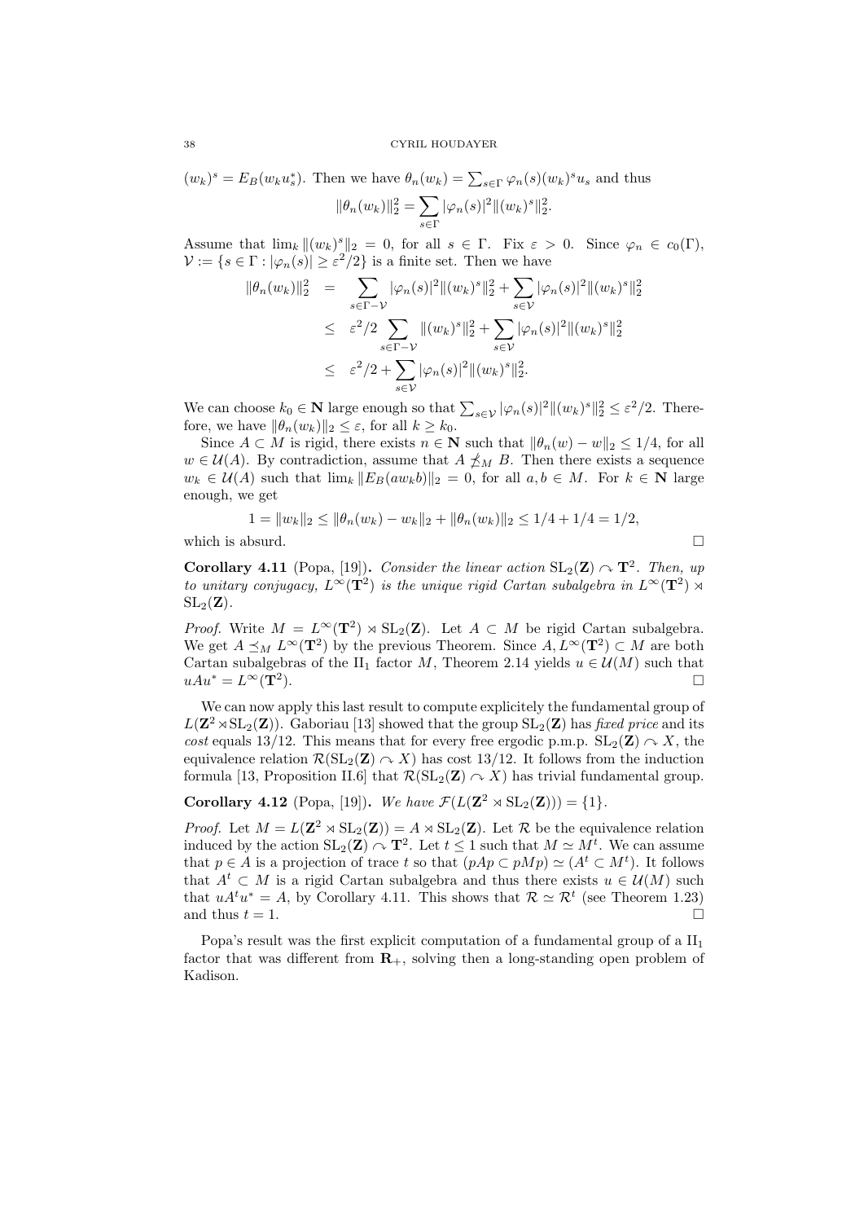$(w_k)^s = E_B(w_k u_s^*)$. Then we have $\theta_n(w_k) = \sum_{s\in\Gamma} \varphi_n(s)(w_k)^s u_s$ and thus

$$\|\theta_n(w_k)\|_2^2 = \sum_{s\in\Gamma} |\varphi_n(s)|^2 \|(w_k)^s\|_2^2.$$

Assume that $\lim_k \|(w_k)^s\|_2 = 0$, for all $s \in \Gamma$. Fix $\varepsilon > 0$. Since $\varphi_n \in c_0(\Gamma)$, $\mathcal{V} := \{s \in \Gamma : |\varphi_n(s)| \geq \varepsilon^2/2\}$ is a finite set. Then we have

$$\begin{aligned}
\|\theta_n(w_k)\|_2^2 &= \sum_{s\in\Gamma-\mathcal{V}} |\varphi_n(s)|^2 \|(w_k)^s\|_2^2 + \sum_{s\in\mathcal{V}} |\varphi_n(s)|^2 \|(w_k)^s\|_2^2 \\
&\leq \varepsilon^2/2 \sum_{s\in\Gamma-\mathcal{V}} \|(w_k)^s\|_2^2 + \sum_{s\in\mathcal{V}} |\varphi_n(s)|^2 \|(w_k)^s\|_2^2 \\
&\leq \varepsilon^2/2 + \sum_{s\in\mathcal{V}} |\varphi_n(s)|^2 \|(w_k)^s\|_2^2.
\end{aligned}$$

We can choose $k_0 \in \mathbf{N}$ large enough so that $\sum_{s\in\mathcal{V}} |\varphi_n(s)|^2 \|(w_k)^s\|_2^2 \leq \varepsilon^2/2$. Therefore, we have $\|\theta_n(w_k)\|_2 \leq \varepsilon$, for all $k \geq k_0$.

Since $A \subset M$ is rigid, there exists $n \in \mathbf{N}$ such that $\|\theta_n(w) - w\|_2 \leq 1/4$, for all $w \in \mathcal{U}(A)$. By contradiction, assume that $A \not\preceq_M B$. Then there exists a sequence $w_k \in \mathcal{U}(A)$ such that $\lim_k \|E_B(aw_kb)\|_2 = 0$, for all $a, b \in M$. For $k \in \mathbf{N}$ large enough, we get

$$1 = \|w_k\|_2 \leq \|\theta_n(w_k) - w_k\|_2 + \|\theta_n(w_k)\|_2 \leq 1/4 + 1/4 = 1/2,$$

which is absurd. □

**Corollary 4.11** (Popa, [19]). *Consider the linear action $\mathrm{SL}_2(\mathbf{Z}) \curvearrowright \mathbf{T}^2$. Then, up to unitary conjugacy, $L^\infty(\mathbf{T}^2)$ is the unique rigid Cartan subalgebra in $L^\infty(\mathbf{T}^2) \rtimes \mathrm{SL}_2(\mathbf{Z})$.*

*Proof.* Write $M = L^\infty(\mathbf{T}^2) \rtimes \mathrm{SL}_2(\mathbf{Z})$. Let $A \subset M$ be rigid Cartan subalgebra. We get $A \preceq_M L^\infty(\mathbf{T}^2)$ by the previous Theorem. Since $A, L^\infty(\mathbf{T}^2) \subset M$ are both Cartan subalgebras of the $\mathrm{II}_1$ factor $M$, Theorem 2.14 yields $u \in \mathcal{U}(M)$ such that $uAu^* = L^\infty(\mathbf{T}^2)$. □

We can now apply this last result to compute explicitely the fundamental group of $L(\mathbf{Z}^2 \rtimes \mathrm{SL}_2(\mathbf{Z}))$. Gaboriau [13] showed that the group $\mathrm{SL}_2(\mathbf{Z})$ has *fixed price* and its *cost* equals 13/12. This means that for every free ergodic p.m.p. $\mathrm{SL}_2(\mathbf{Z}) \curvearrowright X$, the equivalence relation $\mathcal{R}(\mathrm{SL}_2(\mathbf{Z}) \curvearrowright X)$ has cost 13/12. It follows from the induction formula [13, Proposition II.6] that $\mathcal{R}(\mathrm{SL}_2(\mathbf{Z}) \curvearrowright X)$ has trivial fundamental group.

**Corollary 4.12** (Popa, [19]). *We have $\mathcal{F}(L(\mathbf{Z}^2 \rtimes \mathrm{SL}_2(\mathbf{Z}))) = \{1\}$.*

*Proof.* Let $M = L(\mathbf{Z}^2 \rtimes \mathrm{SL}_2(\mathbf{Z})) = A \rtimes \mathrm{SL}_2(\mathbf{Z})$. Let $\mathcal{R}$ be the equivalence relation induced by the action $\mathrm{SL}_2(\mathbf{Z}) \curvearrowright \mathbf{T}^2$. Let $t \leq 1$ such that $M \simeq M^t$. We can assume that $p \in A$ is a projection of trace $t$ so that $(pAp \subset pMp) \simeq (A^t \subset M^t)$. It follows that $A^t \subset M$ is a rigid Cartan subalgebra and thus there exists $u \in \mathcal{U}(M)$ such that $uA^tu^* = A$, by Corollary 4.11. This shows that $\mathcal{R} \simeq \mathcal{R}^t$ (see Theorem 1.23) and thus $t = 1$. □

Popa's result was the first explicit computation of a fundamental group of a $\mathrm{II}_1$ factor that was different from $\mathbf{R}_+$, solving then a long-standing open problem of Kadison.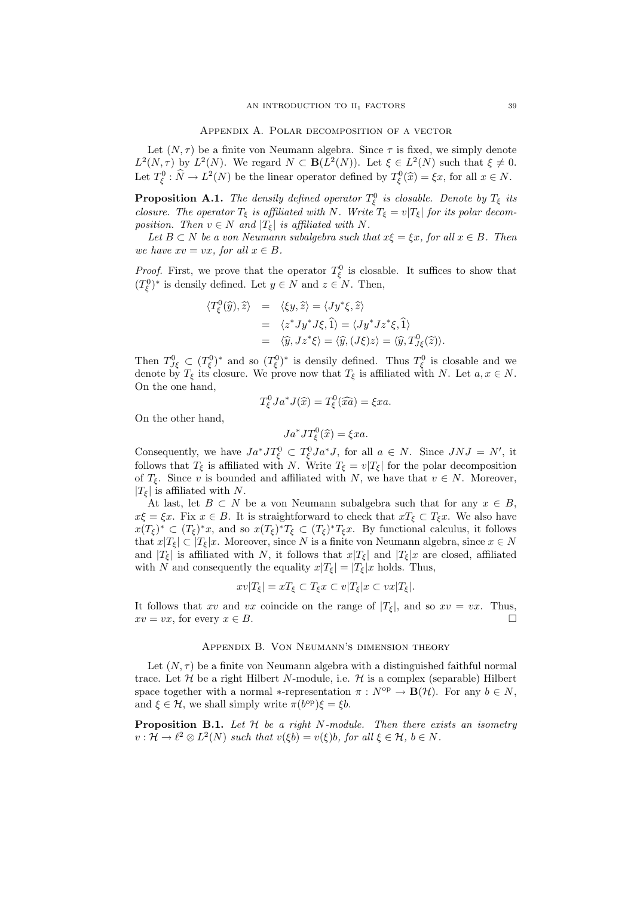## Appendix A. Polar decomposition of a vector

Let $(N, \tau)$ be a finite von Neumann algebra. Since $\tau$ is fixed, we simply denote $L^2(N, \tau)$ by $L^2(N)$. We regard $N \subset \mathbf{B}(L^2(N))$. Let $\xi \in L^2(N)$ such that $\xi \neq 0$. Let $T^0_\xi : \widehat{N} \to L^2(N)$ be the linear operator defined by $T^0_\xi(\widehat{x}) = \xi x$, for all $x \in N$.

**Proposition A.1.** *The densily defined operator $T^0_\xi$ is closable. Denote by $T_\xi$ its closure. The operator $T_\xi$ is affiliated with $N$. Write $T_\xi = v|T_\xi|$ for its polar decomposition. Then $v \in N$ and $|T_\xi|$ is affiliated with $N$.*

*Let $B \subset N$ be a von Neumann subalgebra such that $x\xi = \xi x$, for all $x \in B$. Then we have $xv = vx$, for all $x \in B$.*

*Proof.* First, we prove that the operator $T^0_\xi$ is closable. It suffices to show that $(T^0_\xi)^*$ is densily defined. Let $y \in N$ and $z \in N$. Then,

$$\begin{aligned}
\langle T^0_\xi(\widehat{y}), \widehat{z}\rangle &= \langle \xi y, \widehat{z}\rangle = \langle Jy^*\xi, \widehat{z}\rangle \\
&= \langle z^*Jy^*J\xi, \widehat{1}\rangle = \langle Jy^*Jz^*\xi, \widehat{1}\rangle \\
&= \langle \widehat{y}, Jz^*\xi\rangle = \langle \widehat{y}, (J\xi)z\rangle = \langle \widehat{y}, T^0_{J\xi}(\widehat{z})\rangle.
\end{aligned}$$

Then $T^0_{J\xi} \subset (T^0_\xi)^*$ and so $(T^0_\xi)^*$ is densily defined. Thus $T^0_\xi$ is closable and we denote by $T_\xi$ its closure. We prove now that $T_\xi$ is affiliated with $N$. Let $a, x \in N$. On the one hand,

$$T^0_\xi Ja^*J(\widehat{x}) = T^0_\xi(\widehat{xa}) = \xi xa.$$

On the other hand,

$$Ja^*JT^0_\xi(\widehat{x}) = \xi xa.$$

Consequently, we have $Ja^*JT^0_\xi \subset T^0_\xi Ja^*J$, for all $a \in N$. Since $JNJ = N'$, it follows that $T_\xi$ is affiliated with $N$. Write $T_\xi = v|T_\xi|$ for the polar decomposition of $T_\xi$. Since $v$ is bounded and affiliated with $N$, we have that $v \in N$. Moreover, $|T_\xi|$ is affiliated with $N$.

At last, let $B \subset N$ be a von Neumann subalgebra such that for any $x \in B$, $x\xi = \xi x$. Fix $x \in B$. It is straightforward to check that $xT_\xi \subset T_\xi x$. We also have $x(T_\xi)^* \subset (T_\xi)^* x$, and so $x(T_\xi)^*T_\xi \subset (T_\xi)^*T_\xi x$. By functional calculus, it follows that $x|T_\xi| \subset |T_\xi|x$. Moreover, since $N$ is a finite von Neumann algebra, since $x \in N$ and $|T_\xi|$ is affiliated with $N$, it follows that $x|T_\xi|$ and $|T_\xi|x$ are closed, affiliated with $N$ and consequently the equality $x|T_\xi| = |T_\xi|x$ holds. Thus,

$$xv|T_\xi| = xT_\xi \subset T_\xi x \subset v|T_\xi|x \subset vx|T_\xi|.$$

It follows that $xv$ and $vx$ coincide on the range of $|T_\xi|$, and so $xv = vx$. Thus, $xv = vx$, for every $x \in B$. □

## Appendix B. Von Neumann's dimension theory

Let $(N, \tau)$ be a finite von Neumann algebra with a distinguished faithful normal trace. Let $\mathcal{H}$ be a right Hilbert $N$-module, i.e. $\mathcal{H}$ is a complex (separable) Hilbert space together with a normal $*$-representation $\pi : N^{\rm op} \to \mathbf{B}(\mathcal{H})$. For any $b \in N$, and $\xi \in \mathcal{H}$, we shall simply write $\pi(b^{\rm op})\xi = \xi b$.

**Proposition B.1.** *Let $\mathcal{H}$ be a right $N$-module. Then there exists an isometry $v : \mathcal{H} \to \ell^2 \otimes L^2(N)$ such that $v(\xi b) = v(\xi)b$, for all $\xi \in \mathcal{H}$, $b \in N$.*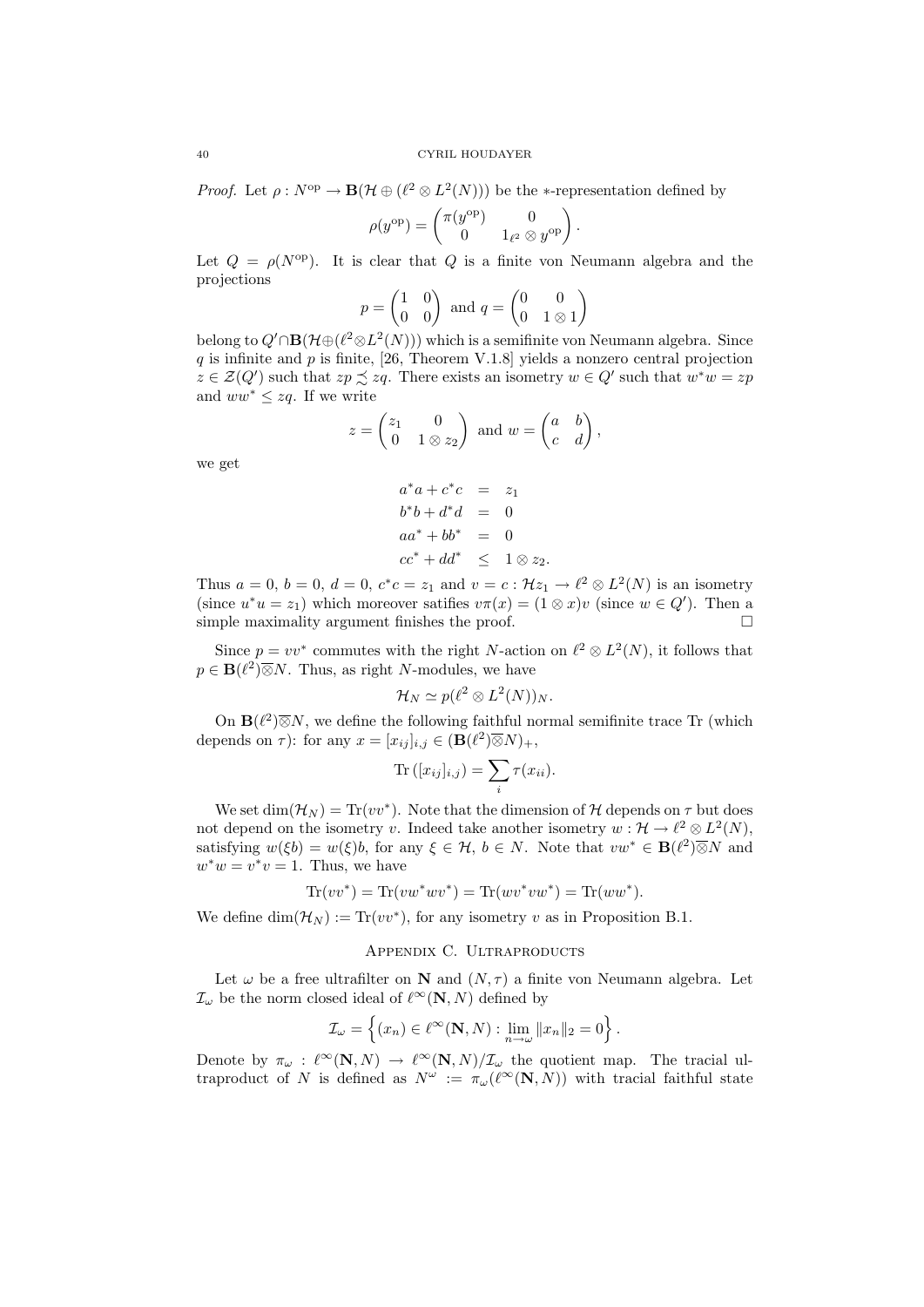*Proof.* Let $\rho : N^{\mathrm{op}} \to \mathbf{B}(\mathcal{H} \oplus (\ell^2 \otimes L^2(N)))$ be the $*$-representation defined by

$$\rho(y^{\mathrm{op}}) = \begin{pmatrix} \pi(y^{\mathrm{op}}) & 0 \\ 0 & 1_{\ell^2} \otimes y^{\mathrm{op}} \end{pmatrix}.$$

Let $Q = \rho(N^{\mathrm{op}})$. It is clear that $Q$ is a finite von Neumann algebra and the projections

$$p = \begin{pmatrix} 1 & 0 \\ 0 & 0 \end{pmatrix} \text{ and } q = \begin{pmatrix} 0 & 0 \\ 0 & 1 \otimes 1 \end{pmatrix}$$

belong to $Q' \cap \mathbf{B}(\mathcal{H} \oplus (\ell^2 \otimes L^2(N)))$ which is a semifinite von Neumann algebra. Since $q$ is infinite and $p$ is finite, [26, Theorem V.1.8] yields a nonzero central projection $z \in \mathcal{Z}(Q')$ such that $zp \precsim zq$. There exists an isometry $w \in Q'$ such that $w^*w = zp$ and $ww^* \leq zq$. If we write

$$z = \begin{pmatrix} z_1 & 0 \\ 0 & 1 \otimes z_2 \end{pmatrix} \text{ and } w = \begin{pmatrix} a & b \\ c & d \end{pmatrix},$$

we get

$$\begin{aligned} a^*a + c^*c &= z_1 \\ b^*b + d^*d &= 0 \\ aa^* + bb^* &= 0 \\ cc^* + dd^* &\leq 1 \otimes z_2. \end{aligned}$$

Thus $a = 0$, $b = 0$, $d = 0$, $c^*c = z_1$ and $v = c : \mathcal{H}z_1 \to \ell^2 \otimes L^2(N)$ is an isometry (since $u^*u = z_1$) which moreover satifies $v\pi(x) = (1 \otimes x)v$ (since $w \in Q'$). Then a simple maximality argument finishes the proof. $\square$

Since $p = vv^*$ commutes with the right $N$-action on $\ell^2 \otimes L^2(N)$, it follows that $p \in \mathbf{B}(\ell^2)\overline{\otimes}N$. Thus, as right $N$-modules, we have

$$\mathcal{H}_N \simeq p(\ell^2 \otimes L^2(N))_N.$$

On $\mathbf{B}(\ell^2)\overline{\otimes}N$, we define the following faithful normal semifinite trace Tr (which depends on $\tau$): for any $x = [x_{ij}]_{i,j} \in (\mathbf{B}(\ell^2)\overline{\otimes}N)_+$,

$$\mathrm{Tr}\left([x_{ij}]_{i,j}\right) = \sum_i \tau(x_{ii}).$$

We set $\dim(\mathcal{H}_N) = \mathrm{Tr}(vv^*)$. Note that the dimension of $\mathcal{H}$ depends on $\tau$ but does not depend on the isometry $v$. Indeed take another isometry $w : \mathcal{H} \to \ell^2 \otimes L^2(N)$, satisfying $w(\xi b) = w(\xi)b$, for any $\xi \in \mathcal{H}$, $b \in N$. Note that $vw^* \in \mathbf{B}(\ell^2)\overline{\otimes}N$ and $w^*w = v^*v = 1$. Thus, we have

$$\mathrm{Tr}(vv^*) = \mathrm{Tr}(vw^*wv^*) = \mathrm{Tr}(wv^*vw^*) = \mathrm{Tr}(ww^*).$$

We define $\dim(\mathcal{H}_N) := \mathrm{Tr}(vv^*)$, for any isometry $v$ as in Proposition B.1.

## Appendix C. Ultraproducts

Let $\omega$ be a free ultrafilter on $\mathbf{N}$ and $(N, \tau)$ a finite von Neumann algebra. Let $\mathcal{I}_\omega$ be the norm closed ideal of $\ell^\infty(\mathbf{N}, N)$ defined by

$$\mathcal{I}_\omega = \left\{(x_n) \in \ell^\infty(\mathbf{N}, N) : \lim_{n \to \omega} \|x_n\|_2 = 0\right\}.$$

Denote by $\pi_\omega : \ell^\infty(\mathbf{N}, N) \to \ell^\infty(\mathbf{N}, N)/\mathcal{I}_\omega$ the quotient map. The tracial ultraproduct of $N$ is defined as $N^\omega := \pi_\omega(\ell^\infty(\mathbf{N}, N))$ with tracial faithful state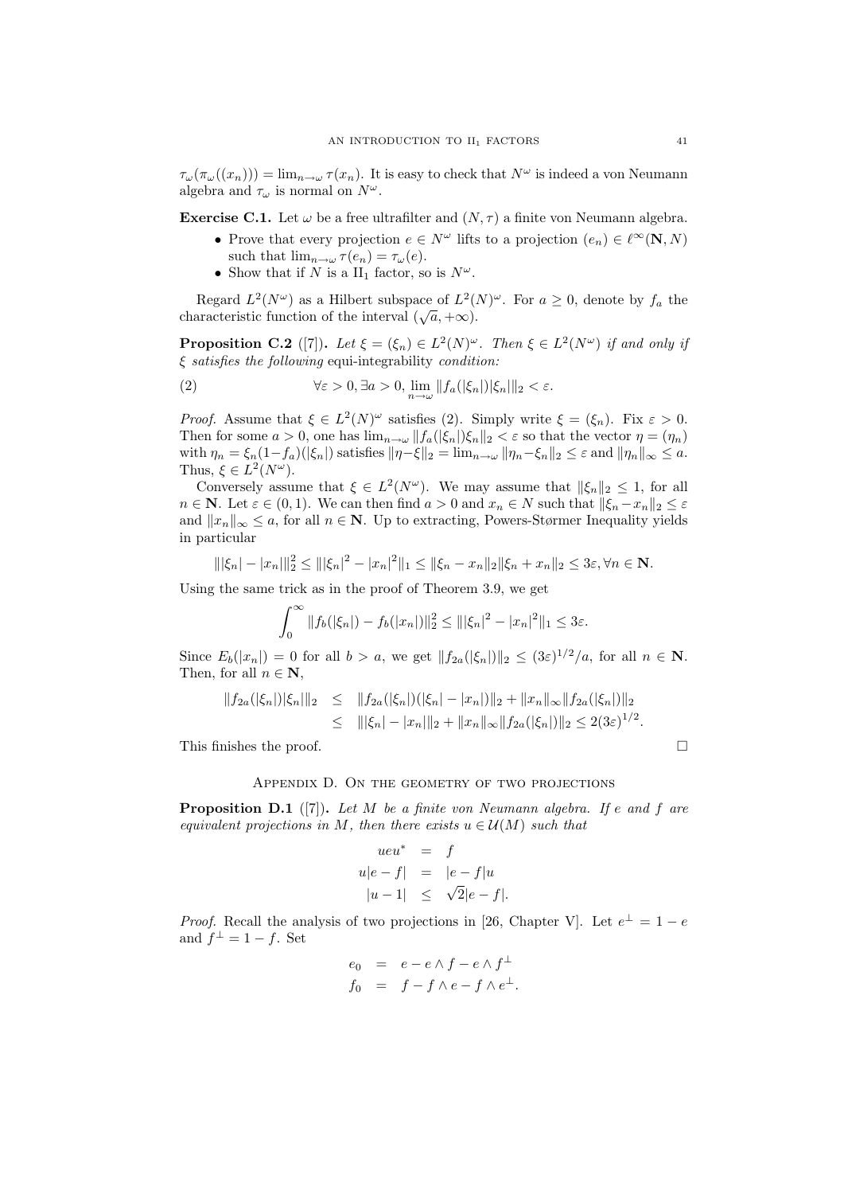$\tau_\omega(\pi_\omega((x_n))) = \lim_{n\to\omega} \tau(x_n)$. It is easy to check that $N^\omega$ is indeed a von Neumann algebra and $\tau_\omega$ is normal on $N^\omega$.

**Exercise C.1.** Let $\omega$ be a free ultrafilter and $(N, \tau)$ a finite von Neumann algebra.

- Prove that every projection $e \in N^\omega$ lifts to a projection $(e_n) \in \ell^\infty(\mathbf{N}, N)$ such that $\lim_{n\to\omega} \tau(e_n) = \tau_\omega(e)$.
- Show that if $N$ is a $\mathrm{II}_1$ factor, so is $N^\omega$.

Regard $L^2(N^\omega)$ as a Hilbert subspace of $L^2(N)^\omega$. For $a \geq 0$, denote by $f_a$ the characteristic function of the interval $(\sqrt{a}, +\infty)$.

**Proposition C.2** ([7]). *Let $\xi = (\xi_n) \in L^2(N)^\omega$. Then $\xi \in L^2(N^\omega)$ if and only if $\xi$ satisfies the following* equi-integrability *condition:*

$$\forall \varepsilon > 0, \exists a > 0, \lim_{n\to\omega} \|f_a(|\xi_n|)|\xi_n|\|_2 < \varepsilon. \tag{2}$$

*Proof.* Assume that $\xi \in L^2(N)^\omega$ satisfies (2). Simply write $\xi = (\xi_n)$. Fix $\varepsilon > 0$. Then for some $a > 0$, one has $\lim_{n\to\omega} \|f_a(|\xi_n|)\xi_n\|_2 < \varepsilon$ so that the vector $\eta = (\eta_n)$ with $\eta_n = \xi_n(1-f_a)(|\xi_n|)$ satisfies $\|\eta - \xi\|_2 = \lim_{n\to\omega} \|\eta_n - \xi_n\|_2 \leq \varepsilon$ and $\|\eta_n\|_\infty \leq a$. Thus, $\xi \in L^2(N^\omega)$.

Conversely assume that $\xi \in L^2(N^\omega)$. We may assume that $\|\xi_n\|_2 \leq 1$, for all $n \in \mathbf{N}$. Let $\varepsilon \in (0, 1)$. We can then find $a > 0$ and $x_n \in N$ such that $\|\xi_n - x_n\|_2 \leq \varepsilon$ and $\|x_n\|_\infty \leq a$, for all $n \in \mathbf{N}$. Up to extracting, Powers-Størmer Inequality yields in particular

$$\||\xi_n| - |x_n|\|_2^2 \leq \||\xi_n|^2 - |x_n|^2\|_1 \leq \|\xi_n - x_n\|_2 \|\xi_n + x_n\|_2 \leq 3\varepsilon, \forall n \in \mathbf{N}.$$

Using the same trick as in the proof of Theorem 3.9, we get

$$\int_0^\infty \|f_b(|\xi_n|) - f_b(|x_n|)\|_2^2 \leq \||\xi_n|^2 - |x_n|^2\|_1 \leq 3\varepsilon.$$

Since $E_b(|x_n|) = 0$ for all $b > a$, we get $\|f_{2a}(|\xi_n|)\|_2 \leq (3\varepsilon)^{1/2}/a$, for all $n \in \mathbf{N}$. Then, for all $n \in \mathbf{N}$,

$$\begin{aligned}
\|f_{2a}(|\xi_n|)|\xi_n|\|_2 &\leq \|f_{2a}(|\xi_n|)(|\xi_n| - |x_n|)\|_2 + \|x_n\|_\infty \|f_{2a}(|\xi_n|)\|_2 \\
&\leq \||\xi_n| - |x_n|\|_2 + \|x_n\|_\infty \|f_{2a}(|\xi_n|)\|_2 \leq 2(3\varepsilon)^{1/2}.
\end{aligned}$$

This finishes the proof. $\square$

## Appendix D. On the geometry of two projections

**Proposition D.1** ([7]). *Let $M$ be a finite von Neumann algebra. If $e$ and $f$ are equivalent projections in $M$, then there exists $u \in \mathcal{U}(M)$ such that*

$$\begin{aligned}
ueu^* &= f \\
u|e - f| &= |e - f|u \\
|u - 1| &\leq \sqrt{2}|e - f|.
\end{aligned}$$

*Proof.* Recall the analysis of two projections in [26, Chapter V]. Let $e^\perp = 1 - e$ and $f^\perp = 1 - f$. Set

$$\begin{aligned}
e_0 &= e - e \wedge f - e \wedge f^\perp \\
f_0 &= f - f \wedge e - f \wedge e^\perp.
\end{aligned}$$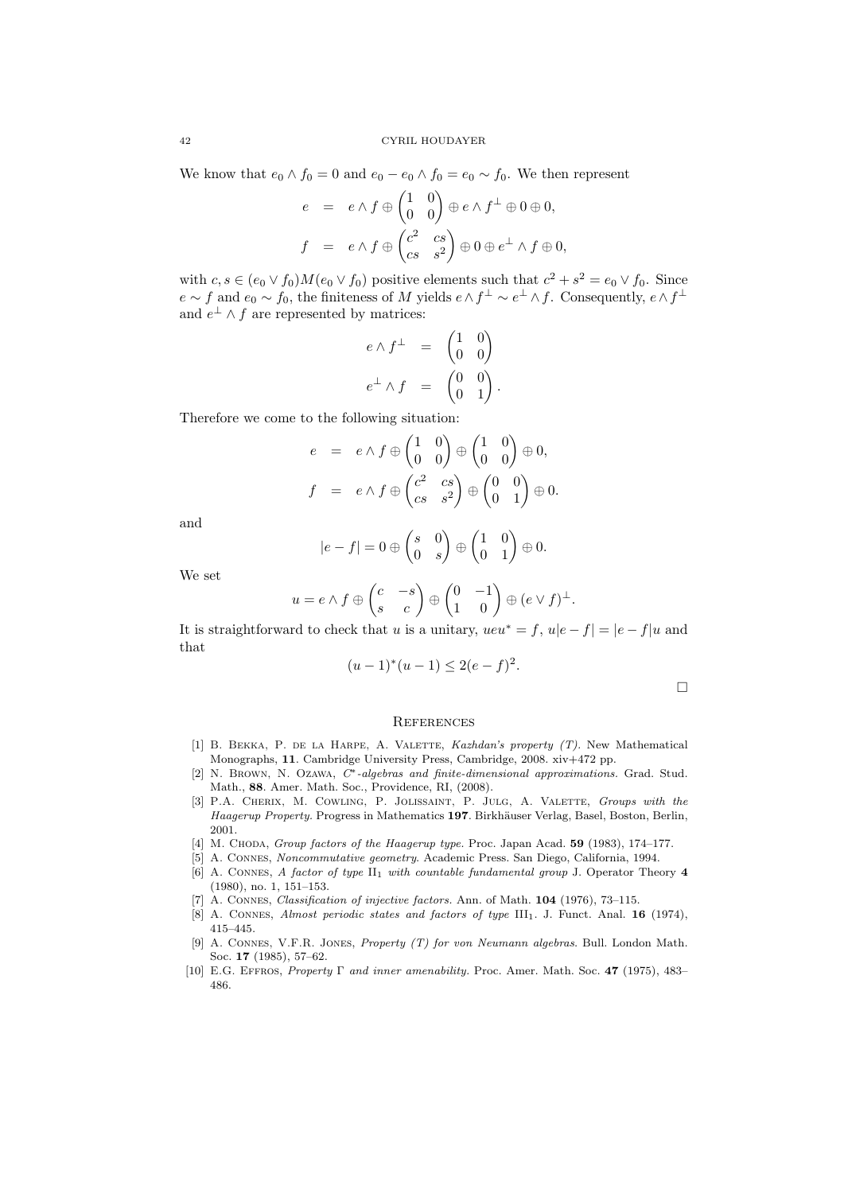We know that $e_0 \wedge f_0 = 0$ and $e_0 - e_0 \wedge f_0 = e_0 \sim f_0$. We then represent

$$
\begin{aligned}
e &= e \wedge f \oplus \begin{pmatrix} 1 & 0 \\ 0 & 0 \end{pmatrix} \oplus e \wedge f^\perp \oplus 0 \oplus 0, \\
f &= e \wedge f \oplus \begin{pmatrix} c^2 & cs \\ cs & s^2 \end{pmatrix} \oplus 0 \oplus e^\perp \wedge f \oplus 0,
\end{aligned}
$$

with $c, s \in (e_0 \vee f_0) M (e_0 \vee f_0)$ positive elements such that $c^2 + s^2 = e_0 \vee f_0$. Since $e \sim f$ and $e_0 \sim f_0$, the finiteness of $M$ yields $e \wedge f^\perp \sim e^\perp \wedge f$. Consequently, $e \wedge f^\perp$ and $e^\perp \wedge f$ are represented by matrices:

$$
\begin{aligned}
e \wedge f^\perp &= \begin{pmatrix} 1 & 0 \\ 0 & 0 \end{pmatrix} \\
e^\perp \wedge f &= \begin{pmatrix} 0 & 0 \\ 0 & 1 \end{pmatrix}.
\end{aligned}
$$

Therefore we come to the following situation:

$$
\begin{aligned}
e &= e \wedge f \oplus \begin{pmatrix} 1 & 0 \\ 0 & 0 \end{pmatrix} \oplus \begin{pmatrix} 1 & 0 \\ 0 & 0 \end{pmatrix} \oplus 0, \\
f &= e \wedge f \oplus \begin{pmatrix} c^2 & cs \\ cs & s^2 \end{pmatrix} \oplus \begin{pmatrix} 0 & 0 \\ 0 & 1 \end{pmatrix} \oplus 0.
\end{aligned}
$$

and

$$
|e - f| = 0 \oplus \begin{pmatrix} s & 0 \\ 0 & s \end{pmatrix} \oplus \begin{pmatrix} 1 & 0 \\ 0 & 1 \end{pmatrix} \oplus 0.
$$

We set

$$
u = e \wedge f \oplus \begin{pmatrix} c & -s \\ s & c \end{pmatrix} \oplus \begin{pmatrix} 0 & -1 \\ 1 & 0 \end{pmatrix} \oplus (e \vee f)^\perp.
$$

It is straightforward to check that $u$ is a unitary, $ueu^* = f$, $u|e - f| = |e - f|u$ and that

$$
(u - 1)^*(u - 1) \leq 2(e - f)^2.
$$

□

## References

[1] B. Bekka, P. de la Harpe, A. Valette, *Kazhdan's property (T).* New Mathematical Monographs, **11**. Cambridge University Press, Cambridge, 2008. xiv+472 pp.

[2] N. Brown, N. Ozawa, *C\*-algebras and finite-dimensional approximations.* Grad. Stud. Math., **88**. Amer. Math. Soc., Providence, RI, (2008).

[3] P.A. Cherix, M. Cowling, P. Jolissaint, P. Julg, A. Valette, *Groups with the Haagerup Property.* Progress in Mathematics **197**. Birkhäuser Verlag, Basel, Boston, Berlin, 2001.

[4] M. Choda, *Group factors of the Haagerup type.* Proc. Japan Acad. **59** (1983), 174–177.

[5] A. Connes, *Noncommutative geometry.* Academic Press. San Diego, California, 1994.

[6] A. Connes, *A factor of type* $\mathrm{II}_1$ *with countable fundamental group* J. Operator Theory **4** (1980), no. 1, 151–153.

[7] A. Connes, *Classification of injective factors.* Ann. of Math. **104** (1976), 73–115.

[8] A. Connes, *Almost periodic states and factors of type* $\mathrm{III}_1$. J. Funct. Anal. **16** (1974), 415–445.

[9] A. Connes, V.F.R. Jones, *Property (T) for von Neumann algebras.* Bull. London Math. Soc. **17** (1985), 57–62.

[10] E.G. Effros, *Property* $\Gamma$ *and inner amenability.* Proc. Amer. Math. Soc. **47** (1975), 483–486.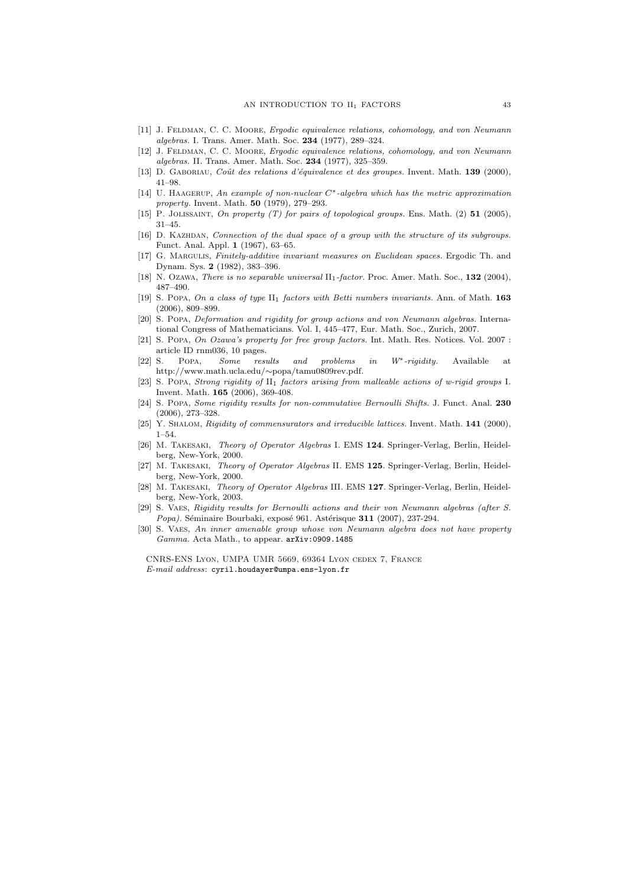[11] J. Feldman, C. C. Moore, *Ergodic equivalence relations, cohomology, and von Neumann algebras.* I. Trans. Amer. Math. Soc. **234** (1977), 289–324.

[12] J. Feldman, C. C. Moore, *Ergodic equivalence relations, cohomology, and von Neumann algebras.* II. Trans. Amer. Math. Soc. **234** (1977), 325–359.

[13] D. Gaboriau, *Coût des relations d'équivalence et des groupes.* Invent. Math. **139** (2000), 41–98.

[14] U. Haagerup, *An example of non-nuclear $C^*$-algebra which has the metric approximation property.* Invent. Math. **50** (1979), 279–293.

[15] P. Jolissaint, *On property (T) for pairs of topological groups.* Ens. Math. (2) **51** (2005), 31–45.

[16] D. Kazhdan, *Connection of the dual space of a group with the structure of its subgroups.* Funct. Anal. Appl. **1** (1967), 63–65.

[17] G. Margulis, *Finitely-additive invariant measures on Euclidean spaces.* Ergodic Th. and Dynam. Sys. **2** (1982), 383–396.

[18] N. Ozawa, *There is no separable universal* $\mathrm{II}_1$*-factor.* Proc. Amer. Math. Soc., **132** (2004), 487–490.

[19] S. Popa, *On a class of type* $\mathrm{II}_1$ *factors with Betti numbers invariants.* Ann. of Math. **163** (2006), 809–899.

[20] S. Popa, *Deformation and rigidity for group actions and von Neumann algebras.* International Congress of Mathematicians. Vol. I, 445–477, Eur. Math. Soc., Zurich, 2007.

[21] S. Popa, *On Ozawa's property for free group factors.* Int. Math. Res. Notices. Vol. 2007 : article ID rnm036, 10 pages.

[22] S. Popa, *Some results and problems in $W^*$-rigidity.* Available at http://www.math.ucla.edu/∼popa/tamu0809rev.pdf.

[23] S. Popa, *Strong rigidity of* $\mathrm{II}_1$ *factors arising from malleable actions of w-rigid groups* I. Invent. Math. **165** (2006), 369-408.

[24] S. Popa, *Some rigidity results for non-commutative Bernoulli Shifts.* J. Funct. Anal. **230** (2006), 273–328.

[25] Y. Shalom, *Rigidity of commensurators and irreducible lattices.* Invent. Math. **141** (2000), 1–54.

[26] M. Takesaki, *Theory of Operator Algebras* I. EMS **124**. Springer-Verlag, Berlin, Heidelberg, New-York, 2000.

[27] M. Takesaki, *Theory of Operator Algebras* II. EMS **125**. Springer-Verlag, Berlin, Heidelberg, New-York, 2000.

[28] M. Takesaki, *Theory of Operator Algebras* III. EMS **127**. Springer-Verlag, Berlin, Heidelberg, New-York, 2003.

[29] S. Vaes, *Rigidity results for Bernoulli actions and their von Neumann algebras (after S. Popa).* Séminaire Bourbaki, exposé 961. Astérisque **311** (2007), 237-294.

[30] S. Vaes, *An inner amenable group whose von Neumann algebra does not have property Gamma.* Acta Math., to appear. arXiv:0909.1485

CNRS-ENS Lyon, UMPA UMR 5669, 69364 Lyon cedex 7, France

*E-mail address*: cyril.houdayer@umpa.ens-lyon.fr